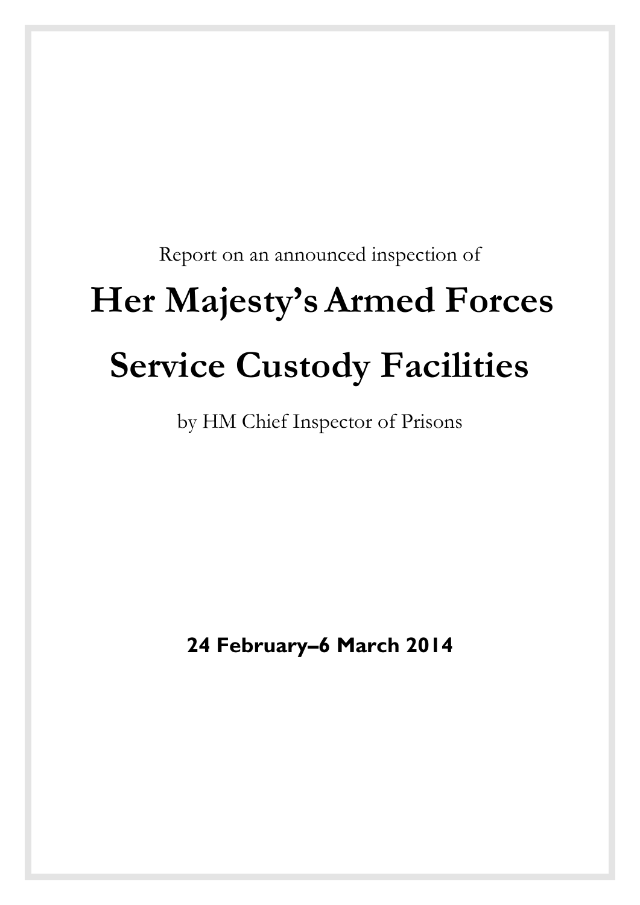Report on an announced inspection of

# Her Majesty's Armed Forces Service Custody Facilities

by HM Chief Inspector of Prisons

**24 February–6 March 2014**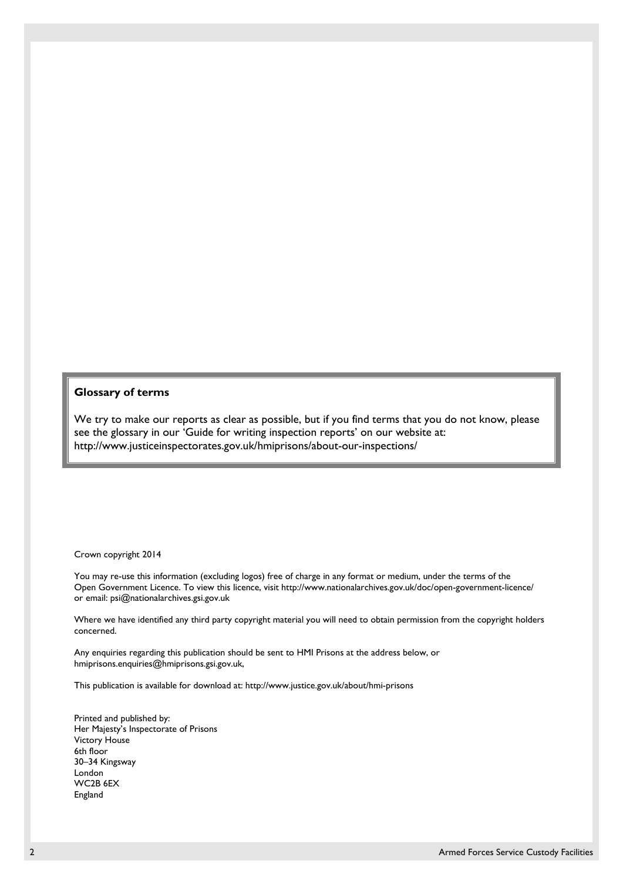**Glossary of terms**

We try to make our reports as clear as possible, but if you find terms that you do not know, please see the glossary in our 'Guide for writing inspection reports' on our website at:
http://www.justiceinspectorates.gov.uk/hmiprisons/about-our-inspections/

Crown copyright 2014

You may re-use this information (excluding logos) free of charge in any format or medium, under the terms of the Open Government Licence. To view this licence, visit http://www.nationalarchives.gov.uk/doc/open-government-licence/ or email: psi@nationalarchives.gsi.gov.uk

Where we have identified any third party copyright material you will need to obtain permission from the copyright holders concerned.

Any enquiries regarding this publication should be sent to HMI Prisons at the address below, or hmiprisons.enquiries@hmiprisons.gsi.gov.uk,

This publication is available for download at: http://www.justice.gov.uk/about/hmi-prisons

Printed and published by:
Her Majesty's Inspectorate of Prisons
Victory House
6th floor
30–34 Kingsway
London
WC2B 6EX
England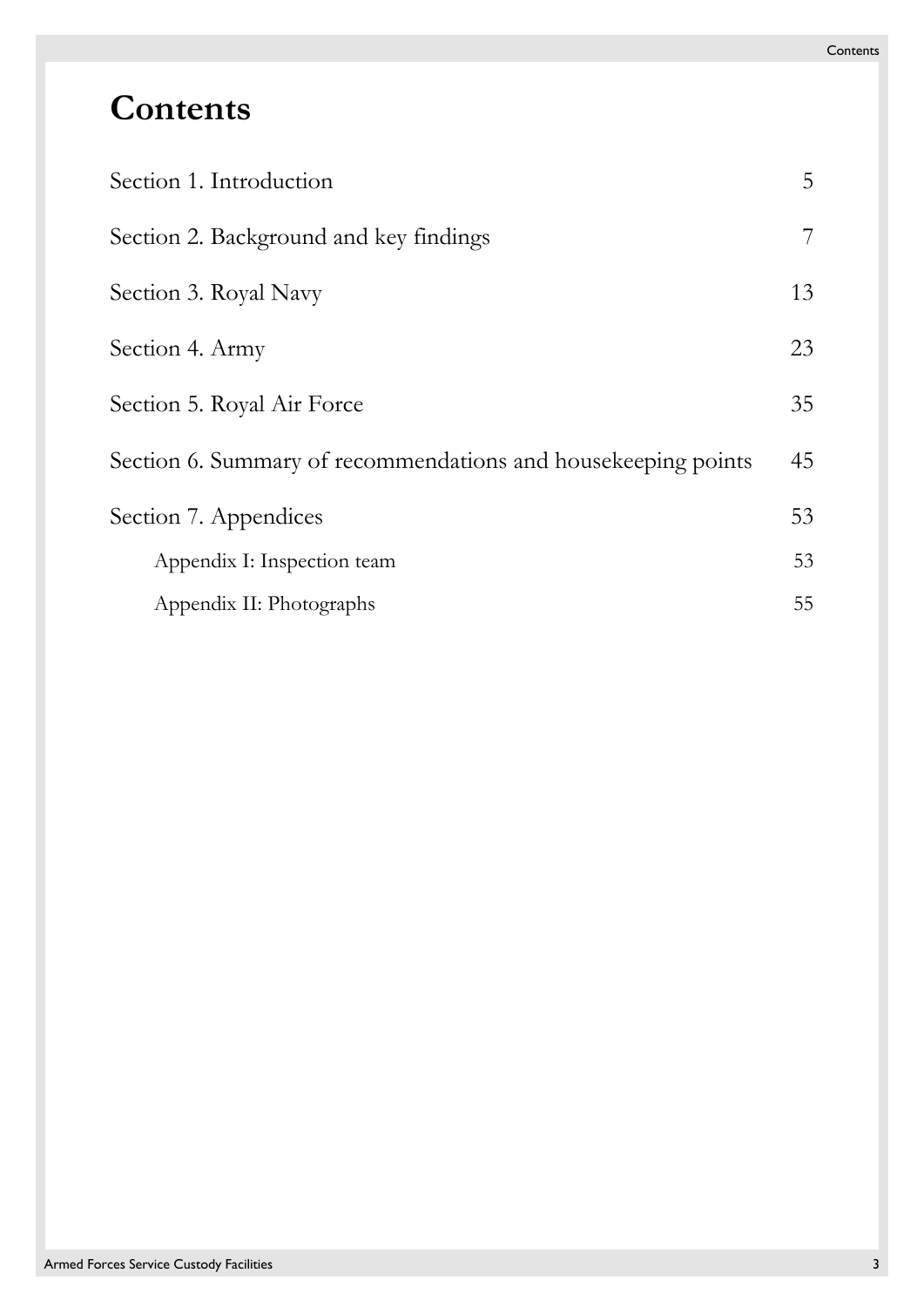# Contents

| | |
|---|---|
| Section 1. Introduction | 5 |
| Section 2. Background and key findings | 7 |
| Section 3. Royal Navy | 13 |
| Section 4. Army | 23 |
| Section 5. Royal Air Force | 35 |
| Section 6. Summary of recommendations and housekeeping points | 45 |
| Section 7. Appendices | 53 |
| Appendix I: Inspection team | 53 |
| Appendix II: Photographs | 55 |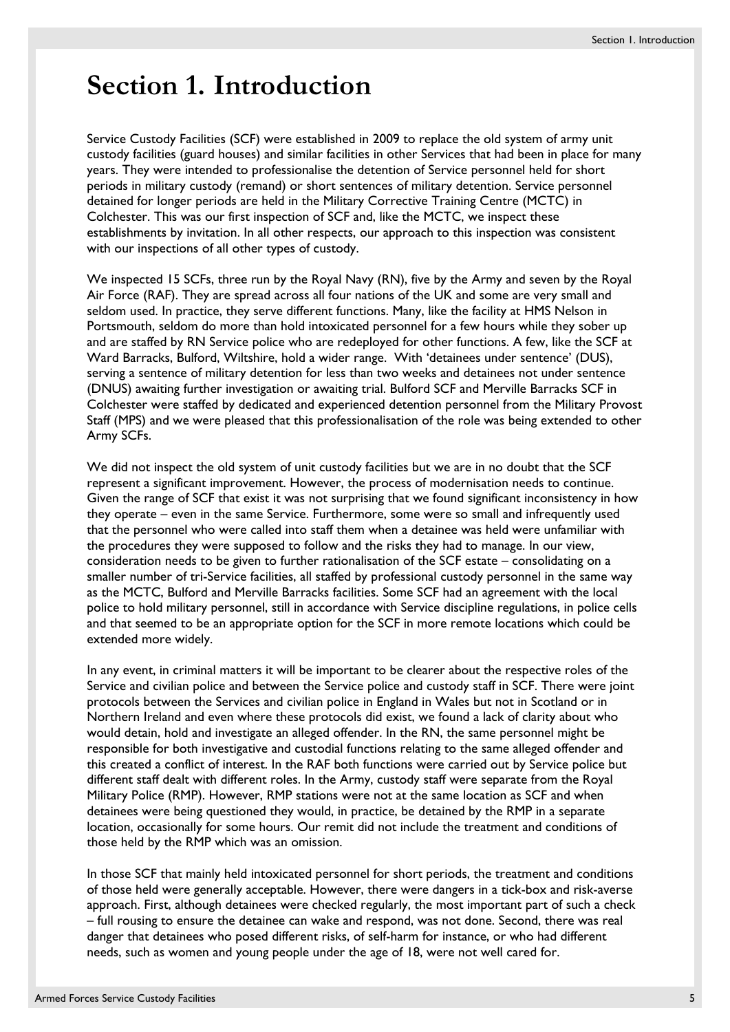# Section 1. Introduction

Service Custody Facilities (SCF) were established in 2009 to replace the old system of army unit custody facilities (guard houses) and similar facilities in other Services that had been in place for many years. They were intended to professionalise the detention of Service personnel held for short periods in military custody (remand) or short sentences of military detention. Service personnel detained for longer periods are held in the Military Corrective Training Centre (MCTC) in Colchester. This was our first inspection of SCF and, like the MCTC, we inspect these establishments by invitation. In all other respects, our approach to this inspection was consistent with our inspections of all other types of custody.

We inspected 15 SCFs, three run by the Royal Navy (RN), five by the Army and seven by the Royal Air Force (RAF). They are spread across all four nations of the UK and some are very small and seldom used. In practice, they serve different functions. Many, like the facility at HMS Nelson in Portsmouth, seldom do more than hold intoxicated personnel for a few hours while they sober up and are staffed by RN Service police who are redeployed for other functions. A few, like the SCF at Ward Barracks, Bulford, Wiltshire, hold a wider range. With 'detainees under sentence' (DUS), serving a sentence of military detention for less than two weeks and detainees not under sentence (DNUS) awaiting further investigation or awaiting trial. Bulford SCF and Merville Barracks SCF in Colchester were staffed by dedicated and experienced detention personnel from the Military Provost Staff (MPS) and we were pleased that this professionalisation of the role was being extended to other Army SCFs.

We did not inspect the old system of unit custody facilities but we are in no doubt that the SCF represent a significant improvement. However, the process of modernisation needs to continue. Given the range of SCF that exist it was not surprising that we found significant inconsistency in how they operate – even in the same Service. Furthermore, some were so small and infrequently used that the personnel who were called into staff them when a detainee was held were unfamiliar with the procedures they were supposed to follow and the risks they had to manage. In our view, consideration needs to be given to further rationalisation of the SCF estate – consolidating on a smaller number of tri-Service facilities, all staffed by professional custody personnel in the same way as the MCTC, Bulford and Merville Barracks facilities. Some SCF had an agreement with the local police to hold military personnel, still in accordance with Service discipline regulations, in police cells and that seemed to be an appropriate option for the SCF in more remote locations which could be extended more widely.

In any event, in criminal matters it will be important to be clearer about the respective roles of the Service and civilian police and between the Service police and custody staff in SCF. There were joint protocols between the Services and civilian police in England in Wales but not in Scotland or in Northern Ireland and even where these protocols did exist, we found a lack of clarity about who would detain, hold and investigate an alleged offender. In the RN, the same personnel might be responsible for both investigative and custodial functions relating to the same alleged offender and this created a conflict of interest. In the RAF both functions were carried out by Service police but different staff dealt with different roles. In the Army, custody staff were separate from the Royal Military Police (RMP). However, RMP stations were not at the same location as SCF and when detainees were being questioned they would, in practice, be detained by the RMP in a separate location, occasionally for some hours. Our remit did not include the treatment and conditions of those held by the RMP which was an omission.

In those SCF that mainly held intoxicated personnel for short periods, the treatment and conditions of those held were generally acceptable. However, there were dangers in a tick-box and risk-averse approach. First, although detainees were checked regularly, the most important part of such a check – full rousing to ensure the detainee can wake and respond, was not done. Second, there was real danger that detainees who posed different risks, of self-harm for instance, or who had different needs, such as women and young people under the age of 18, were not well cared for.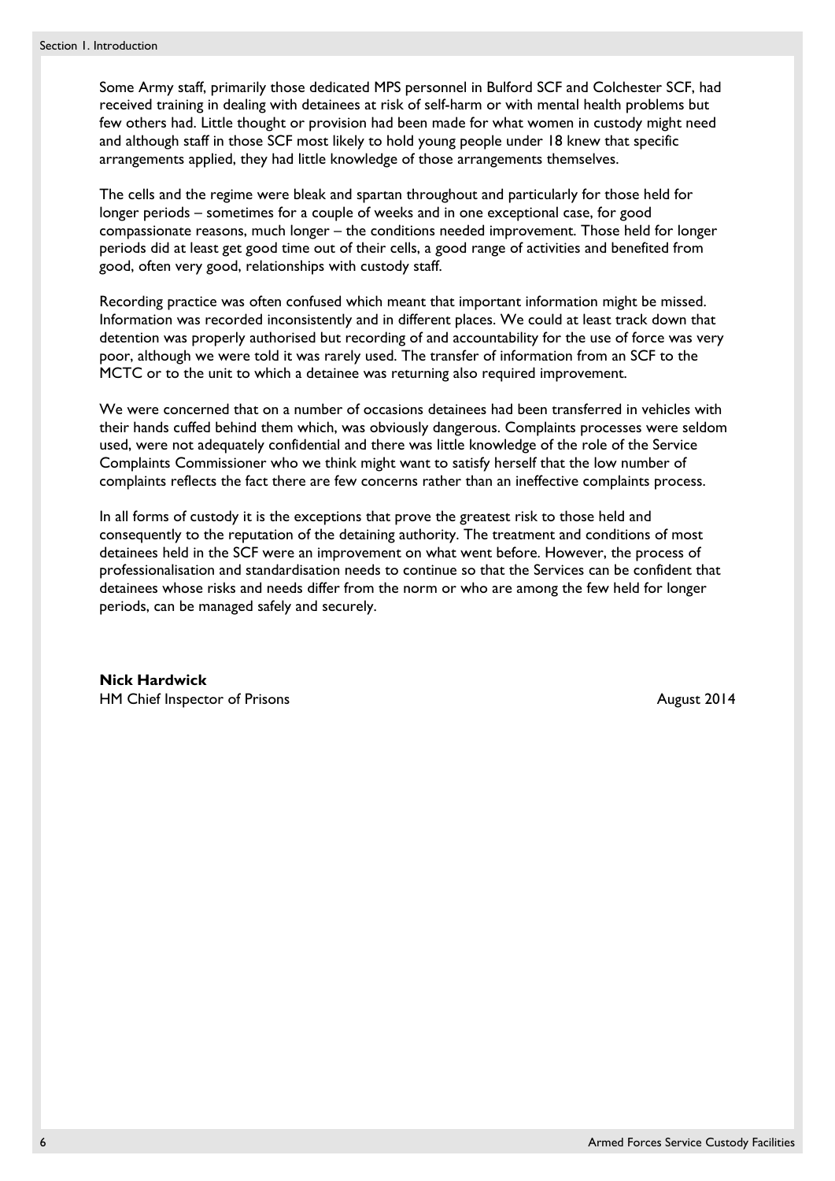Some Army staff, primarily those dedicated MPS personnel in Bulford SCF and Colchester SCF, had received training in dealing with detainees at risk of self-harm or with mental health problems but few others had. Little thought or provision had been made for what women in custody might need and although staff in those SCF most likely to hold young people under 18 knew that specific arrangements applied, they had little knowledge of those arrangements themselves.

The cells and the regime were bleak and spartan throughout and particularly for those held for longer periods – sometimes for a couple of weeks and in one exceptional case, for good compassionate reasons, much longer – the conditions needed improvement. Those held for longer periods did at least get good time out of their cells, a good range of activities and benefited from good, often very good, relationships with custody staff.

Recording practice was often confused which meant that important information might be missed. Information was recorded inconsistently and in different places. We could at least track down that detention was properly authorised but recording of and accountability for the use of force was very poor, although we were told it was rarely used. The transfer of information from an SCF to the MCTC or to the unit to which a detainee was returning also required improvement.

We were concerned that on a number of occasions detainees had been transferred in vehicles with their hands cuffed behind them which, was obviously dangerous. Complaints processes were seldom used, were not adequately confidential and there was little knowledge of the role of the Service Complaints Commissioner who we think might want to satisfy herself that the low number of complaints reflects the fact there are few concerns rather than an ineffective complaints process.

In all forms of custody it is the exceptions that prove the greatest risk to those held and consequently to the reputation of the detaining authority. The treatment and conditions of most detainees held in the SCF were an improvement on what went before. However, the process of professionalisation and standardisation needs to continue so that the Services can be confident that detainees whose risks and needs differ from the norm or who are among the few held for longer periods, can be managed safely and securely.

**Nick Hardwick**
HM Chief Inspector of Prisons — August 2014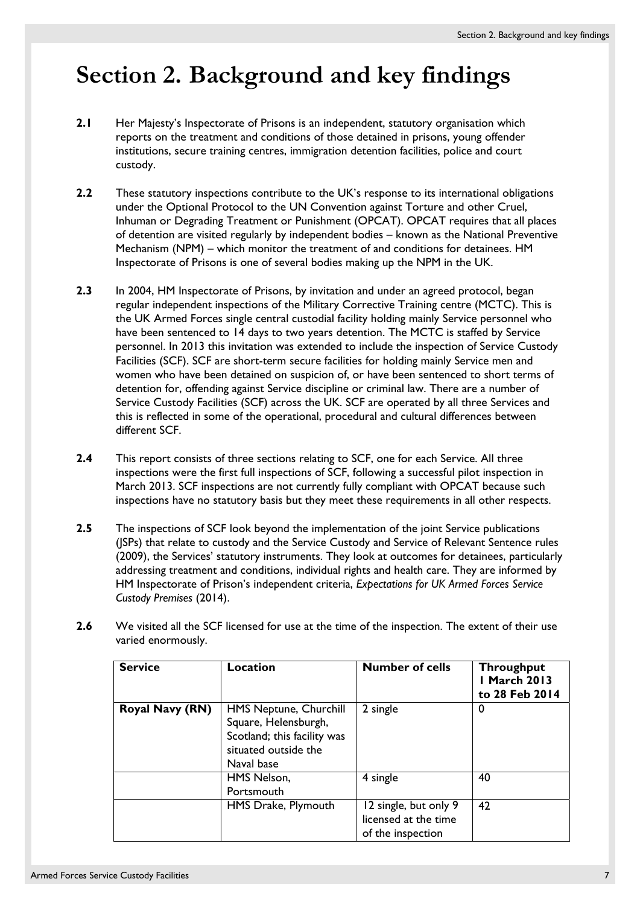# Section 2. Background and key findings

**2.1** Her Majesty's Inspectorate of Prisons is an independent, statutory organisation which reports on the treatment and conditions of those detained in prisons, young offender institutions, secure training centres, immigration detention facilities, police and court custody.

**2.2** These statutory inspections contribute to the UK's response to its international obligations under the Optional Protocol to the UN Convention against Torture and other Cruel, Inhuman or Degrading Treatment or Punishment (OPCAT). OPCAT requires that all places of detention are visited regularly by independent bodies – known as the National Preventive Mechanism (NPM) – which monitor the treatment of and conditions for detainees. HM Inspectorate of Prisons is one of several bodies making up the NPM in the UK.

**2.3** In 2004, HM Inspectorate of Prisons, by invitation and under an agreed protocol, began regular independent inspections of the Military Corrective Training centre (MCTC). This is the UK Armed Forces single central custodial facility holding mainly Service personnel who have been sentenced to 14 days to two years detention. The MCTC is staffed by Service personnel. In 2013 this invitation was extended to include the inspection of Service Custody Facilities (SCF). SCF are short-term secure facilities for holding mainly Service men and women who have been detained on suspicion of, or have been sentenced to short terms of detention for, offending against Service discipline or criminal law. There are a number of Service Custody Facilities (SCF) across the UK. SCF are operated by all three Services and this is reflected in some of the operational, procedural and cultural differences between different SCF.

**2.4** This report consists of three sections relating to SCF, one for each Service. All three inspections were the first full inspections of SCF, following a successful pilot inspection in March 2013. SCF inspections are not currently fully compliant with OPCAT because such inspections have no statutory basis but they meet these requirements in all other respects.

**2.5** The inspections of SCF look beyond the implementation of the joint Service publications (JSPs) that relate to custody and the Service Custody and Service of Relevant Sentence rules (2009), the Services' statutory instruments. They look at outcomes for detainees, particularly addressing treatment and conditions, individual rights and health care. They are informed by HM Inspectorate of Prison's independent criteria, *Expectations for UK Armed Forces Service Custody Premises* (2014).

**2.6** We visited all the SCF licensed for use at the time of the inspection. The extent of their use varied enormously.

| Service | Location | Number of cells | Throughput 1 March 2013 to 28 Feb 2014 |
|---|---|---|---|
| **Royal Navy (RN)** | HMS Neptune, Churchill Square, Helensburgh, Scotland; this facility was situated outside the Naval base | 2 single | 0 |
| | HMS Nelson, Portsmouth | 4 single | 40 |
| | HMS Drake, Plymouth | 12 single, but only 9 licensed at the time of the inspection | 42 |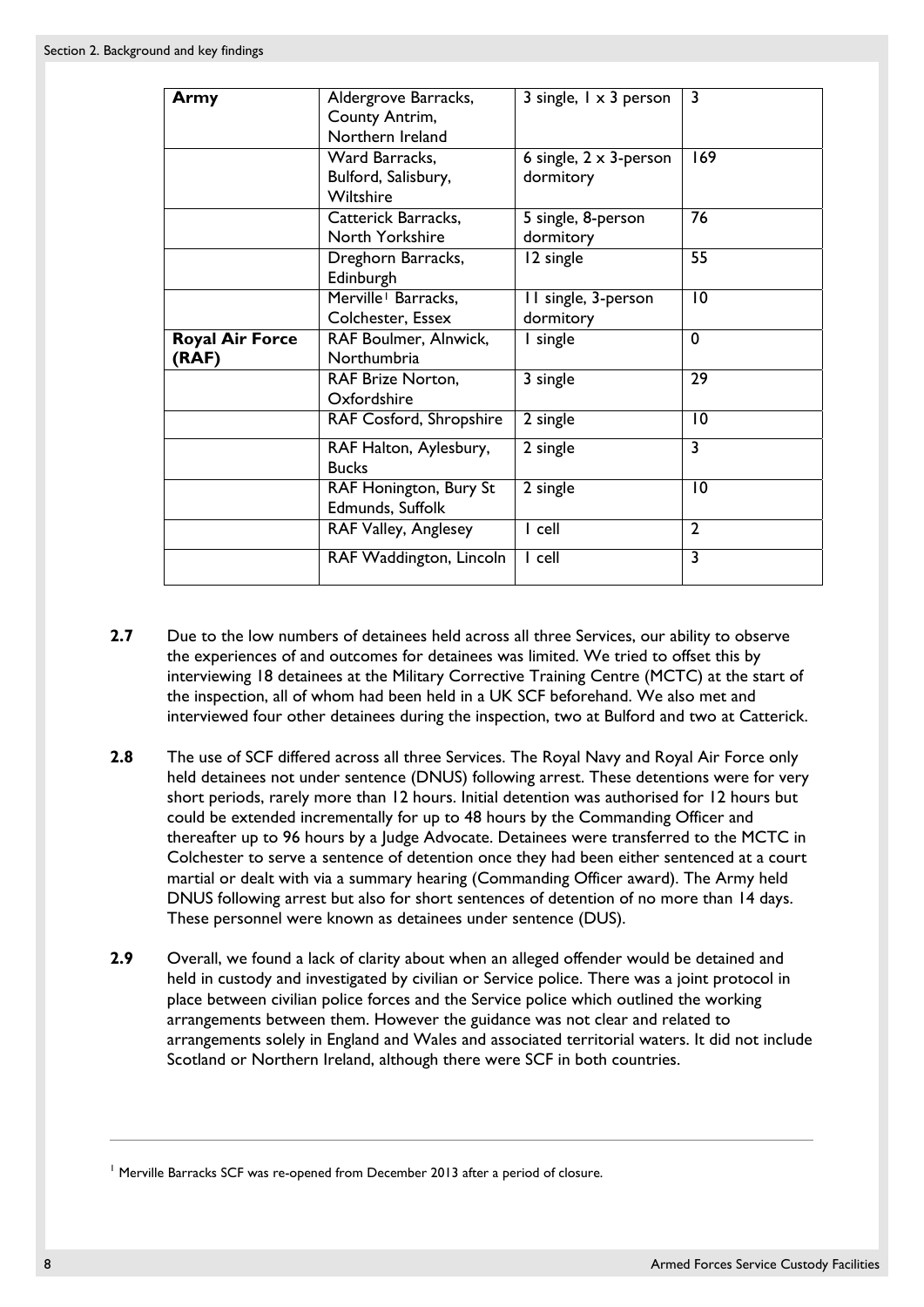| Army | Aldergrove Barracks, County Antrim, Northern Ireland | 3 single, 1 x 3 person | 3 |
|---|---|---|---|
| | Ward Barracks, Bulford, Salisbury, Wiltshire | 6 single, 2 x 3-person dormitory | 169 |
| | Catterick Barracks, North Yorkshire | 5 single, 8-person dormitory | 76 |
| | Dreghorn Barracks, Edinburgh | 12 single | 55 |
| | Merville[1] Barracks, Colchester, Essex | 11 single, 3-person dormitory | 10 |
| **Royal Air Force (RAF)** | RAF Boulmer, Alnwick, Northumbria | 1 single | 0 |
| | RAF Brize Norton, Oxfordshire | 3 single | 29 |
| | RAF Cosford, Shropshire | 2 single | 10 |
| | RAF Halton, Aylesbury, Bucks | 2 single | 3 |
| | RAF Honington, Bury St Edmunds, Suffolk | 2 single | 10 |
| | RAF Valley, Anglesey | 1 cell | 2 |
| | RAF Waddington, Lincoln | 1 cell | 3 |

**2.7** Due to the low numbers of detainees held across all three Services, our ability to observe the experiences of and outcomes for detainees was limited. We tried to offset this by interviewing 18 detainees at the Military Corrective Training Centre (MCTC) at the start of the inspection, all of whom had been held in a UK SCF beforehand. We also met and interviewed four other detainees during the inspection, two at Bulford and two at Catterick.

**2.8** The use of SCF differed across all three Services. The Royal Navy and Royal Air Force only held detainees not under sentence (DNUS) following arrest. These detentions were for very short periods, rarely more than 12 hours. Initial detention was authorised for 12 hours but could be extended incrementally for up to 48 hours by the Commanding Officer and thereafter up to 96 hours by a Judge Advocate. Detainees were transferred to the MCTC in Colchester to serve a sentence of detention once they had been either sentenced at a court martial or dealt with via a summary hearing (Commanding Officer award). The Army held DNUS following arrest but also for short sentences of detention of no more than 14 days. These personnel were known as detainees under sentence (DUS).

**2.9** Overall, we found a lack of clarity about when an alleged offender would be detained and held in custody and investigated by civilian or Service police. There was a joint protocol in place between civilian police forces and the Service police which outlined the working arrangements between them. However the guidance was not clear and related to arrangements solely in England and Wales and associated territorial waters. It did not include Scotland or Northern Ireland, although there were SCF in both countries.

[1] Merville Barracks SCF was re-opened from December 2013 after a period of closure.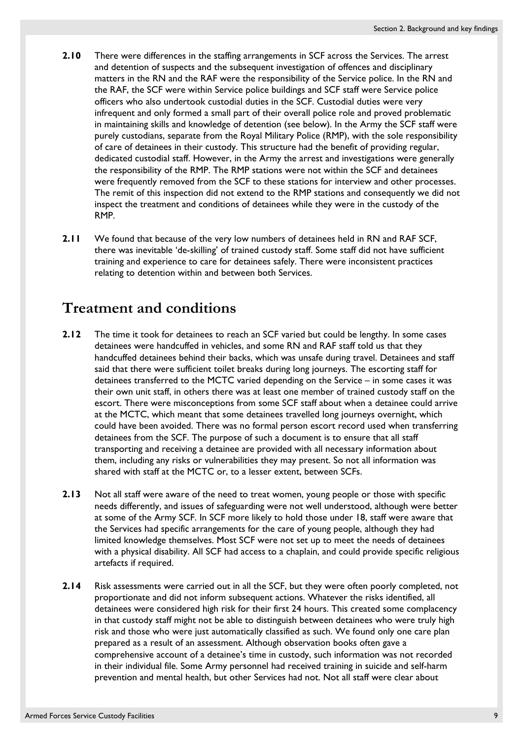**2.10** There were differences in the staffing arrangements in SCF across the Services. The arrest and detention of suspects and the subsequent investigation of offences and disciplinary matters in the RN and the RAF were the responsibility of the Service police. In the RN and the RAF, the SCF were within Service police buildings and SCF staff were Service police officers who also undertook custodial duties in the SCF. Custodial duties were very infrequent and only formed a small part of their overall police role and proved problematic in maintaining skills and knowledge of detention (see below). In the Army the SCF staff were purely custodians, separate from the Royal Military Police (RMP), with the sole responsibility of care of detainees in their custody. This structure had the benefit of providing regular, dedicated custodial staff. However, in the Army the arrest and investigations were generally the responsibility of the RMP. The RMP stations were not within the SCF and detainees were frequently removed from the SCF to these stations for interview and other processes. The remit of this inspection did not extend to the RMP stations and consequently we did not inspect the treatment and conditions of detainees while they were in the custody of the RMP.

**2.11** We found that because of the very low numbers of detainees held in RN and RAF SCF, there was inevitable 'de-skilling' of trained custody staff. Some staff did not have sufficient training and experience to care for detainees safely. There were inconsistent practices relating to detention within and between both Services.

## Treatment and conditions

**2.12** The time it took for detainees to reach an SCF varied but could be lengthy. In some cases detainees were handcuffed in vehicles, and some RN and RAF staff told us that they handcuffed detainees behind their backs, which was unsafe during travel. Detainees and staff said that there were sufficient toilet breaks during long journeys. The escorting staff for detainees transferred to the MCTC varied depending on the Service – in some cases it was their own unit staff, in others there was at least one member of trained custody staff on the escort. There were misconceptions from some SCF staff about when a detainee could arrive at the MCTC, which meant that some detainees travelled long journeys overnight, which could have been avoided. There was no formal person escort record used when transferring detainees from the SCF. The purpose of such a document is to ensure that all staff transporting and receiving a detainee are provided with all necessary information about them, including any risks or vulnerabilities they may present. So not all information was shared with staff at the MCTC or, to a lesser extent, between SCFs.

**2.13** Not all staff were aware of the need to treat women, young people or those with specific needs differently, and issues of safeguarding were not well understood, although were better at some of the Army SCF. In SCF more likely to hold those under 18, staff were aware that the Services had specific arrangements for the care of young people, although they had limited knowledge themselves. Most SCF were not set up to meet the needs of detainees with a physical disability. All SCF had access to a chaplain, and could provide specific religious artefacts if required.

**2.14** Risk assessments were carried out in all the SCF, but they were often poorly completed, not proportionate and did not inform subsequent actions. Whatever the risks identified, all detainees were considered high risk for their first 24 hours. This created some complacency in that custody staff might not be able to distinguish between detainees who were truly high risk and those who were just automatically classified as such. We found only one care plan prepared as a result of an assessment. Although observation books often gave a comprehensive account of a detainee's time in custody, such information was not recorded in their individual file. Some Army personnel had received training in suicide and self-harm prevention and mental health, but other Services had not. Not all staff were clear about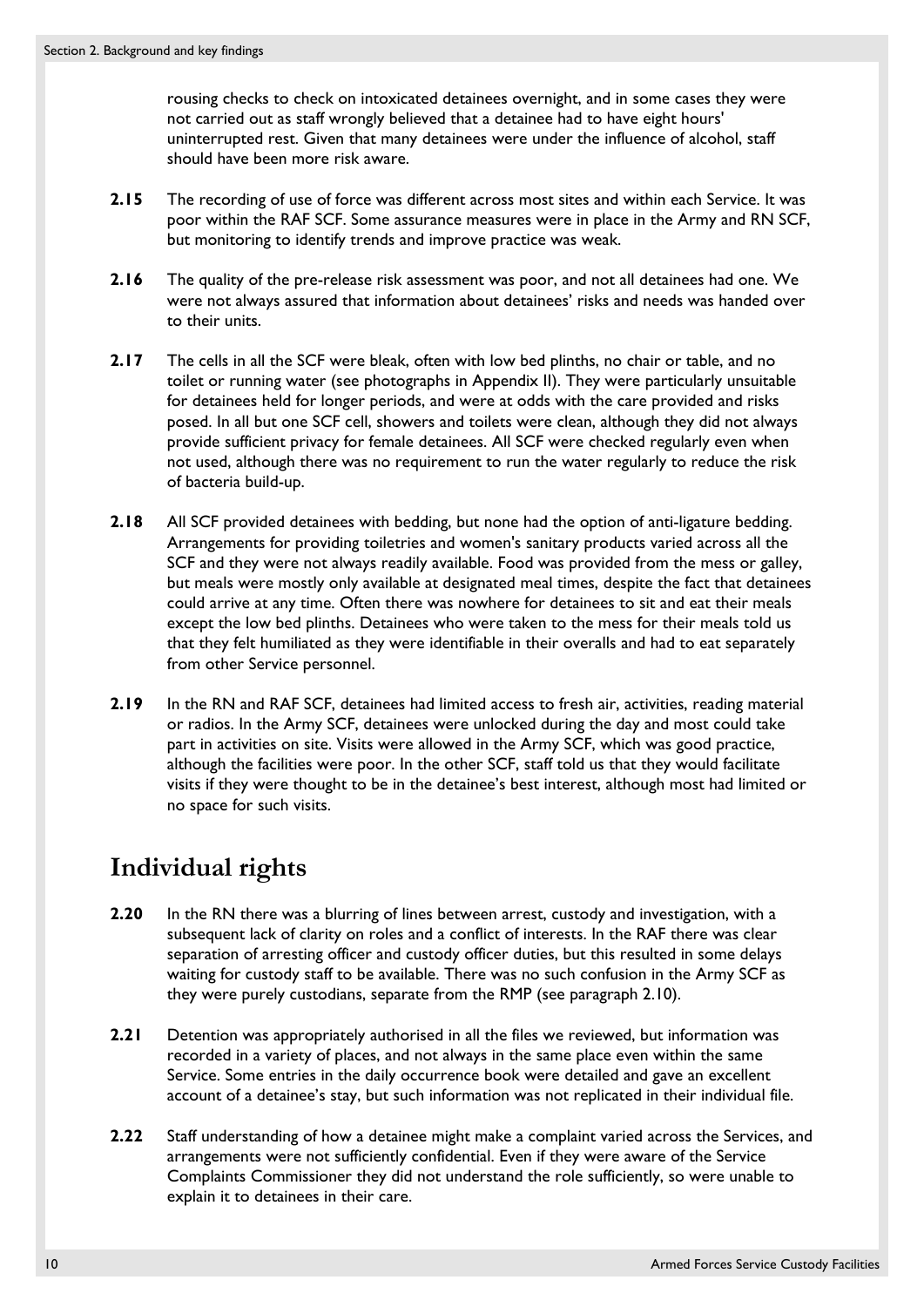rousing checks to check on intoxicated detainees overnight, and in some cases they were not carried out as staff wrongly believed that a detainee had to have eight hours' uninterrupted rest. Given that many detainees were under the influence of alcohol, staff should have been more risk aware.

**2.15** The recording of use of force was different across most sites and within each Service. It was poor within the RAF SCF. Some assurance measures were in place in the Army and RN SCF, but monitoring to identify trends and improve practice was weak.

**2.16** The quality of the pre-release risk assessment was poor, and not all detainees had one. We were not always assured that information about detainees' risks and needs was handed over to their units.

**2.17** The cells in all the SCF were bleak, often with low bed plinths, no chair or table, and no toilet or running water (see photographs in Appendix II). They were particularly unsuitable for detainees held for longer periods, and were at odds with the care provided and risks posed. In all but one SCF cell, showers and toilets were clean, although they did not always provide sufficient privacy for female detainees. All SCF were checked regularly even when not used, although there was no requirement to run the water regularly to reduce the risk of bacteria build-up.

**2.18** All SCF provided detainees with bedding, but none had the option of anti-ligature bedding. Arrangements for providing toiletries and women's sanitary products varied across all the SCF and they were not always readily available. Food was provided from the mess or galley, but meals were mostly only available at designated meal times, despite the fact that detainees could arrive at any time. Often there was nowhere for detainees to sit and eat their meals except the low bed plinths. Detainees who were taken to the mess for their meals told us that they felt humiliated as they were identifiable in their overalls and had to eat separately from other Service personnel.

**2.19** In the RN and RAF SCF, detainees had limited access to fresh air, activities, reading material or radios. In the Army SCF, detainees were unlocked during the day and most could take part in activities on site. Visits were allowed in the Army SCF, which was good practice, although the facilities were poor. In the other SCF, staff told us that they would facilitate visits if they were thought to be in the detainee's best interest, although most had limited or no space for such visits.

## Individual rights

**2.20** In the RN there was a blurring of lines between arrest, custody and investigation, with a subsequent lack of clarity on roles and a conflict of interests. In the RAF there was clear separation of arresting officer and custody officer duties, but this resulted in some delays waiting for custody staff to be available. There was no such confusion in the Army SCF as they were purely custodians, separate from the RMP (see paragraph 2.10).

**2.21** Detention was appropriately authorised in all the files we reviewed, but information was recorded in a variety of places, and not always in the same place even within the same Service. Some entries in the daily occurrence book were detailed and gave an excellent account of a detainee's stay, but such information was not replicated in their individual file.

**2.22** Staff understanding of how a detainee might make a complaint varied across the Services, and arrangements were not sufficiently confidential. Even if they were aware of the Service Complaints Commissioner they did not understand the role sufficiently, so were unable to explain it to detainees in their care.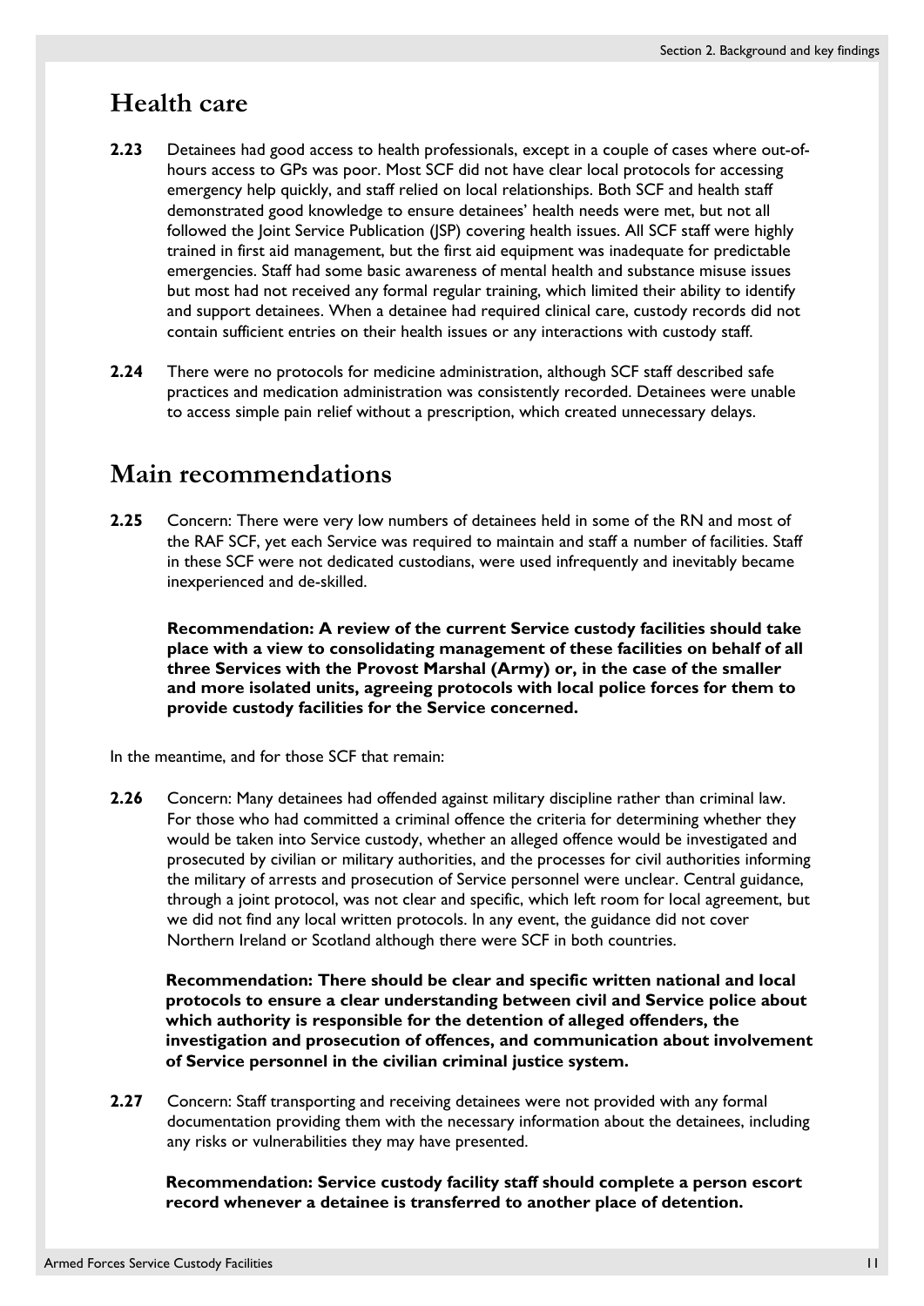## Health care

**2.23** Detainees had good access to health professionals, except in a couple of cases where out-of-hours access to GPs was poor. Most SCF did not have clear local protocols for accessing emergency help quickly, and staff relied on local relationships. Both SCF and health staff demonstrated good knowledge to ensure detainees' health needs were met, but not all followed the Joint Service Publication (JSP) covering health issues. All SCF staff were highly trained in first aid management, but the first aid equipment was inadequate for predictable emergencies. Staff had some basic awareness of mental health and substance misuse issues but most had not received any formal regular training, which limited their ability to identify and support detainees. When a detainee had required clinical care, custody records did not contain sufficient entries on their health issues or any interactions with custody staff.

**2.24** There were no protocols for medicine administration, although SCF staff described safe practices and medication administration was consistently recorded. Detainees were unable to access simple pain relief without a prescription, which created unnecessary delays.

## Main recommendations

**2.25** Concern: There were very low numbers of detainees held in some of the RN and most of the RAF SCF, yet each Service was required to maintain and staff a number of facilities. Staff in these SCF were not dedicated custodians, were used infrequently and inevitably became inexperienced and de-skilled.

**Recommendation: A review of the current Service custody facilities should take place with a view to consolidating management of these facilities on behalf of all three Services with the Provost Marshal (Army) or, in the case of the smaller and more isolated units, agreeing protocols with local police forces for them to provide custody facilities for the Service concerned.**

In the meantime, and for those SCF that remain:

**2.26** Concern: Many detainees had offended against military discipline rather than criminal law. For those who had committed a criminal offence the criteria for determining whether they would be taken into Service custody, whether an alleged offence would be investigated and prosecuted by civilian or military authorities, and the processes for civil authorities informing the military of arrests and prosecution of Service personnel were unclear. Central guidance, through a joint protocol, was not clear and specific, which left room for local agreement, but we did not find any local written protocols. In any event, the guidance did not cover Northern Ireland or Scotland although there were SCF in both countries.

**Recommendation: There should be clear and specific written national and local protocols to ensure a clear understanding between civil and Service police about which authority is responsible for the detention of alleged offenders, the investigation and prosecution of offences, and communication about involvement of Service personnel in the civilian criminal justice system.**

**2.27** Concern: Staff transporting and receiving detainees were not provided with any formal documentation providing them with the necessary information about the detainees, including any risks or vulnerabilities they may have presented.

**Recommendation: Service custody facility staff should complete a person escort record whenever a detainee is transferred to another place of detention.**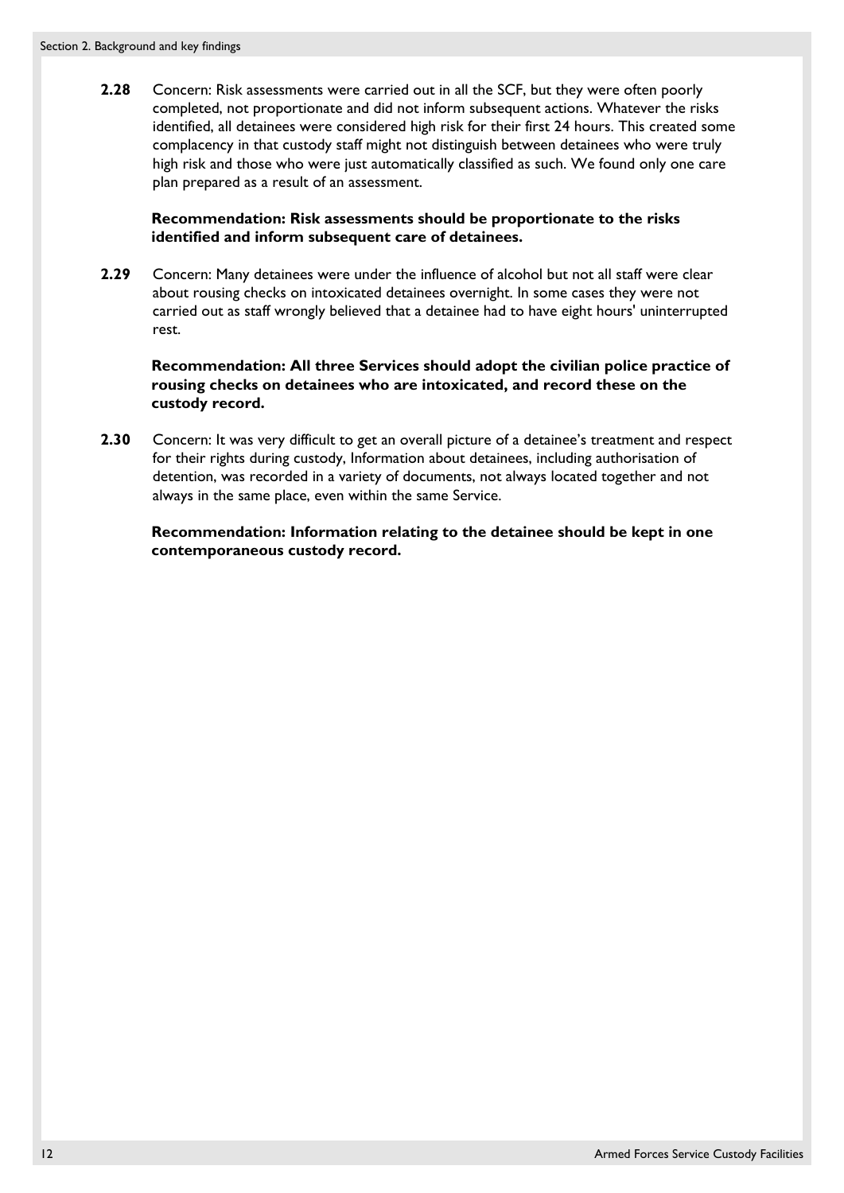**2.28** Concern: Risk assessments were carried out in all the SCF, but they were often poorly completed, not proportionate and did not inform subsequent actions. Whatever the risks identified, all detainees were considered high risk for their first 24 hours. This created some complacency in that custody staff might not distinguish between detainees who were truly high risk and those who were just automatically classified as such. We found only one care plan prepared as a result of an assessment.

**Recommendation: Risk assessments should be proportionate to the risks identified and inform subsequent care of detainees.**

**2.29** Concern: Many detainees were under the influence of alcohol but not all staff were clear about rousing checks on intoxicated detainees overnight. In some cases they were not carried out as staff wrongly believed that a detainee had to have eight hours' uninterrupted rest.

**Recommendation: All three Services should adopt the civilian police practice of rousing checks on detainees who are intoxicated, and record these on the custody record.**

**2.30** Concern: It was very difficult to get an overall picture of a detainee's treatment and respect for their rights during custody, Information about detainees, including authorisation of detention, was recorded in a variety of documents, not always located together and not always in the same place, even within the same Service.

**Recommendation: Information relating to the detainee should be kept in one contemporaneous custody record.**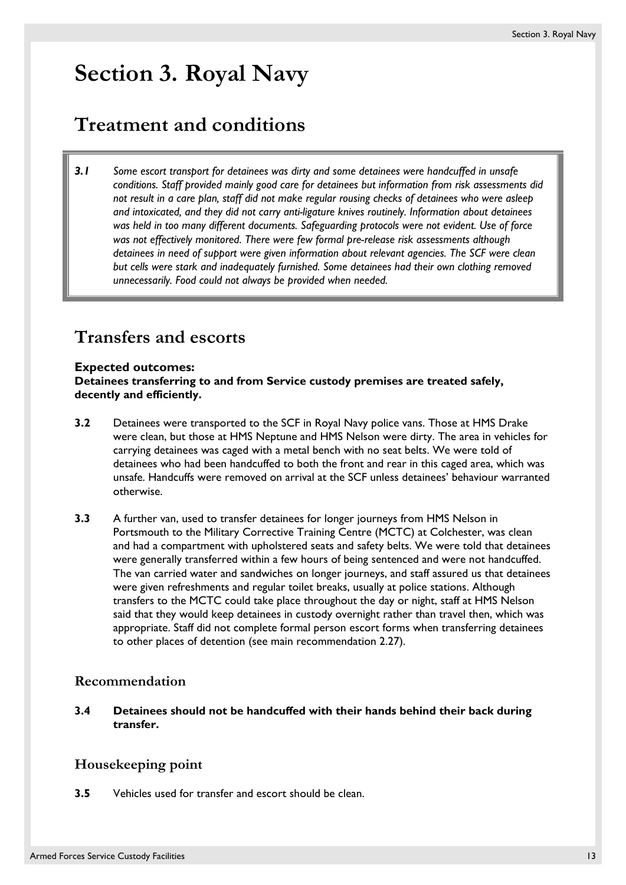# Section 3. Royal Navy

## Treatment and conditions

***3.1*** *Some escort transport for detainees was dirty and some detainees were handcuffed in unsafe conditions. Staff provided mainly good care for detainees but information from risk assessments did not result in a care plan, staff did not make regular rousing checks of detainees who were asleep and intoxicated, and they did not carry anti-ligature knives routinely. Information about detainees was held in too many different documents. Safeguarding protocols were not evident. Use of force was not effectively monitored. There were few formal pre-release risk assessments although detainees in need of support were given information about relevant agencies. The SCF were clean but cells were stark and inadequately furnished. Some detainees had their own clothing removed unnecessarily. Food could not always be provided when needed.*

## Transfers and escorts

**Expected outcomes:**
**Detainees transferring to and from Service custody premises are treated safely, decently and efficiently.**

**3.2** Detainees were transported to the SCF in Royal Navy police vans. Those at HMS Drake were clean, but those at HMS Neptune and HMS Nelson were dirty. The area in vehicles for carrying detainees was caged with a metal bench with no seat belts. We were told of detainees who had been handcuffed to both the front and rear in this caged area, which was unsafe. Handcuffs were removed on arrival at the SCF unless detainees' behaviour warranted otherwise.

**3.3** A further van, used to transfer detainees for longer journeys from HMS Nelson in Portsmouth to the Military Corrective Training Centre (MCTC) at Colchester, was clean and had a compartment with upholstered seats and safety belts. We were told that detainees were generally transferred within a few hours of being sentenced and were not handcuffed. The van carried water and sandwiches on longer journeys, and staff assured us that detainees were given refreshments and regular toilet breaks, usually at police stations. Although transfers to the MCTC could take place throughout the day or night, staff at HMS Nelson said that they would keep detainees in custody overnight rather than travel then, which was appropriate. Staff did not complete formal person escort forms when transferring detainees to other places of detention (see main recommendation 2.27).

### Recommendation

**3.4** **Detainees should not be handcuffed with their hands behind their back during transfer.**

### Housekeeping point

**3.5** Vehicles used for transfer and escort should be clean.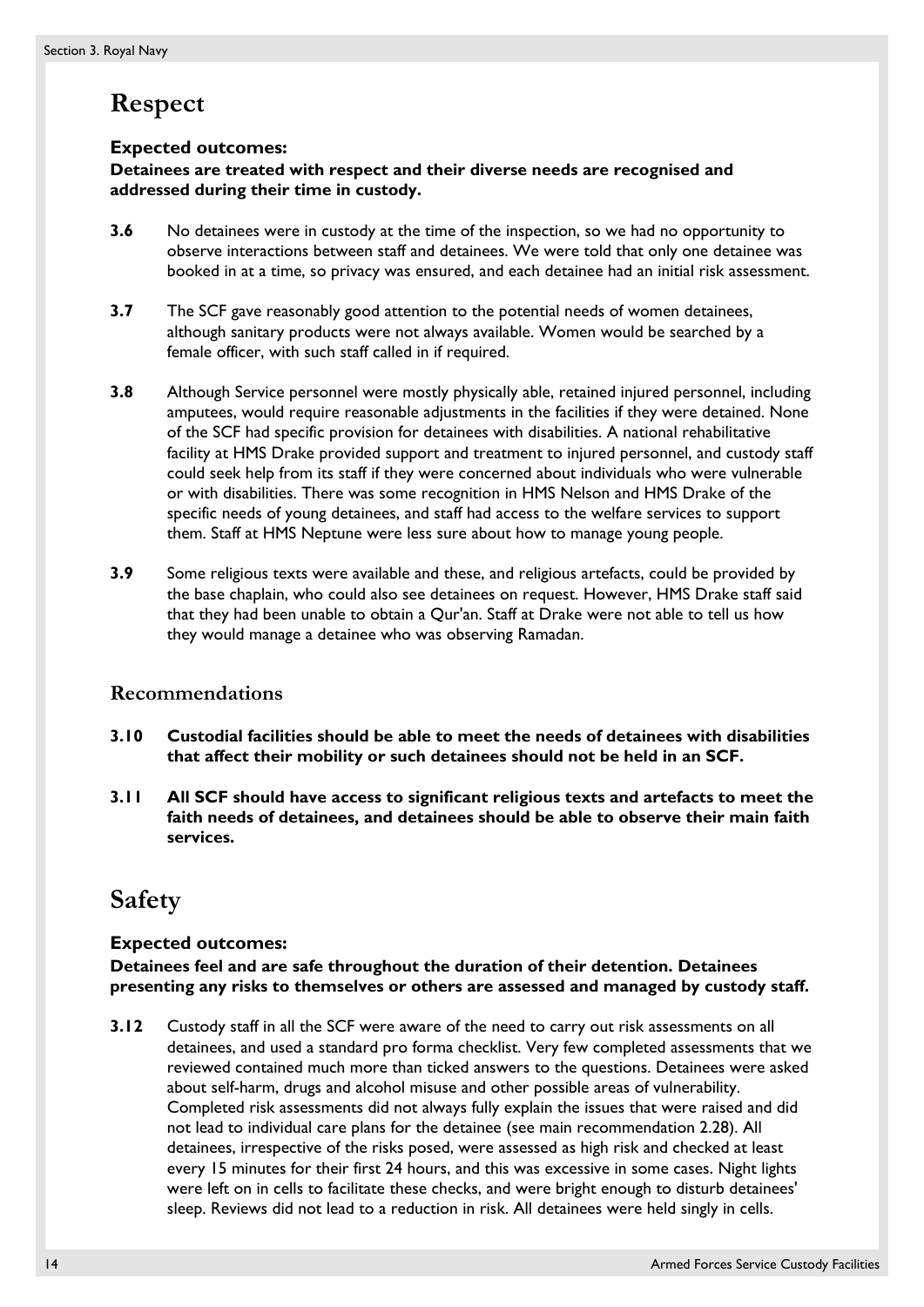# Respect

**Expected outcomes:**

**Detainees are treated with respect and their diverse needs are recognised and addressed during their time in custody.**

**3.6** No detainees were in custody at the time of the inspection, so we had no opportunity to observe interactions between staff and detainees. We were told that only one detainee was booked in at a time, so privacy was ensured, and each detainee had an initial risk assessment.

**3.7** The SCF gave reasonably good attention to the potential needs of women detainees, although sanitary products were not always available. Women would be searched by a female officer, with such staff called in if required.

**3.8** Although Service personnel were mostly physically able, retained injured personnel, including amputees, would require reasonable adjustments in the facilities if they were detained. None of the SCF had specific provision for detainees with disabilities. A national rehabilitative facility at HMS Drake provided support and treatment to injured personnel, and custody staff could seek help from its staff if they were concerned about individuals who were vulnerable or with disabilities. There was some recognition in HMS Nelson and HMS Drake of the specific needs of young detainees, and staff had access to the welfare services to support them. Staff at HMS Neptune were less sure about how to manage young people.

**3.9** Some religious texts were available and these, and religious artefacts, could be provided by the base chaplain, who could also see detainees on request. However, HMS Drake staff said that they had been unable to obtain a Qur'an. Staff at Drake were not able to tell us how they would manage a detainee who was observing Ramadan.

## Recommendations

**3.10 Custodial facilities should be able to meet the needs of detainees with disabilities that affect their mobility or such detainees should not be held in an SCF.**

**3.11 All SCF should have access to significant religious texts and artefacts to meet the faith needs of detainees, and detainees should be able to observe their main faith services.**

# Safety

**Expected outcomes:**

**Detainees feel and are safe throughout the duration of their detention. Detainees presenting any risks to themselves or others are assessed and managed by custody staff.**

**3.12** Custody staff in all the SCF were aware of the need to carry out risk assessments on all detainees, and used a standard pro forma checklist. Very few completed assessments that we reviewed contained much more than ticked answers to the questions. Detainees were asked about self-harm, drugs and alcohol misuse and other possible areas of vulnerability. Completed risk assessments did not always fully explain the issues that were raised and did not lead to individual care plans for the detainee (see main recommendation 2.28). All detainees, irrespective of the risks posed, were assessed as high risk and checked at least every 15 minutes for their first 24 hours, and this was excessive in some cases. Night lights were left on in cells to facilitate these checks, and were bright enough to disturb detainees' sleep. Reviews did not lead to a reduction in risk. All detainees were held singly in cells.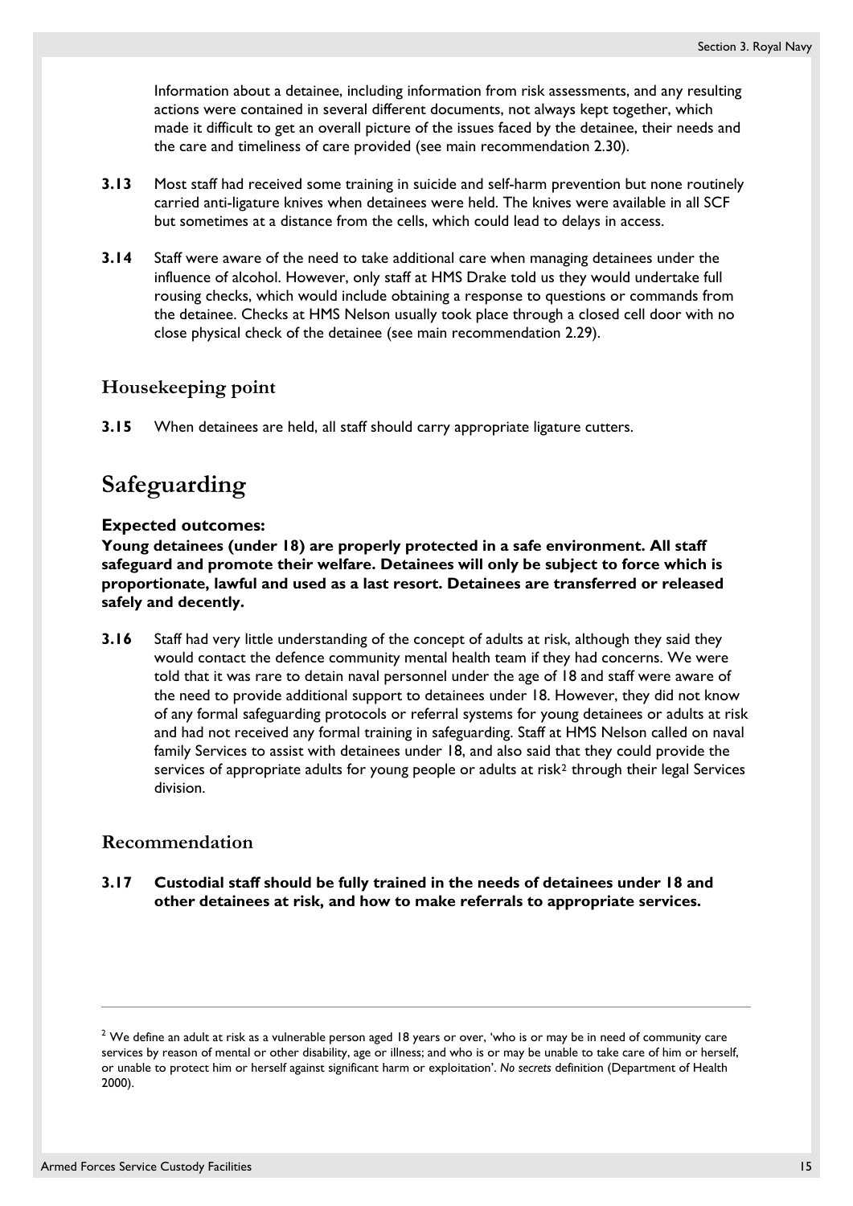Information about a detainee, including information from risk assessments, and any resulting actions were contained in several different documents, not always kept together, which made it difficult to get an overall picture of the issues faced by the detainee, their needs and the care and timeliness of care provided (see main recommendation 2.30).

**3.13** Most staff had received some training in suicide and self-harm prevention but none routinely carried anti-ligature knives when detainees were held. The knives were available in all SCF but sometimes at a distance from the cells, which could lead to delays in access.

**3.14** Staff were aware of the need to take additional care when managing detainees under the influence of alcohol. However, only staff at HMS Drake told us they would undertake full rousing checks, which would include obtaining a response to questions or commands from the detainee. Checks at HMS Nelson usually took place through a closed cell door with no close physical check of the detainee (see main recommendation 2.29).

### Housekeeping point

**3.15** When detainees are held, all staff should carry appropriate ligature cutters.

## Safeguarding

**Expected outcomes:**
**Young detainees (under 18) are properly protected in a safe environment. All staff safeguard and promote their welfare. Detainees will only be subject to force which is proportionate, lawful and used as a last resort. Detainees are transferred or released safely and decently.**

**3.16** Staff had very little understanding of the concept of adults at risk, although they said they would contact the defence community mental health team if they had concerns. We were told that it was rare to detain naval personnel under the age of 18 and staff were aware of the need to provide additional support to detainees under 18. However, they did not know of any formal safeguarding protocols or referral systems for young detainees or adults at risk and had not received any formal training in safeguarding. Staff at HMS Nelson called on naval family Services to assist with detainees under 18, and also said that they could provide the services of appropriate adults for young people or adults at risk[2] through their legal Services division.

### Recommendation

**3.17 Custodial staff should be fully trained in the needs of detainees under 18 and other detainees at risk, and how to make referrals to appropriate services.**

---

[2] We define an adult at risk as a vulnerable person aged 18 years or over, 'who is or may be in need of community care services by reason of mental or other disability, age or illness; and who is or may be unable to take care of him or herself, or unable to protect him or herself against significant harm or exploitation'. *No secrets* definition (Department of Health 2000).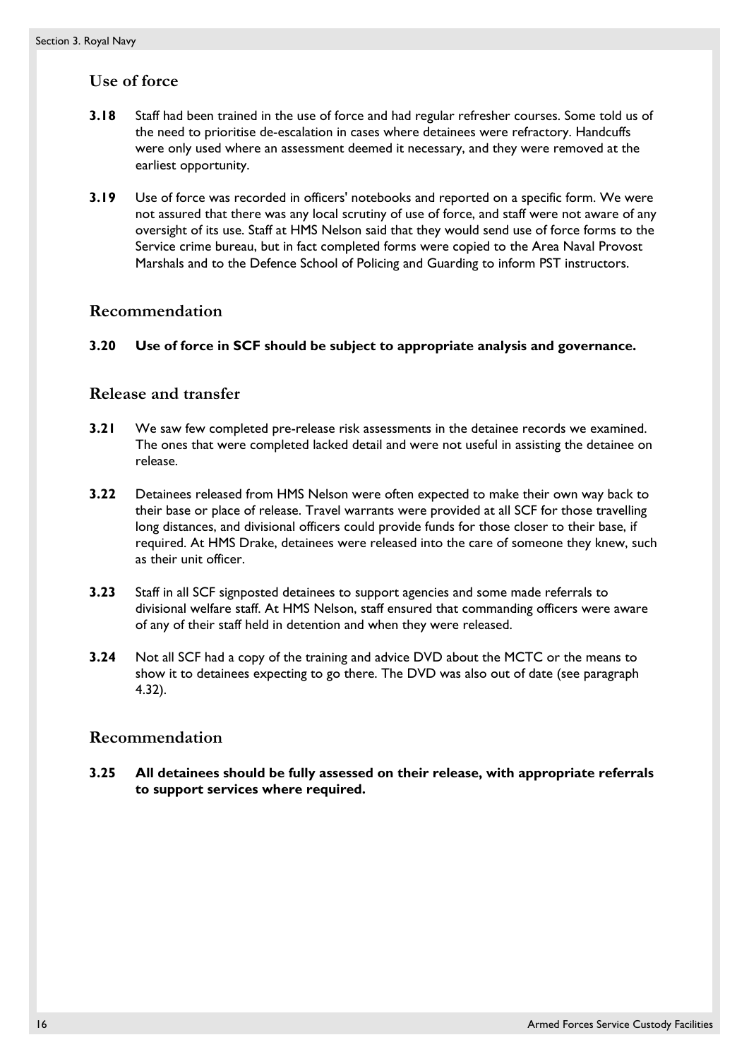## Use of force

**3.18** Staff had been trained in the use of force and had regular refresher courses. Some told us of the need to prioritise de-escalation in cases where detainees were refractory. Handcuffs were only used where an assessment deemed it necessary, and they were removed at the earliest opportunity.

**3.19** Use of force was recorded in officers' notebooks and reported on a specific form. We were not assured that there was any local scrutiny of use of force, and staff were not aware of any oversight of its use. Staff at HMS Nelson said that they would send use of force forms to the Service crime bureau, but in fact completed forms were copied to the Area Naval Provost Marshals and to the Defence School of Policing and Guarding to inform PST instructors.

## Recommendation

**3.20 Use of force in SCF should be subject to appropriate analysis and governance.**

## Release and transfer

**3.21** We saw few completed pre-release risk assessments in the detainee records we examined. The ones that were completed lacked detail and were not useful in assisting the detainee on release.

**3.22** Detainees released from HMS Nelson were often expected to make their own way back to their base or place of release. Travel warrants were provided at all SCF for those travelling long distances, and divisional officers could provide funds for those closer to their base, if required. At HMS Drake, detainees were released into the care of someone they knew, such as their unit officer.

**3.23** Staff in all SCF signposted detainees to support agencies and some made referrals to divisional welfare staff. At HMS Nelson, staff ensured that commanding officers were aware of any of their staff held in detention and when they were released.

**3.24** Not all SCF had a copy of the training and advice DVD about the MCTC or the means to show it to detainees expecting to go there. The DVD was also out of date (see paragraph 4.32).

## Recommendation

**3.25 All detainees should be fully assessed on their release, with appropriate referrals to support services where required.**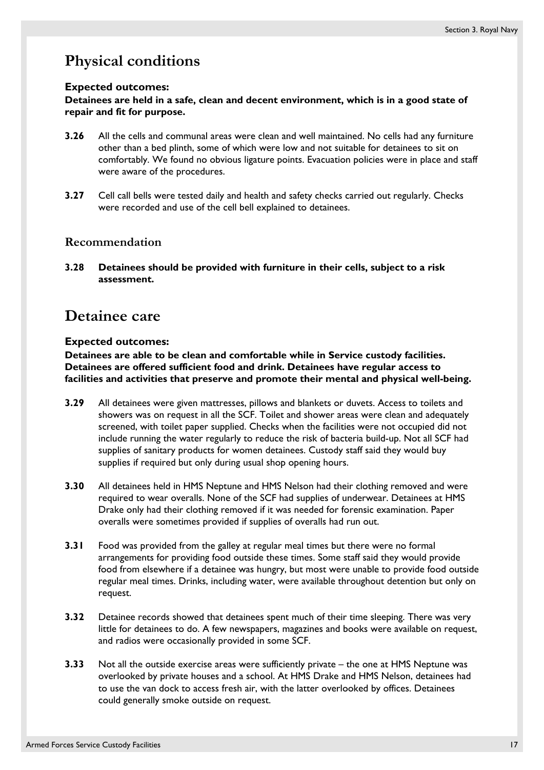## Physical conditions

**Expected outcomes:**
**Detainees are held in a safe, clean and decent environment, which is in a good state of repair and fit for purpose.**

**3.26** All the cells and communal areas were clean and well maintained. No cells had any furniture other than a bed plinth, some of which were low and not suitable for detainees to sit on comfortably. We found no obvious ligature points. Evacuation policies were in place and staff were aware of the procedures.

**3.27** Cell call bells were tested daily and health and safety checks carried out regularly. Checks were recorded and use of the cell bell explained to detainees.

### Recommendation

**3.28 Detainees should be provided with furniture in their cells, subject to a risk assessment.**

## Detainee care

**Expected outcomes:**
**Detainees are able to be clean and comfortable while in Service custody facilities. Detainees are offered sufficient food and drink. Detainees have regular access to facilities and activities that preserve and promote their mental and physical well-being.**

**3.29** All detainees were given mattresses, pillows and blankets or duvets. Access to toilets and showers was on request in all the SCF. Toilet and shower areas were clean and adequately screened, with toilet paper supplied. Checks when the facilities were not occupied did not include running the water regularly to reduce the risk of bacteria build-up. Not all SCF had supplies of sanitary products for women detainees. Custody staff said they would buy supplies if required but only during usual shop opening hours.

**3.30** All detainees held in HMS Neptune and HMS Nelson had their clothing removed and were required to wear overalls. None of the SCF had supplies of underwear. Detainees at HMS Drake only had their clothing removed if it was needed for forensic examination. Paper overalls were sometimes provided if supplies of overalls had run out.

**3.31** Food was provided from the galley at regular meal times but there were no formal arrangements for providing food outside these times. Some staff said they would provide food from elsewhere if a detainee was hungry, but most were unable to provide food outside regular meal times. Drinks, including water, were available throughout detention but only on request.

**3.32** Detainee records showed that detainees spent much of their time sleeping. There was very little for detainees to do. A few newspapers, magazines and books were available on request, and radios were occasionally provided in some SCF.

**3.33** Not all the outside exercise areas were sufficiently private – the one at HMS Neptune was overlooked by private houses and a school. At HMS Drake and HMS Nelson, detainees had to use the van dock to access fresh air, with the latter overlooked by offices. Detainees could generally smoke outside on request.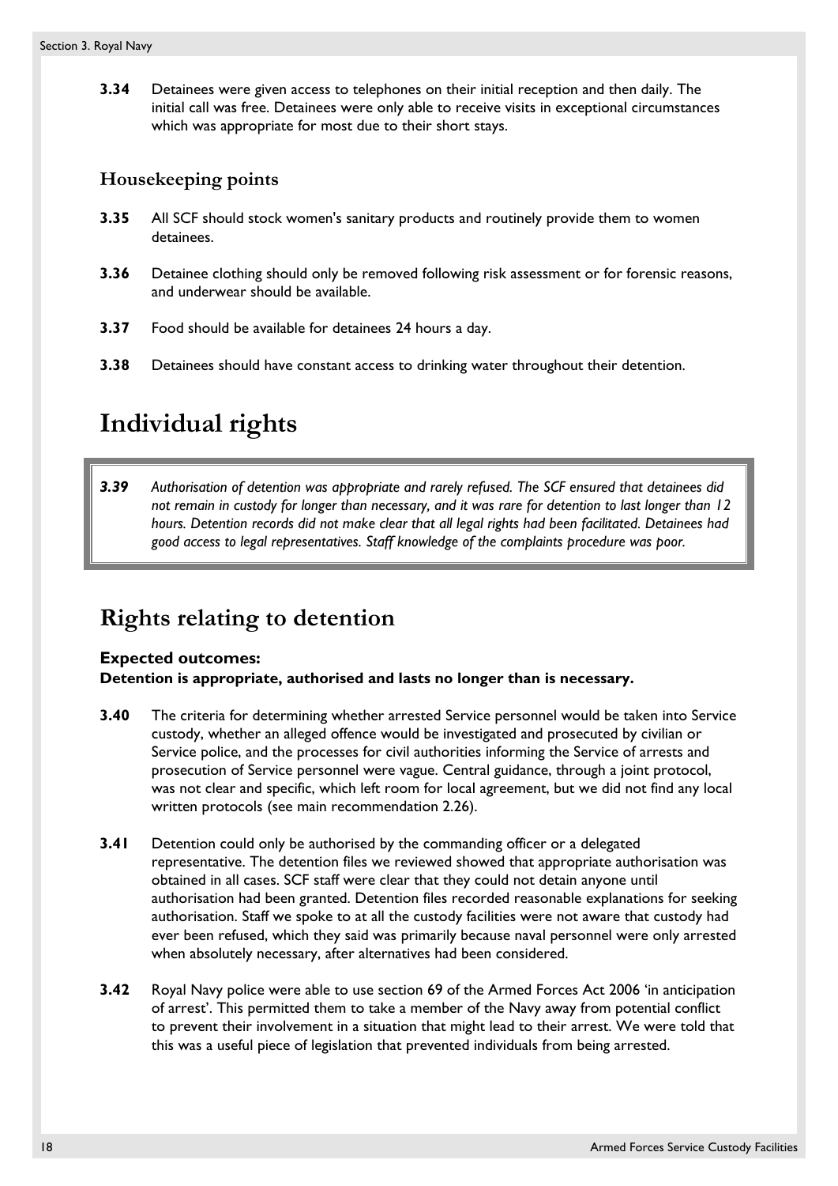**3.34** Detainees were given access to telephones on their initial reception and then daily. The initial call was free. Detainees were only able to receive visits in exceptional circumstances which was appropriate for most due to their short stays.

### Housekeeping points

**3.35** All SCF should stock women's sanitary products and routinely provide them to women detainees.

**3.36** Detainee clothing should only be removed following risk assessment or for forensic reasons, and underwear should be available.

**3.37** Food should be available for detainees 24 hours a day.

**3.38** Detainees should have constant access to drinking water throughout their detention.

# Individual rights

> ***3.39*** *Authorisation of detention was appropriate and rarely refused. The SCF ensured that detainees did not remain in custody for longer than necessary, and it was rare for detention to last longer than 12 hours. Detention records did not make clear that all legal rights had been facilitated. Detainees had good access to legal representatives. Staff knowledge of the complaints procedure was poor.*

## Rights relating to detention

**Expected outcomes:**
**Detention is appropriate, authorised and lasts no longer than is necessary.**

**3.40** The criteria for determining whether arrested Service personnel would be taken into Service custody, whether an alleged offence would be investigated and prosecuted by civilian or Service police, and the processes for civil authorities informing the Service of arrests and prosecution of Service personnel were vague. Central guidance, through a joint protocol, was not clear and specific, which left room for local agreement, but we did not find any local written protocols (see main recommendation 2.26).

**3.41** Detention could only be authorised by the commanding officer or a delegated representative. The detention files we reviewed showed that appropriate authorisation was obtained in all cases. SCF staff were clear that they could not detain anyone until authorisation had been granted. Detention files recorded reasonable explanations for seeking authorisation. Staff we spoke to at all the custody facilities were not aware that custody had ever been refused, which they said was primarily because naval personnel were only arrested when absolutely necessary, after alternatives had been considered.

**3.42** Royal Navy police were able to use section 69 of the Armed Forces Act 2006 'in anticipation of arrest'. This permitted them to take a member of the Navy away from potential conflict to prevent their involvement in a situation that might lead to their arrest. We were told that this was a useful piece of legislation that prevented individuals from being arrested.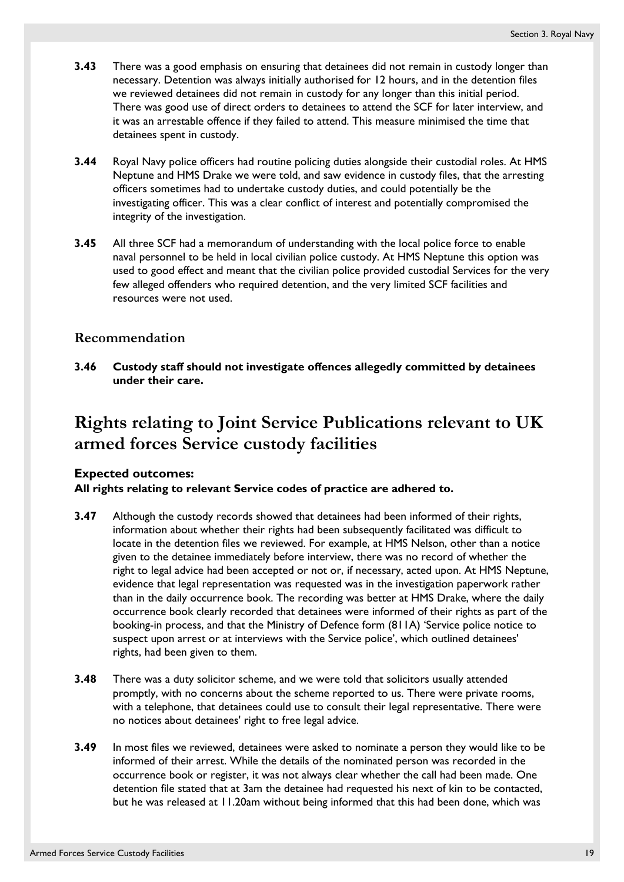**3.43** There was a good emphasis on ensuring that detainees did not remain in custody longer than necessary. Detention was always initially authorised for 12 hours, and in the detention files we reviewed detainees did not remain in custody for any longer than this initial period. There was good use of direct orders to detainees to attend the SCF for later interview, and it was an arrestable offence if they failed to attend. This measure minimised the time that detainees spent in custody.

**3.44** Royal Navy police officers had routine policing duties alongside their custodial roles. At HMS Neptune and HMS Drake we were told, and saw evidence in custody files, that the arresting officers sometimes had to undertake custody duties, and could potentially be the investigating officer. This was a clear conflict of interest and potentially compromised the integrity of the investigation.

**3.45** All three SCF had a memorandum of understanding with the local police force to enable naval personnel to be held in local civilian police custody. At HMS Neptune this option was used to good effect and meant that the civilian police provided custodial Services for the very few alleged offenders who required detention, and the very limited SCF facilities and resources were not used.

### Recommendation

**3.46 Custody staff should not investigate offences allegedly committed by detainees under their care.**

## Rights relating to Joint Service Publications relevant to UK armed forces Service custody facilities

**Expected outcomes:**
**All rights relating to relevant Service codes of practice are adhered to.**

**3.47** Although the custody records showed that detainees had been informed of their rights, information about whether their rights had been subsequently facilitated was difficult to locate in the detention files we reviewed. For example, at HMS Nelson, other than a notice given to the detainee immediately before interview, there was no record of whether the right to legal advice had been accepted or not or, if necessary, acted upon. At HMS Neptune, evidence that legal representation was requested was in the investigation paperwork rather than in the daily occurrence book. The recording was better at HMS Drake, where the daily occurrence book clearly recorded that detainees were informed of their rights as part of the booking-in process, and that the Ministry of Defence form (811A) 'Service police notice to suspect upon arrest or at interviews with the Service police', which outlined detainees' rights, had been given to them.

**3.48** There was a duty solicitor scheme, and we were told that solicitors usually attended promptly, with no concerns about the scheme reported to us. There were private rooms, with a telephone, that detainees could use to consult their legal representative. There were no notices about detainees' right to free legal advice.

**3.49** In most files we reviewed, detainees were asked to nominate a person they would like to be informed of their arrest. While the details of the nominated person was recorded in the occurrence book or register, it was not always clear whether the call had been made. One detention file stated that at 3am the detainee had requested his next of kin to be contacted, but he was released at 11.20am without being informed that this had been done, which was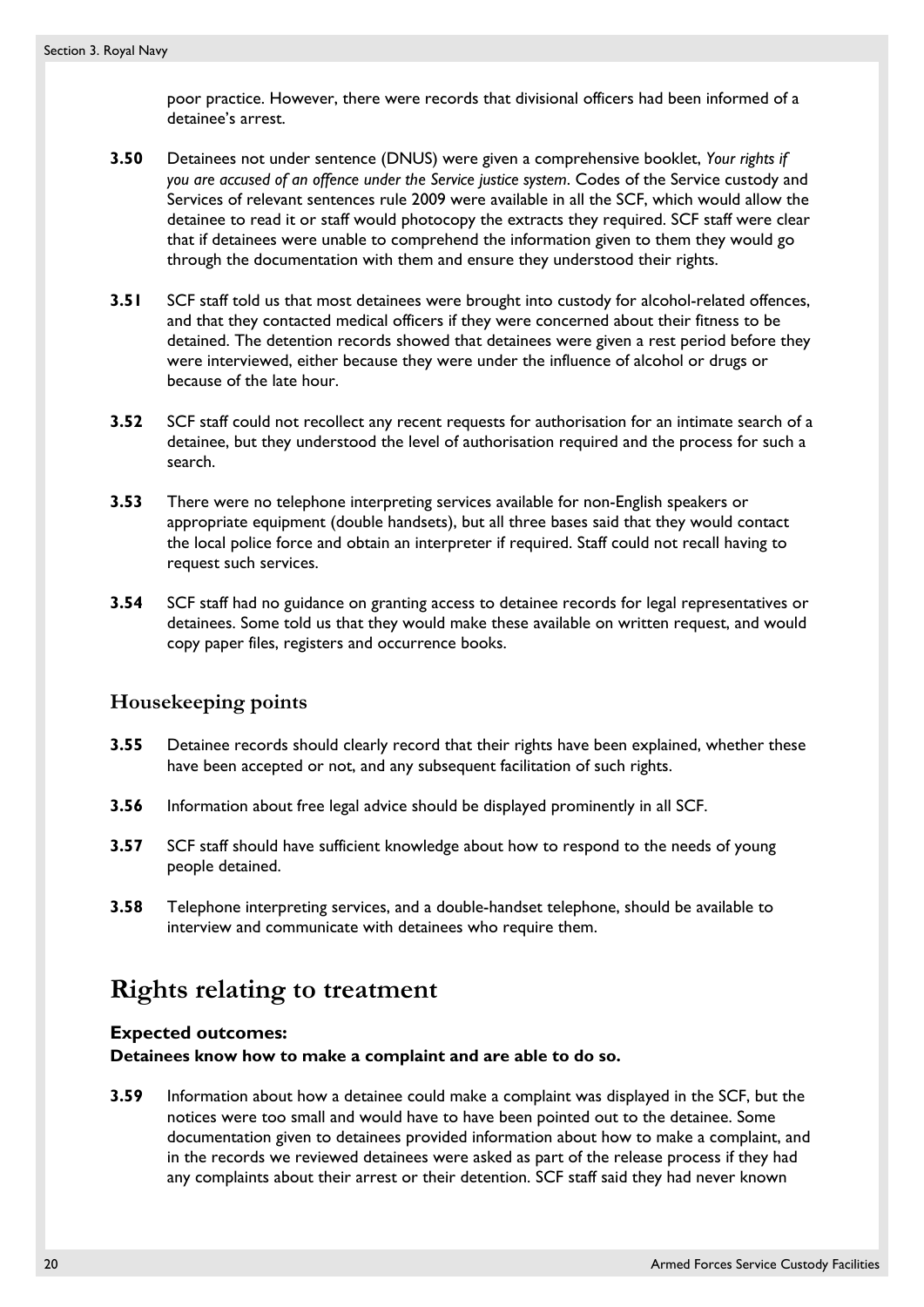poor practice. However, there were records that divisional officers had been informed of a detainee's arrest.

**3.50** Detainees not under sentence (DNUS) were given a comprehensive booklet, *Your rights if you are accused of an offence under the Service justice system*. Codes of the Service custody and Services of relevant sentences rule 2009 were available in all the SCF, which would allow the detainee to read it or staff would photocopy the extracts they required. SCF staff were clear that if detainees were unable to comprehend the information given to them they would go through the documentation with them and ensure they understood their rights.

**3.51** SCF staff told us that most detainees were brought into custody for alcohol-related offences, and that they contacted medical officers if they were concerned about their fitness to be detained. The detention records showed that detainees were given a rest period before they were interviewed, either because they were under the influence of alcohol or drugs or because of the late hour.

**3.52** SCF staff could not recollect any recent requests for authorisation for an intimate search of a detainee, but they understood the level of authorisation required and the process for such a search.

**3.53** There were no telephone interpreting services available for non-English speakers or appropriate equipment (double handsets), but all three bases said that they would contact the local police force and obtain an interpreter if required. Staff could not recall having to request such services.

**3.54** SCF staff had no guidance on granting access to detainee records for legal representatives or detainees. Some told us that they would make these available on written request, and would copy paper files, registers and occurrence books.

### Housekeeping points

**3.55** Detainee records should clearly record that their rights have been explained, whether these have been accepted or not, and any subsequent facilitation of such rights.

**3.56** Information about free legal advice should be displayed prominently in all SCF.

**3.57** SCF staff should have sufficient knowledge about how to respond to the needs of young people detained.

**3.58** Telephone interpreting services, and a double-handset telephone, should be available to interview and communicate with detainees who require them.

## Rights relating to treatment

**Expected outcomes:**
**Detainees know how to make a complaint and are able to do so.**

**3.59** Information about how a detainee could make a complaint was displayed in the SCF, but the notices were too small and would have to have been pointed out to the detainee. Some documentation given to detainees provided information about how to make a complaint, and in the records we reviewed detainees were asked as part of the release process if they had any complaints about their arrest or their detention. SCF staff said they had never known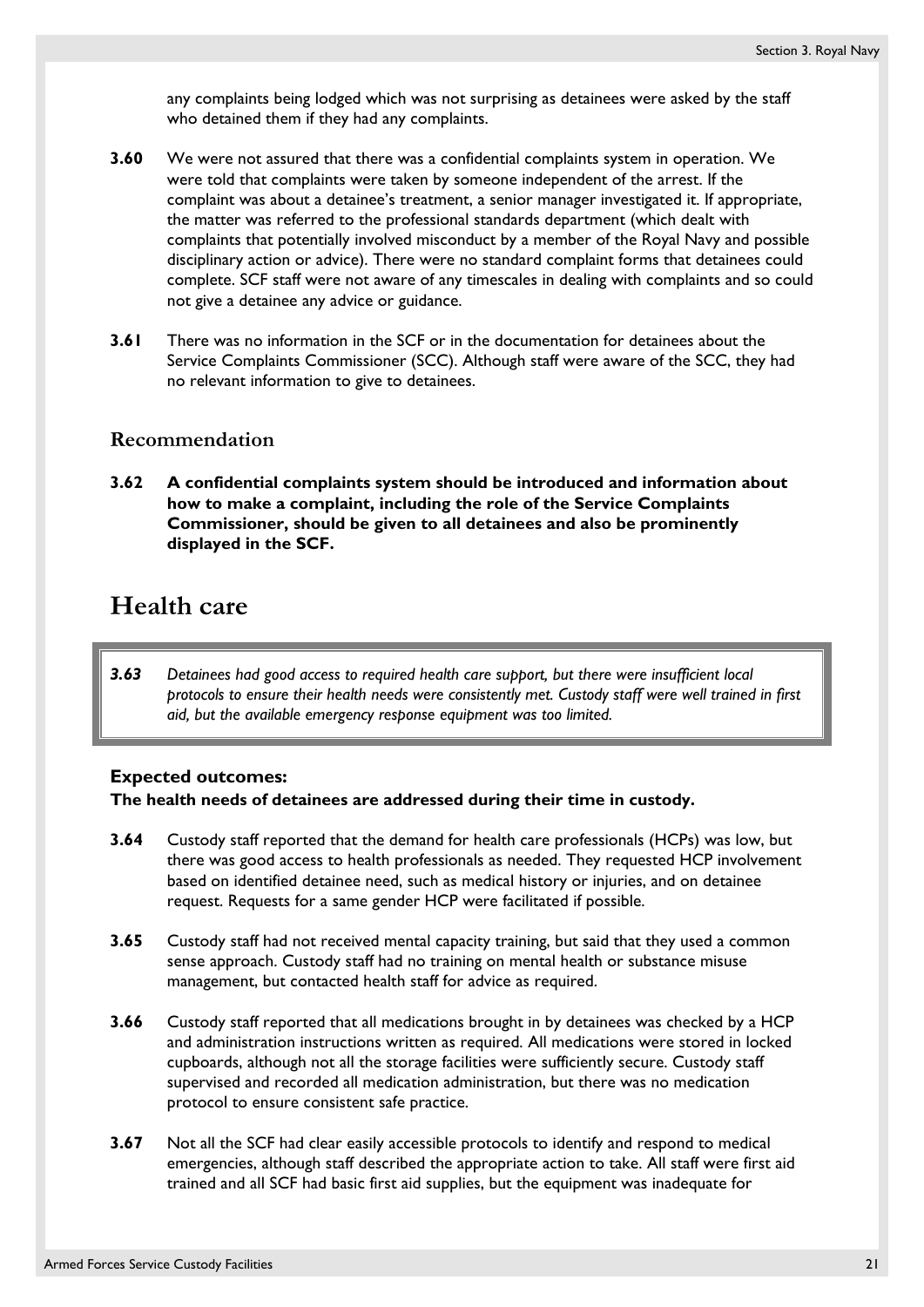any complaints being lodged which was not surprising as detainees were asked by the staff who detained them if they had any complaints.

**3.60** We were not assured that there was a confidential complaints system in operation. We were told that complaints were taken by someone independent of the arrest. If the complaint was about a detainee's treatment, a senior manager investigated it. If appropriate, the matter was referred to the professional standards department (which dealt with complaints that potentially involved misconduct by a member of the Royal Navy and possible disciplinary action or advice). There were no standard complaint forms that detainees could complete. SCF staff were not aware of any timescales in dealing with complaints and so could not give a detainee any advice or guidance.

**3.61** There was no information in the SCF or in the documentation for detainees about the Service Complaints Commissioner (SCC). Although staff were aware of the SCC, they had no relevant information to give to detainees.

### Recommendation

**3.62 A confidential complaints system should be introduced and information about how to make a complaint, including the role of the Service Complaints Commissioner, should be given to all detainees and also be prominently displayed in the SCF.**

## Health care

> ***3.63*** *Detainees had good access to required health care support, but there were insufficient local protocols to ensure their health needs were consistently met. Custody staff were well trained in first aid, but the available emergency response equipment was too limited.*

**Expected outcomes:**
**The health needs of detainees are addressed during their time in custody.**

**3.64** Custody staff reported that the demand for health care professionals (HCPs) was low, but there was good access to health professionals as needed. They requested HCP involvement based on identified detainee need, such as medical history or injuries, and on detainee request. Requests for a same gender HCP were facilitated if possible.

**3.65** Custody staff had not received mental capacity training, but said that they used a common sense approach. Custody staff had no training on mental health or substance misuse management, but contacted health staff for advice as required.

**3.66** Custody staff reported that all medications brought in by detainees was checked by a HCP and administration instructions written as required. All medications were stored in locked cupboards, although not all the storage facilities were sufficiently secure. Custody staff supervised and recorded all medication administration, but there was no medication protocol to ensure consistent safe practice.

**3.67** Not all the SCF had clear easily accessible protocols to identify and respond to medical emergencies, although staff described the appropriate action to take. All staff were first aid trained and all SCF had basic first aid supplies, but the equipment was inadequate for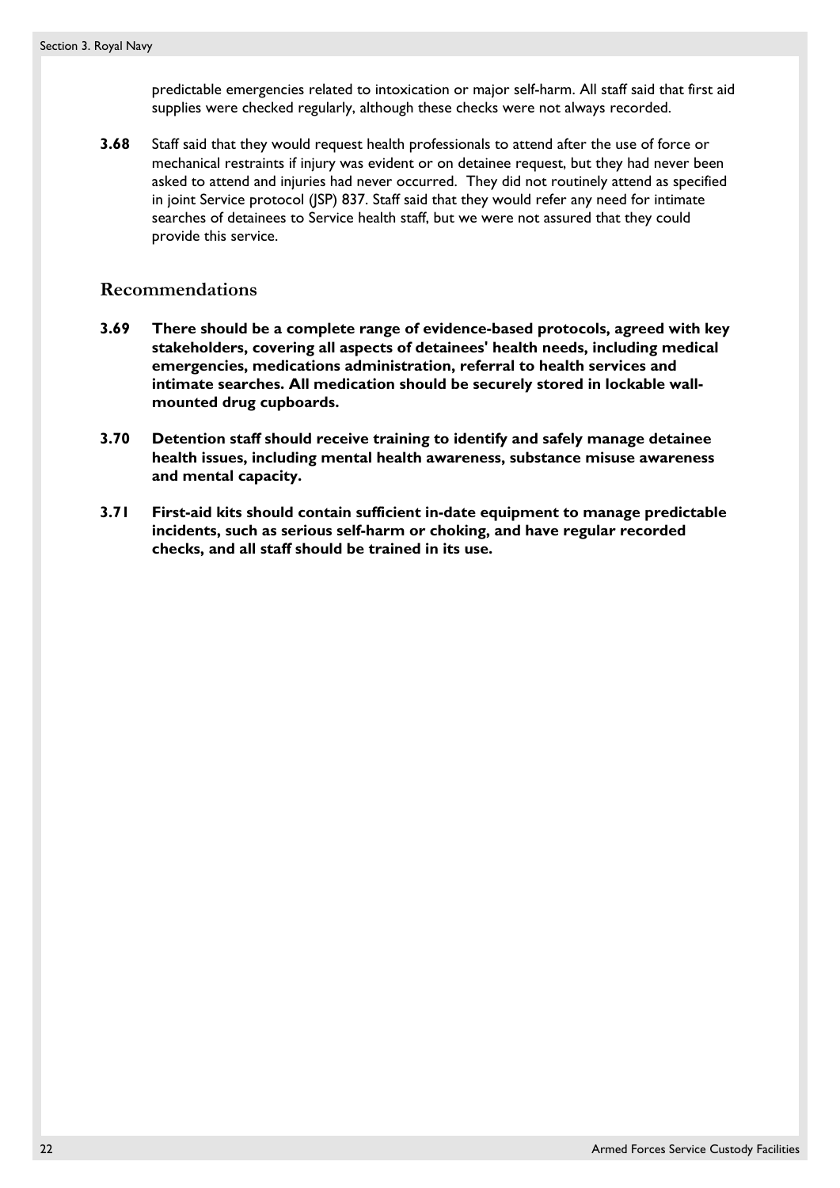predictable emergencies related to intoxication or major self-harm. All staff said that first aid supplies were checked regularly, although these checks were not always recorded.

**3.68** Staff said that they would request health professionals to attend after the use of force or mechanical restraints if injury was evident or on detainee request, but they had never been asked to attend and injuries had never occurred. They did not routinely attend as specified in joint Service protocol (JSP) 837. Staff said that they would refer any need for intimate searches of detainees to Service health staff, but we were not assured that they could provide this service.

## Recommendations

**3.69 There should be a complete range of evidence-based protocols, agreed with key stakeholders, covering all aspects of detainees' health needs, including medical emergencies, medications administration, referral to health services and intimate searches. All medication should be securely stored in lockable wall-mounted drug cupboards.**

**3.70 Detention staff should receive training to identify and safely manage detainee health issues, including mental health awareness, substance misuse awareness and mental capacity.**

**3.71 First-aid kits should contain sufficient in-date equipment to manage predictable incidents, such as serious self-harm or choking, and have regular recorded checks, and all staff should be trained in its use.**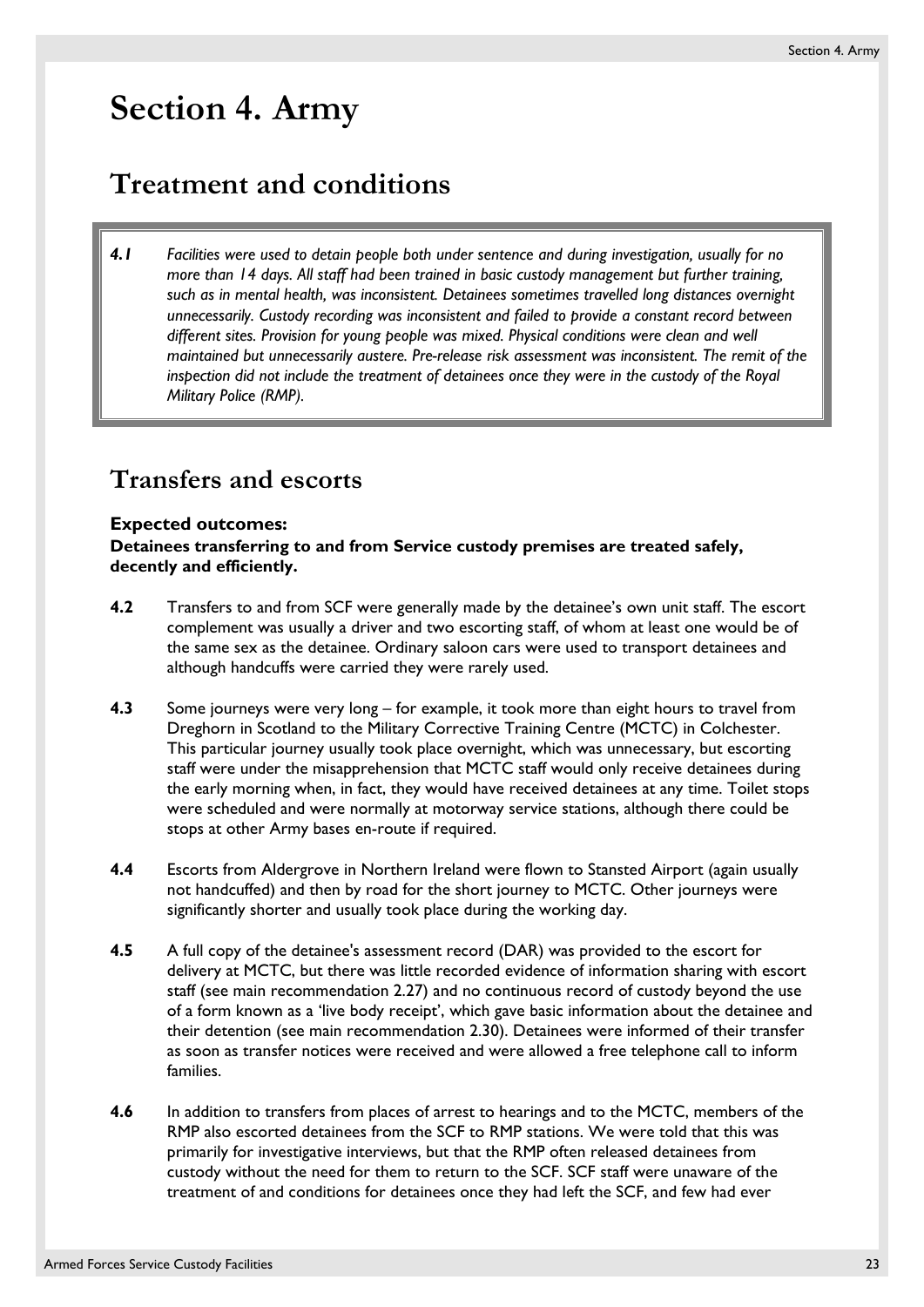# Section 4. Army

## Treatment and conditions

> *4.1 Facilities were used to detain people both under sentence and during investigation, usually for no more than 14 days. All staff had been trained in basic custody management but further training, such as in mental health, was inconsistent. Detainees sometimes travelled long distances overnight unnecessarily. Custody recording was inconsistent and failed to provide a constant record between different sites. Provision for young people was mixed. Physical conditions were clean and well maintained but unnecessarily austere. Pre-release risk assessment was inconsistent. The remit of the inspection did not include the treatment of detainees once they were in the custody of the Royal Military Police (RMP).*

## Transfers and escorts

**Expected outcomes:**
**Detainees transferring to and from Service custody premises are treated safely, decently and efficiently.**

**4.2** Transfers to and from SCF were generally made by the detainee's own unit staff. The escort complement was usually a driver and two escorting staff, of whom at least one would be of the same sex as the detainee. Ordinary saloon cars were used to transport detainees and although handcuffs were carried they were rarely used.

**4.3** Some journeys were very long – for example, it took more than eight hours to travel from Dreghorn in Scotland to the Military Corrective Training Centre (MCTC) in Colchester. This particular journey usually took place overnight, which was unnecessary, but escorting staff were under the misapprehension that MCTC staff would only receive detainees during the early morning when, in fact, they would have received detainees at any time. Toilet stops were scheduled and were normally at motorway service stations, although there could be stops at other Army bases en-route if required.

**4.4** Escorts from Aldergrove in Northern Ireland were flown to Stansted Airport (again usually not handcuffed) and then by road for the short journey to MCTC. Other journeys were significantly shorter and usually took place during the working day.

**4.5** A full copy of the detainee's assessment record (DAR) was provided to the escort for delivery at MCTC, but there was little recorded evidence of information sharing with escort staff (see main recommendation 2.27) and no continuous record of custody beyond the use of a form known as a 'live body receipt', which gave basic information about the detainee and their detention (see main recommendation 2.30). Detainees were informed of their transfer as soon as transfer notices were received and were allowed a free telephone call to inform families.

**4.6** In addition to transfers from places of arrest to hearings and to the MCTC, members of the RMP also escorted detainees from the SCF to RMP stations. We were told that this was primarily for investigative interviews, but that the RMP often released detainees from custody without the need for them to return to the SCF. SCF staff were unaware of the treatment of and conditions for detainees once they had left the SCF, and few had ever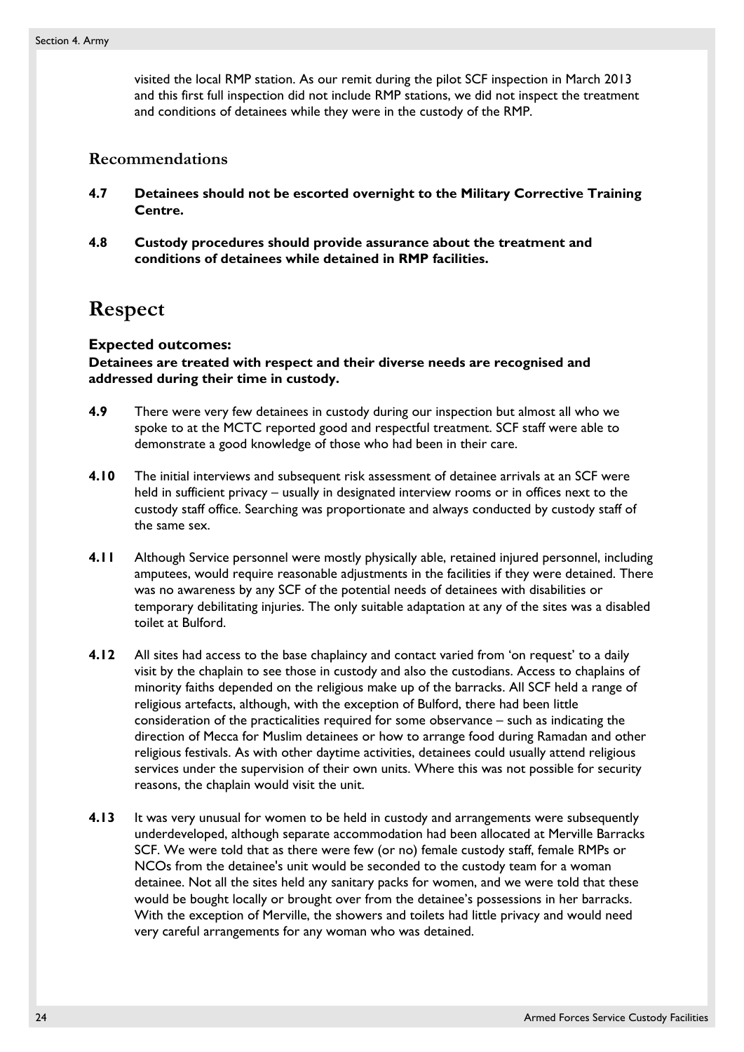visited the local RMP station. As our remit during the pilot SCF inspection in March 2013 and this first full inspection did not include RMP stations, we did not inspect the treatment and conditions of detainees while they were in the custody of the RMP.

### Recommendations

**4.7 Detainees should not be escorted overnight to the Military Corrective Training Centre.**

**4.8 Custody procedures should provide assurance about the treatment and conditions of detainees while detained in RMP facilities.**

## Respect

**Expected outcomes:**
**Detainees are treated with respect and their diverse needs are recognised and addressed during their time in custody.**

**4.9** There were very few detainees in custody during our inspection but almost all who we spoke to at the MCTC reported good and respectful treatment. SCF staff were able to demonstrate a good knowledge of those who had been in their care.

**4.10** The initial interviews and subsequent risk assessment of detainee arrivals at an SCF were held in sufficient privacy – usually in designated interview rooms or in offices next to the custody staff office. Searching was proportionate and always conducted by custody staff of the same sex.

**4.11** Although Service personnel were mostly physically able, retained injured personnel, including amputees, would require reasonable adjustments in the facilities if they were detained. There was no awareness by any SCF of the potential needs of detainees with disabilities or temporary debilitating injuries. The only suitable adaptation at any of the sites was a disabled toilet at Bulford.

**4.12** All sites had access to the base chaplaincy and contact varied from 'on request' to a daily visit by the chaplain to see those in custody and also the custodians. Access to chaplains of minority faiths depended on the religious make up of the barracks. All SCF held a range of religious artefacts, although, with the exception of Bulford, there had been little consideration of the practicalities required for some observance – such as indicating the direction of Mecca for Muslim detainees or how to arrange food during Ramadan and other religious festivals. As with other daytime activities, detainees could usually attend religious services under the supervision of their own units. Where this was not possible for security reasons, the chaplain would visit the unit.

**4.13** It was very unusual for women to be held in custody and arrangements were subsequently underdeveloped, although separate accommodation had been allocated at Merville Barracks SCF. We were told that as there were few (or no) female custody staff, female RMPs or NCOs from the detainee's unit would be seconded to the custody team for a woman detainee. Not all the sites held any sanitary packs for women, and we were told that these would be bought locally or brought over from the detainee's possessions in her barracks. With the exception of Merville, the showers and toilets had little privacy and would need very careful arrangements for any woman who was detained.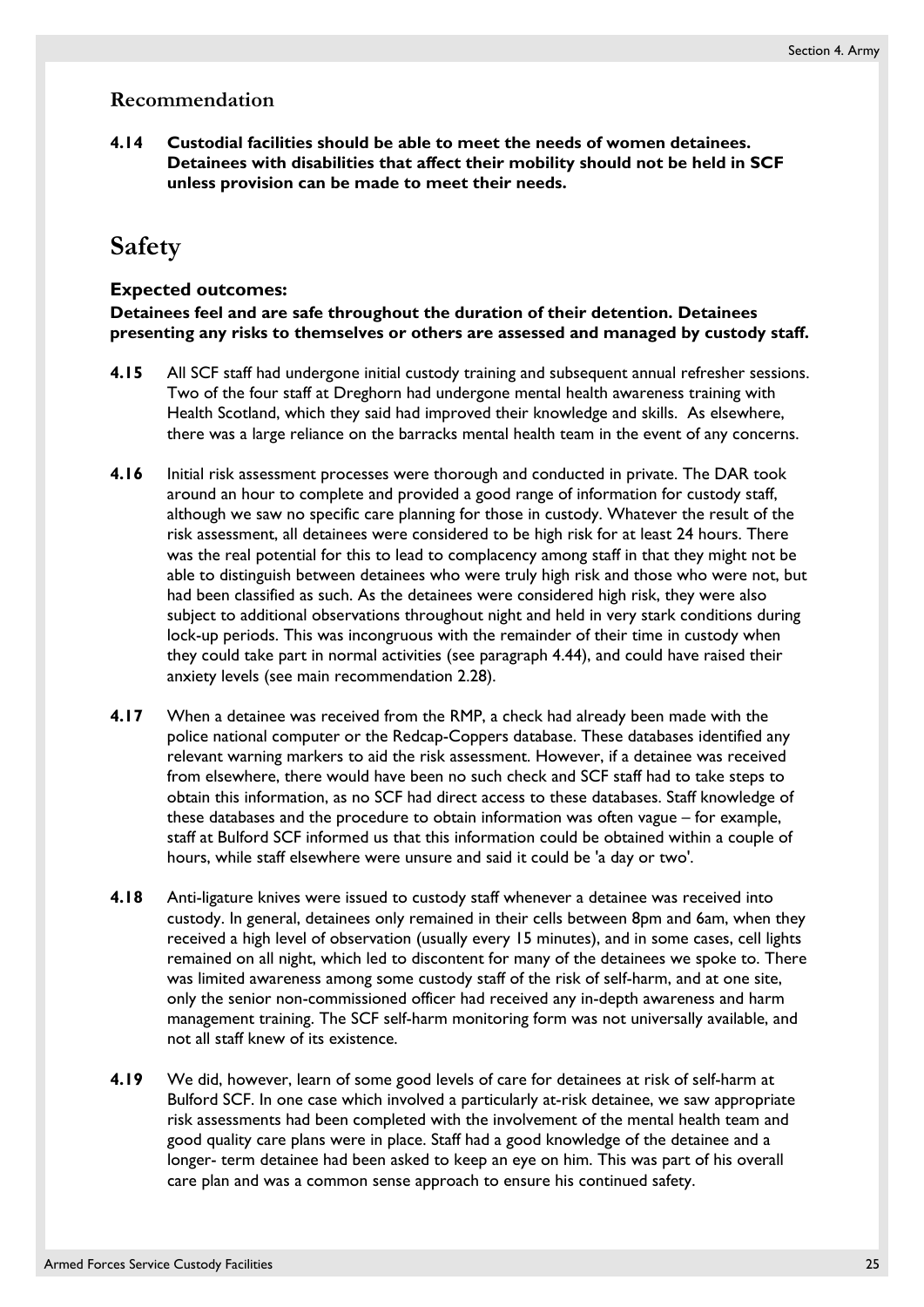### Recommendation

**4.14 Custodial facilities should be able to meet the needs of women detainees. Detainees with disabilities that affect their mobility should not be held in SCF unless provision can be made to meet their needs.**

## Safety

### Expected outcomes:

**Detainees feel and are safe throughout the duration of their detention. Detainees presenting any risks to themselves or others are assessed and managed by custody staff.**

**4.15** All SCF staff had undergone initial custody training and subsequent annual refresher sessions. Two of the four staff at Dreghorn had undergone mental health awareness training with Health Scotland, which they said had improved their knowledge and skills. As elsewhere, there was a large reliance on the barracks mental health team in the event of any concerns.

**4.16** Initial risk assessment processes were thorough and conducted in private. The DAR took around an hour to complete and provided a good range of information for custody staff, although we saw no specific care planning for those in custody. Whatever the result of the risk assessment, all detainees were considered to be high risk for at least 24 hours. There was the real potential for this to lead to complacency among staff in that they might not be able to distinguish between detainees who were truly high risk and those who were not, but had been classified as such. As the detainees were considered high risk, they were also subject to additional observations throughout night and held in very stark conditions during lock-up periods. This was incongruous with the remainder of their time in custody when they could take part in normal activities (see paragraph 4.44), and could have raised their anxiety levels (see main recommendation 2.28).

**4.17** When a detainee was received from the RMP, a check had already been made with the police national computer or the Redcap-Coppers database. These databases identified any relevant warning markers to aid the risk assessment. However, if a detainee was received from elsewhere, there would have been no such check and SCF staff had to take steps to obtain this information, as no SCF had direct access to these databases. Staff knowledge of these databases and the procedure to obtain information was often vague – for example, staff at Bulford SCF informed us that this information could be obtained within a couple of hours, while staff elsewhere were unsure and said it could be 'a day or two'.

**4.18** Anti-ligature knives were issued to custody staff whenever a detainee was received into custody. In general, detainees only remained in their cells between 8pm and 6am, when they received a high level of observation (usually every 15 minutes), and in some cases, cell lights remained on all night, which led to discontent for many of the detainees we spoke to. There was limited awareness among some custody staff of the risk of self-harm, and at one site, only the senior non-commissioned officer had received any in-depth awareness and harm management training. The SCF self-harm monitoring form was not universally available, and not all staff knew of its existence.

**4.19** We did, however, learn of some good levels of care for detainees at risk of self-harm at Bulford SCF. In one case which involved a particularly at-risk detainee, we saw appropriate risk assessments had been completed with the involvement of the mental health team and good quality care plans were in place. Staff had a good knowledge of the detainee and a longer- term detainee had been asked to keep an eye on him. This was part of his overall care plan and was a common sense approach to ensure his continued safety.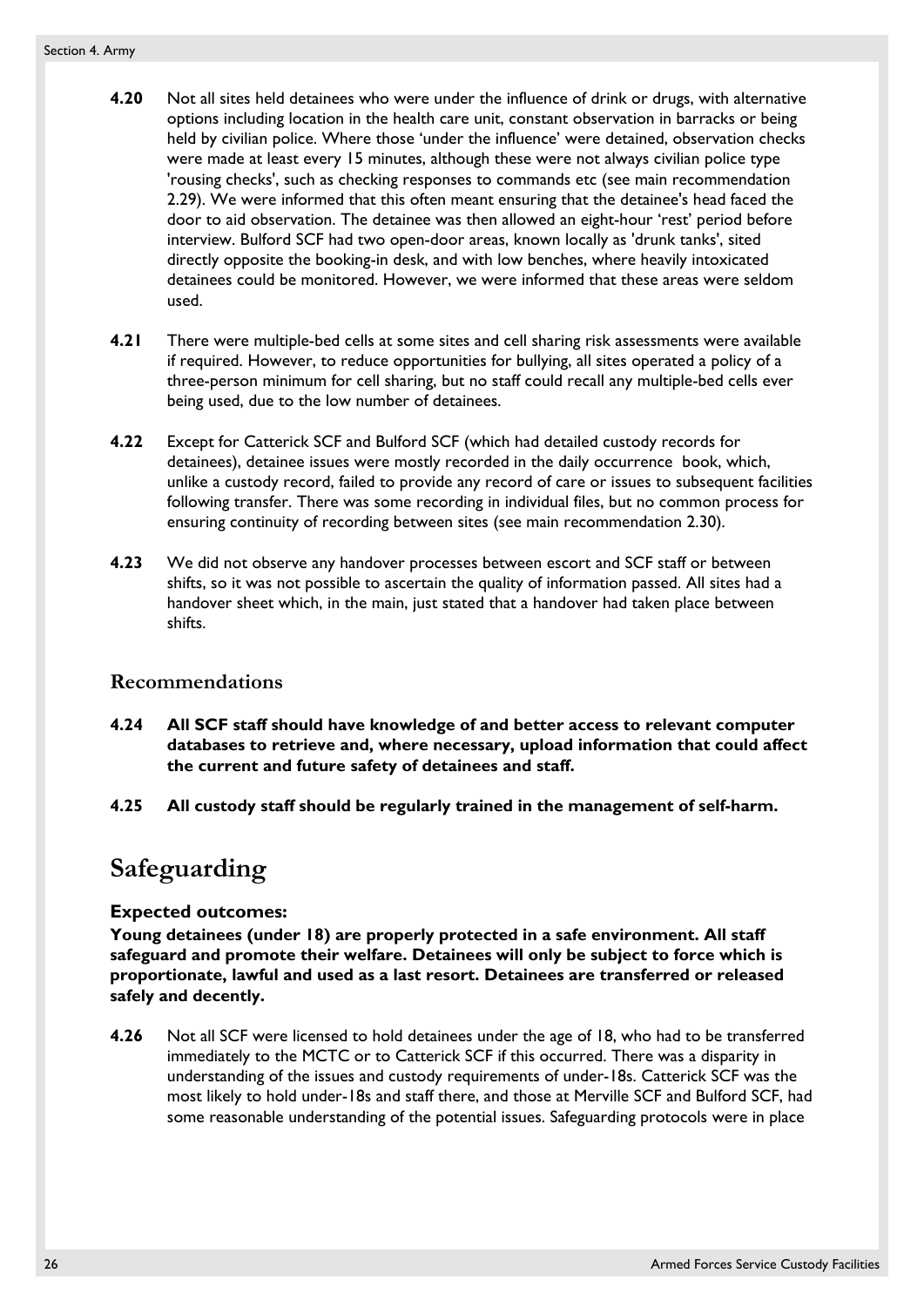**4.20** Not all sites held detainees who were under the influence of drink or drugs, with alternative options including location in the health care unit, constant observation in barracks or being held by civilian police. Where those 'under the influence' were detained, observation checks were made at least every 15 minutes, although these were not always civilian police type 'rousing checks', such as checking responses to commands etc (see main recommendation 2.29). We were informed that this often meant ensuring that the detainee's head faced the door to aid observation. The detainee was then allowed an eight-hour 'rest' period before interview. Bulford SCF had two open-door areas, known locally as 'drunk tanks', sited directly opposite the booking-in desk, and with low benches, where heavily intoxicated detainees could be monitored. However, we were informed that these areas were seldom used.

**4.21** There were multiple-bed cells at some sites and cell sharing risk assessments were available if required. However, to reduce opportunities for bullying, all sites operated a policy of a three-person minimum for cell sharing, but no staff could recall any multiple-bed cells ever being used, due to the low number of detainees.

**4.22** Except for Catterick SCF and Bulford SCF (which had detailed custody records for detainees), detainee issues were mostly recorded in the daily occurrence book, which, unlike a custody record, failed to provide any record of care or issues to subsequent facilities following transfer. There was some recording in individual files, but no common process for ensuring continuity of recording between sites (see main recommendation 2.30).

**4.23** We did not observe any handover processes between escort and SCF staff or between shifts, so it was not possible to ascertain the quality of information passed. All sites had a handover sheet which, in the main, just stated that a handover had taken place between shifts.

### Recommendations

**4.24 All SCF staff should have knowledge of and better access to relevant computer databases to retrieve and, where necessary, upload information that could affect the current and future safety of detainees and staff.**

**4.25 All custody staff should be regularly trained in the management of self-harm.**

## Safeguarding

#### Expected outcomes:

**Young detainees (under 18) are properly protected in a safe environment. All staff safeguard and promote their welfare. Detainees will only be subject to force which is proportionate, lawful and used as a last resort. Detainees are transferred or released safely and decently.**

**4.26** Not all SCF were licensed to hold detainees under the age of 18, who had to be transferred immediately to the MCTC or to Catterick SCF if this occurred. There was a disparity in understanding of the issues and custody requirements of under-18s. Catterick SCF was the most likely to hold under-18s and staff there, and those at Merville SCF and Bulford SCF, had some reasonable understanding of the potential issues. Safeguarding protocols were in place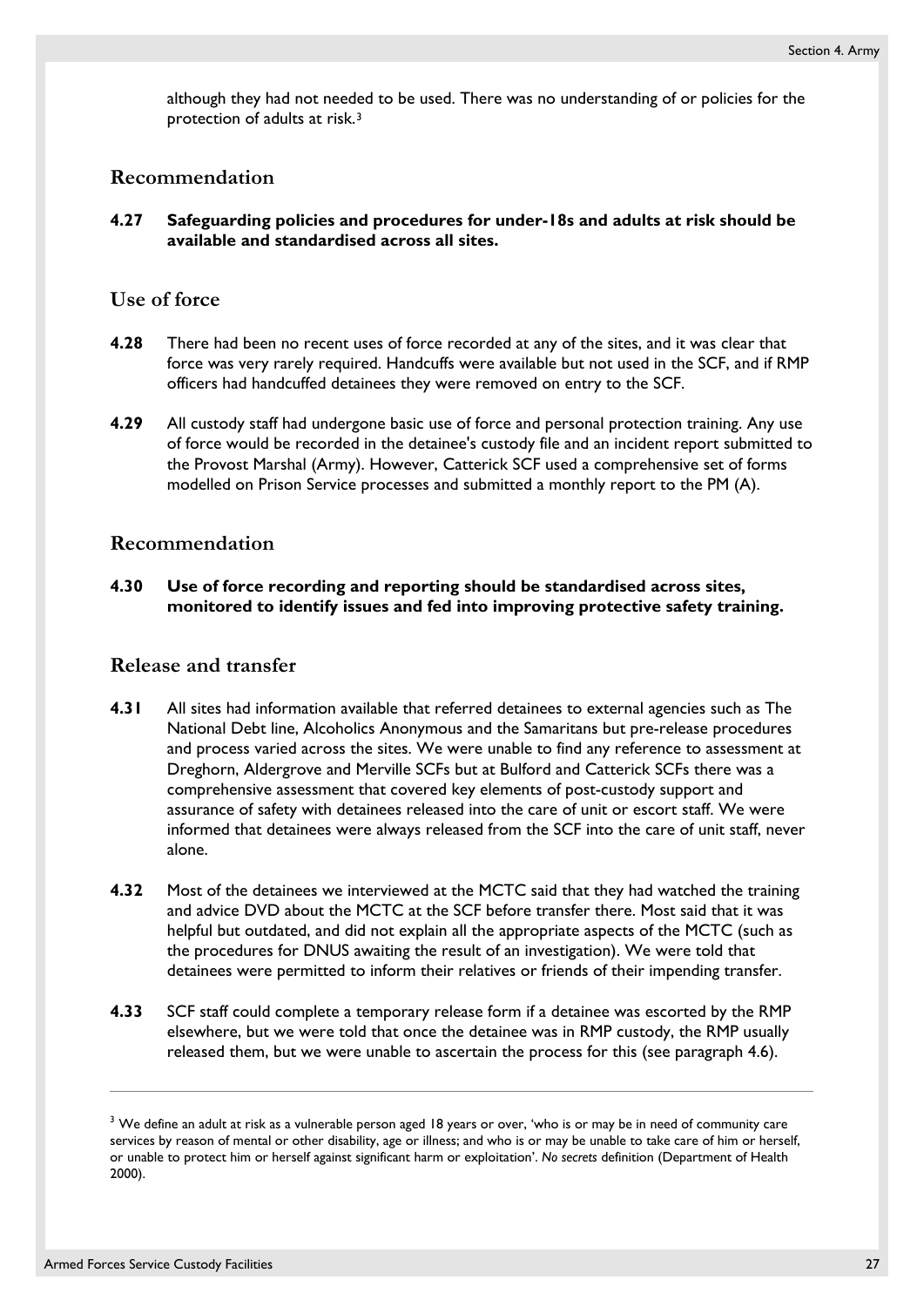although they had not needed to be used. There was no understanding of or policies for the protection of adults at risk.[3]

## Recommendation

**4.27 Safeguarding policies and procedures for under-18s and adults at risk should be available and standardised across all sites.**

## Use of force

**4.28** There had been no recent uses of force recorded at any of the sites, and it was clear that force was very rarely required. Handcuffs were available but not used in the SCF, and if RMP officers had handcuffed detainees they were removed on entry to the SCF.

**4.29** All custody staff had undergone basic use of force and personal protection training. Any use of force would be recorded in the detainee's custody file and an incident report submitted to the Provost Marshal (Army). However, Catterick SCF used a comprehensive set of forms modelled on Prison Service processes and submitted a monthly report to the PM (A).

## Recommendation

**4.30 Use of force recording and reporting should be standardised across sites, monitored to identify issues and fed into improving protective safety training.**

## Release and transfer

**4.31** All sites had information available that referred detainees to external agencies such as The National Debt line, Alcoholics Anonymous and the Samaritans but pre-release procedures and process varied across the sites. We were unable to find any reference to assessment at Dreghorn, Aldergrove and Merville SCFs but at Bulford and Catterick SCFs there was a comprehensive assessment that covered key elements of post-custody support and assurance of safety with detainees released into the care of unit or escort staff. We were informed that detainees were always released from the SCF into the care of unit staff, never alone.

**4.32** Most of the detainees we interviewed at the MCTC said that they had watched the training and advice DVD about the MCTC at the SCF before transfer there. Most said that it was helpful but outdated, and did not explain all the appropriate aspects of the MCTC (such as the procedures for DNUS awaiting the result of an investigation). We were told that detainees were permitted to inform their relatives or friends of their impending transfer.

**4.33** SCF staff could complete a temporary release form if a detainee was escorted by the RMP elsewhere, but we were told that once the detainee was in RMP custody, the RMP usually released them, but we were unable to ascertain the process for this (see paragraph 4.6).

---

[3] We define an adult at risk as a vulnerable person aged 18 years or over, 'who is or may be in need of community care services by reason of mental or other disability, age or illness; and who is or may be unable to take care of him or herself, or unable to protect him or herself against significant harm or exploitation'. *No secrets* definition (Department of Health 2000).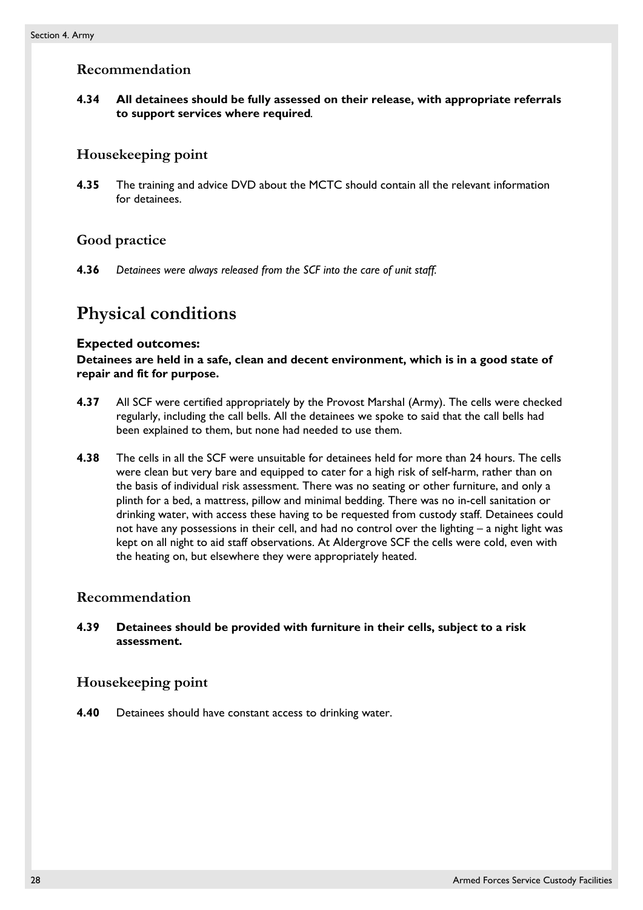### Recommendation

**4.34** **All detainees should be fully assessed on their release, with appropriate referrals to support services where required**.

### Housekeeping point

**4.35** The training and advice DVD about the MCTC should contain all the relevant information for detainees.

### Good practice

**4.36** *Detainees were always released from the SCF into the care of unit staff.*

## Physical conditions

**Expected outcomes:**
**Detainees are held in a safe, clean and decent environment, which is in a good state of repair and fit for purpose.**

**4.37** All SCF were certified appropriately by the Provost Marshal (Army). The cells were checked regularly, including the call bells. All the detainees we spoke to said that the call bells had been explained to them, but none had needed to use them.

**4.38** The cells in all the SCF were unsuitable for detainees held for more than 24 hours. The cells were clean but very bare and equipped to cater for a high risk of self-harm, rather than on the basis of individual risk assessment. There was no seating or other furniture, and only a plinth for a bed, a mattress, pillow and minimal bedding. There was no in-cell sanitation or drinking water, with access these having to be requested from custody staff. Detainees could not have any possessions in their cell, and had no control over the lighting – a night light was kept on all night to aid staff observations. At Aldergrove SCF the cells were cold, even with the heating on, but elsewhere they were appropriately heated.

### Recommendation

**4.39** **Detainees should be provided with furniture in their cells, subject to a risk assessment.**

### Housekeeping point

**4.40** Detainees should have constant access to drinking water.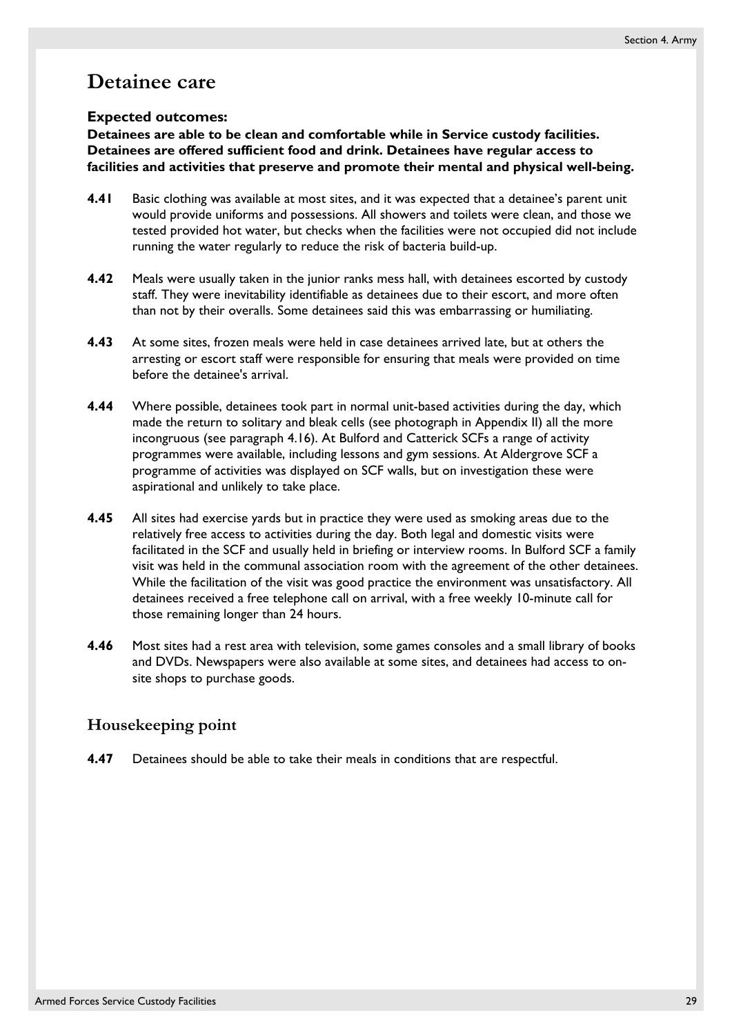# Detainee care

**Expected outcomes:**
**Detainees are able to be clean and comfortable while in Service custody facilities. Detainees are offered sufficient food and drink. Detainees have regular access to facilities and activities that preserve and promote their mental and physical well-being.**

**4.41** Basic clothing was available at most sites, and it was expected that a detainee's parent unit would provide uniforms and possessions. All showers and toilets were clean, and those we tested provided hot water, but checks when the facilities were not occupied did not include running the water regularly to reduce the risk of bacteria build-up.

**4.42** Meals were usually taken in the junior ranks mess hall, with detainees escorted by custody staff. They were inevitability identifiable as detainees due to their escort, and more often than not by their overalls. Some detainees said this was embarrassing or humiliating.

**4.43** At some sites, frozen meals were held in case detainees arrived late, but at others the arresting or escort staff were responsible for ensuring that meals were provided on time before the detainee's arrival.

**4.44** Where possible, detainees took part in normal unit-based activities during the day, which made the return to solitary and bleak cells (see photograph in Appendix II) all the more incongruous (see paragraph 4.16). At Bulford and Catterick SCFs a range of activity programmes were available, including lessons and gym sessions. At Aldergrove SCF a programme of activities was displayed on SCF walls, but on investigation these were aspirational and unlikely to take place.

**4.45** All sites had exercise yards but in practice they were used as smoking areas due to the relatively free access to activities during the day. Both legal and domestic visits were facilitated in the SCF and usually held in briefing or interview rooms. In Bulford SCF a family visit was held in the communal association room with the agreement of the other detainees. While the facilitation of the visit was good practice the environment was unsatisfactory. All detainees received a free telephone call on arrival, with a free weekly 10-minute call for those remaining longer than 24 hours.

**4.46** Most sites had a rest area with television, some games consoles and a small library of books and DVDs. Newspapers were also available at some sites, and detainees had access to on-site shops to purchase goods.

## Housekeeping point

**4.47** Detainees should be able to take their meals in conditions that are respectful.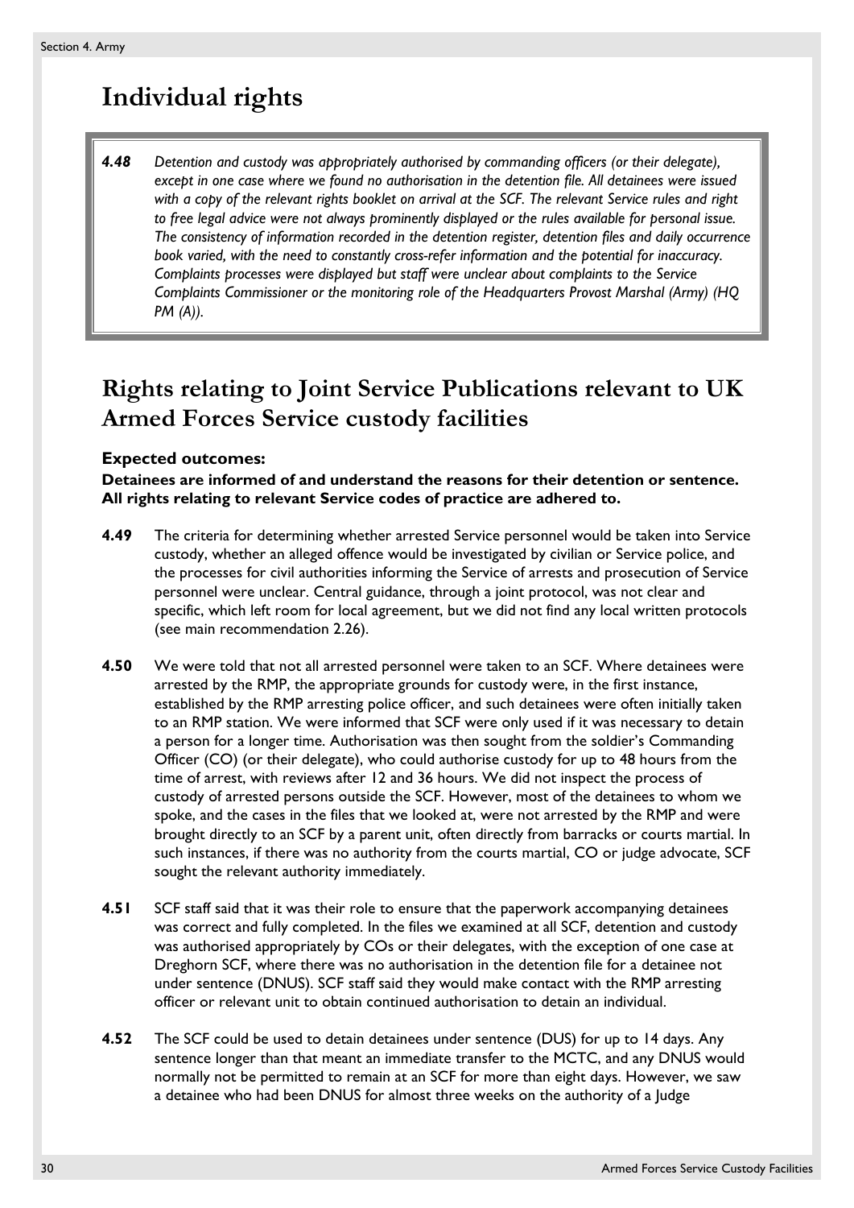# Individual rights

> ***4.48*** *Detention and custody was appropriately authorised by commanding officers (or their delegate), except in one case where we found no authorisation in the detention file. All detainees were issued with a copy of the relevant rights booklet on arrival at the SCF. The relevant Service rules and right to free legal advice were not always prominently displayed or the rules available for personal issue. The consistency of information recorded in the detention register, detention files and daily occurrence book varied, with the need to constantly cross-refer information and the potential for inaccuracy. Complaints processes were displayed but staff were unclear about complaints to the Service Complaints Commissioner or the monitoring role of the Headquarters Provost Marshal (Army) (HQ PM (A)).*

## Rights relating to Joint Service Publications relevant to UK Armed Forces Service custody facilities

### Expected outcomes:

**Detainees are informed of and understand the reasons for their detention or sentence. All rights relating to relevant Service codes of practice are adhered to.**

**4.49** The criteria for determining whether arrested Service personnel would be taken into Service custody, whether an alleged offence would be investigated by civilian or Service police, and the processes for civil authorities informing the Service of arrests and prosecution of Service personnel were unclear. Central guidance, through a joint protocol, was not clear and specific, which left room for local agreement, but we did not find any local written protocols (see main recommendation 2.26).

**4.50** We were told that not all arrested personnel were taken to an SCF. Where detainees were arrested by the RMP, the appropriate grounds for custody were, in the first instance, established by the RMP arresting police officer, and such detainees were often initially taken to an RMP station. We were informed that SCF were only used if it was necessary to detain a person for a longer time. Authorisation was then sought from the soldier's Commanding Officer (CO) (or their delegate), who could authorise custody for up to 48 hours from the time of arrest, with reviews after 12 and 36 hours. We did not inspect the process of custody of arrested persons outside the SCF. However, most of the detainees to whom we spoke, and the cases in the files that we looked at, were not arrested by the RMP and were brought directly to an SCF by a parent unit, often directly from barracks or courts martial. In such instances, if there was no authority from the courts martial, CO or judge advocate, SCF sought the relevant authority immediately.

**4.51** SCF staff said that it was their role to ensure that the paperwork accompanying detainees was correct and fully completed. In the files we examined at all SCF, detention and custody was authorised appropriately by COs or their delegates, with the exception of one case at Dreghorn SCF, where there was no authorisation in the detention file for a detainee not under sentence (DNUS). SCF staff said they would make contact with the RMP arresting officer or relevant unit to obtain continued authorisation to detain an individual.

**4.52** The SCF could be used to detain detainees under sentence (DUS) for up to 14 days. Any sentence longer than that meant an immediate transfer to the MCTC, and any DNUS would normally not be permitted to remain at an SCF for more than eight days. However, we saw a detainee who had been DNUS for almost three weeks on the authority of a Judge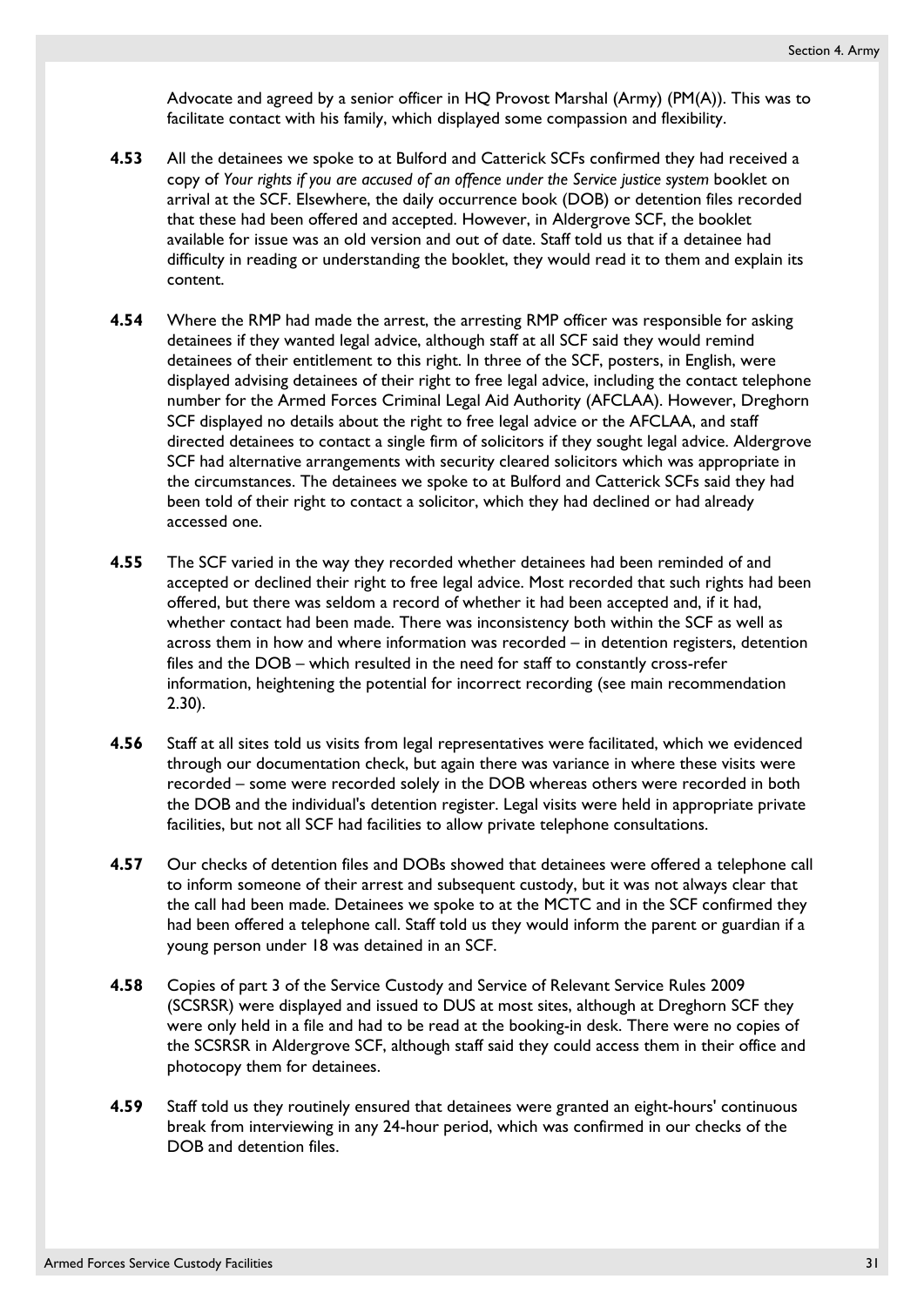Advocate and agreed by a senior officer in HQ Provost Marshal (Army) (PM(A)). This was to facilitate contact with his family, which displayed some compassion and flexibility.

**4.53** All the detainees we spoke to at Bulford and Catterick SCFs confirmed they had received a copy of *Your rights if you are accused of an offence under the Service justice system* booklet on arrival at the SCF. Elsewhere, the daily occurrence book (DOB) or detention files recorded that these had been offered and accepted. However, in Aldergrove SCF, the booklet available for issue was an old version and out of date. Staff told us that if a detainee had difficulty in reading or understanding the booklet, they would read it to them and explain its content.

**4.54** Where the RMP had made the arrest, the arresting RMP officer was responsible for asking detainees if they wanted legal advice, although staff at all SCF said they would remind detainees of their entitlement to this right. In three of the SCF, posters, in English, were displayed advising detainees of their right to free legal advice, including the contact telephone number for the Armed Forces Criminal Legal Aid Authority (AFCLAA). However, Dreghorn SCF displayed no details about the right to free legal advice or the AFCLAA, and staff directed detainees to contact a single firm of solicitors if they sought legal advice. Aldergrove SCF had alternative arrangements with security cleared solicitors which was appropriate in the circumstances. The detainees we spoke to at Bulford and Catterick SCFs said they had been told of their right to contact a solicitor, which they had declined or had already accessed one.

**4.55** The SCF varied in the way they recorded whether detainees had been reminded of and accepted or declined their right to free legal advice. Most recorded that such rights had been offered, but there was seldom a record of whether it had been accepted and, if it had, whether contact had been made. There was inconsistency both within the SCF as well as across them in how and where information was recorded – in detention registers, detention files and the DOB – which resulted in the need for staff to constantly cross-refer information, heightening the potential for incorrect recording (see main recommendation 2.30).

**4.56** Staff at all sites told us visits from legal representatives were facilitated, which we evidenced through our documentation check, but again there was variance in where these visits were recorded – some were recorded solely in the DOB whereas others were recorded in both the DOB and the individual's detention register. Legal visits were held in appropriate private facilities, but not all SCF had facilities to allow private telephone consultations.

**4.57** Our checks of detention files and DOBs showed that detainees were offered a telephone call to inform someone of their arrest and subsequent custody, but it was not always clear that the call had been made. Detainees we spoke to at the MCTC and in the SCF confirmed they had been offered a telephone call. Staff told us they would inform the parent or guardian if a young person under 18 was detained in an SCF.

**4.58** Copies of part 3 of the Service Custody and Service of Relevant Service Rules 2009 (SCSRSR) were displayed and issued to DUS at most sites, although at Dreghorn SCF they were only held in a file and had to be read at the booking-in desk. There were no copies of the SCSRSR in Aldergrove SCF, although staff said they could access them in their office and photocopy them for detainees.

**4.59** Staff told us they routinely ensured that detainees were granted an eight-hours' continuous break from interviewing in any 24-hour period, which was confirmed in our checks of the DOB and detention files.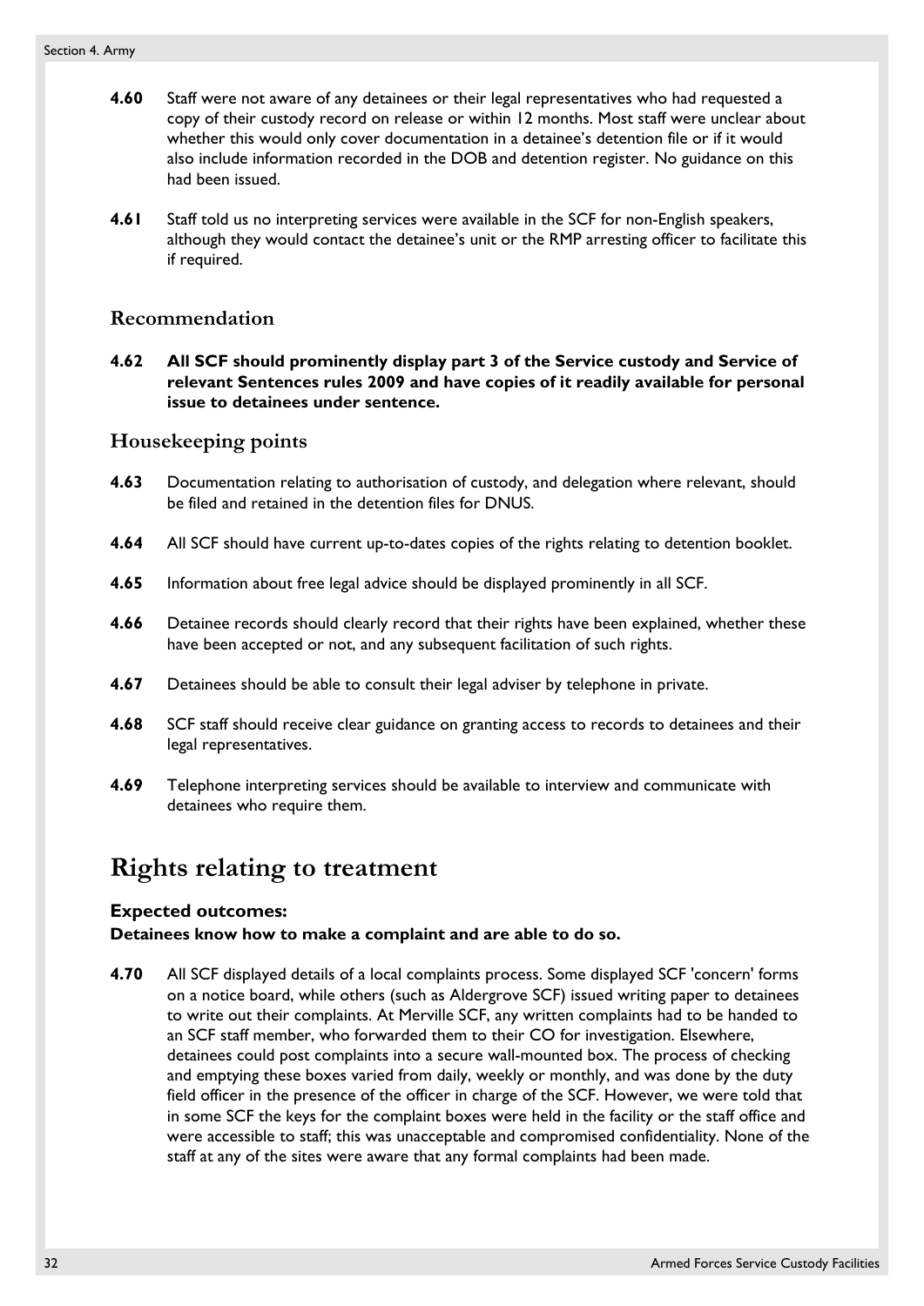**4.60** Staff were not aware of any detainees or their legal representatives who had requested a copy of their custody record on release or within 12 months. Most staff were unclear about whether this would only cover documentation in a detainee's detention file or if it would also include information recorded in the DOB and detention register. No guidance on this had been issued.

**4.61** Staff told us no interpreting services were available in the SCF for non-English speakers, although they would contact the detainee's unit or the RMP arresting officer to facilitate this if required.

### Recommendation

**4.62 All SCF should prominently display part 3 of the Service custody and Service of relevant Sentences rules 2009 and have copies of it readily available for personal issue to detainees under sentence.**

### Housekeeping points

**4.63** Documentation relating to authorisation of custody, and delegation where relevant, should be filed and retained in the detention files for DNUS.

**4.64** All SCF should have current up-to-dates copies of the rights relating to detention booklet.

**4.65** Information about free legal advice should be displayed prominently in all SCF.

**4.66** Detainee records should clearly record that their rights have been explained, whether these have been accepted or not, and any subsequent facilitation of such rights.

**4.67** Detainees should be able to consult their legal adviser by telephone in private.

**4.68** SCF staff should receive clear guidance on granting access to records to detainees and their legal representatives.

**4.69** Telephone interpreting services should be available to interview and communicate with detainees who require them.

## Rights relating to treatment

**Expected outcomes:**
**Detainees know how to make a complaint and are able to do so.**

**4.70** All SCF displayed details of a local complaints process. Some displayed SCF 'concern' forms on a notice board, while others (such as Aldergrove SCF) issued writing paper to detainees to write out their complaints. At Merville SCF, any written complaints had to be handed to an SCF staff member, who forwarded them to their CO for investigation. Elsewhere, detainees could post complaints into a secure wall-mounted box. The process of checking and emptying these boxes varied from daily, weekly or monthly, and was done by the duty field officer in the presence of the officer in charge of the SCF. However, we were told that in some SCF the keys for the complaint boxes were held in the facility or the staff office and were accessible to staff; this was unacceptable and compromised confidentiality. None of the staff at any of the sites were aware that any formal complaints had been made.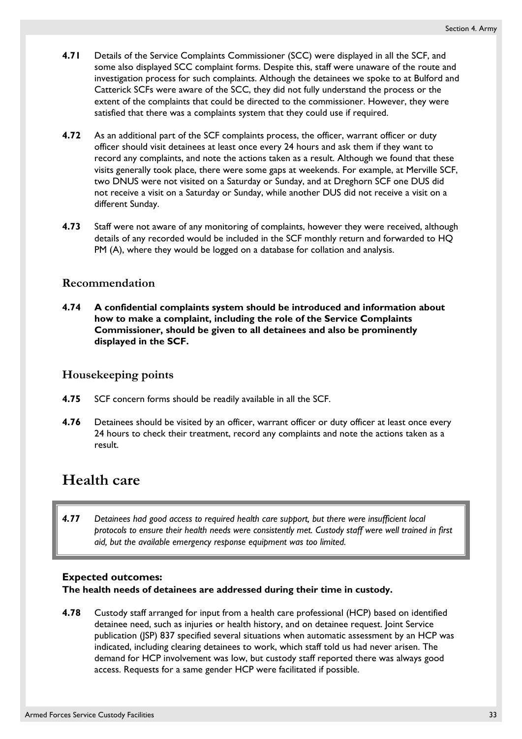**4.71** Details of the Service Complaints Commissioner (SCC) were displayed in all the SCF, and some also displayed SCC complaint forms. Despite this, staff were unaware of the route and investigation process for such complaints. Although the detainees we spoke to at Bulford and Catterick SCFs were aware of the SCC, they did not fully understand the process or the extent of the complaints that could be directed to the commissioner. However, they were satisfied that there was a complaints system that they could use if required.

**4.72** As an additional part of the SCF complaints process, the officer, warrant officer or duty officer should visit detainees at least once every 24 hours and ask them if they want to record any complaints, and note the actions taken as a result. Although we found that these visits generally took place, there were some gaps at weekends. For example, at Merville SCF, two DNUS were not visited on a Saturday or Sunday, and at Dreghorn SCF one DUS did not receive a visit on a Saturday or Sunday, while another DUS did not receive a visit on a different Sunday.

**4.73** Staff were not aware of any monitoring of complaints, however they were received, although details of any recorded would be included in the SCF monthly return and forwarded to HQ PM (A), where they would be logged on a database for collation and analysis.

### Recommendation

**4.74** **A confidential complaints system should be introduced and information about how to make a complaint, including the role of the Service Complaints Commissioner, should be given to all detainees and also be prominently displayed in the SCF.**

### Housekeeping points

**4.75** SCF concern forms should be readily available in all the SCF.

**4.76** Detainees should be visited by an officer, warrant officer or duty officer at least once every 24 hours to check their treatment, record any complaints and note the actions taken as a result.

## Health care

> ***4.77*** *Detainees had good access to required health care support, but there were insufficient local protocols to ensure their health needs were consistently met. Custody staff were well trained in first aid, but the available emergency response equipment was too limited.*

**Expected outcomes:**
**The health needs of detainees are addressed during their time in custody.**

**4.78** Custody staff arranged for input from a health care professional (HCP) based on identified detainee need, such as injuries or health history, and on detainee request. Joint Service publication (JSP) 837 specified several situations when automatic assessment by an HCP was indicated, including clearing detainees to work, which staff told us had never arisen. The demand for HCP involvement was low, but custody staff reported there was always good access. Requests for a same gender HCP were facilitated if possible.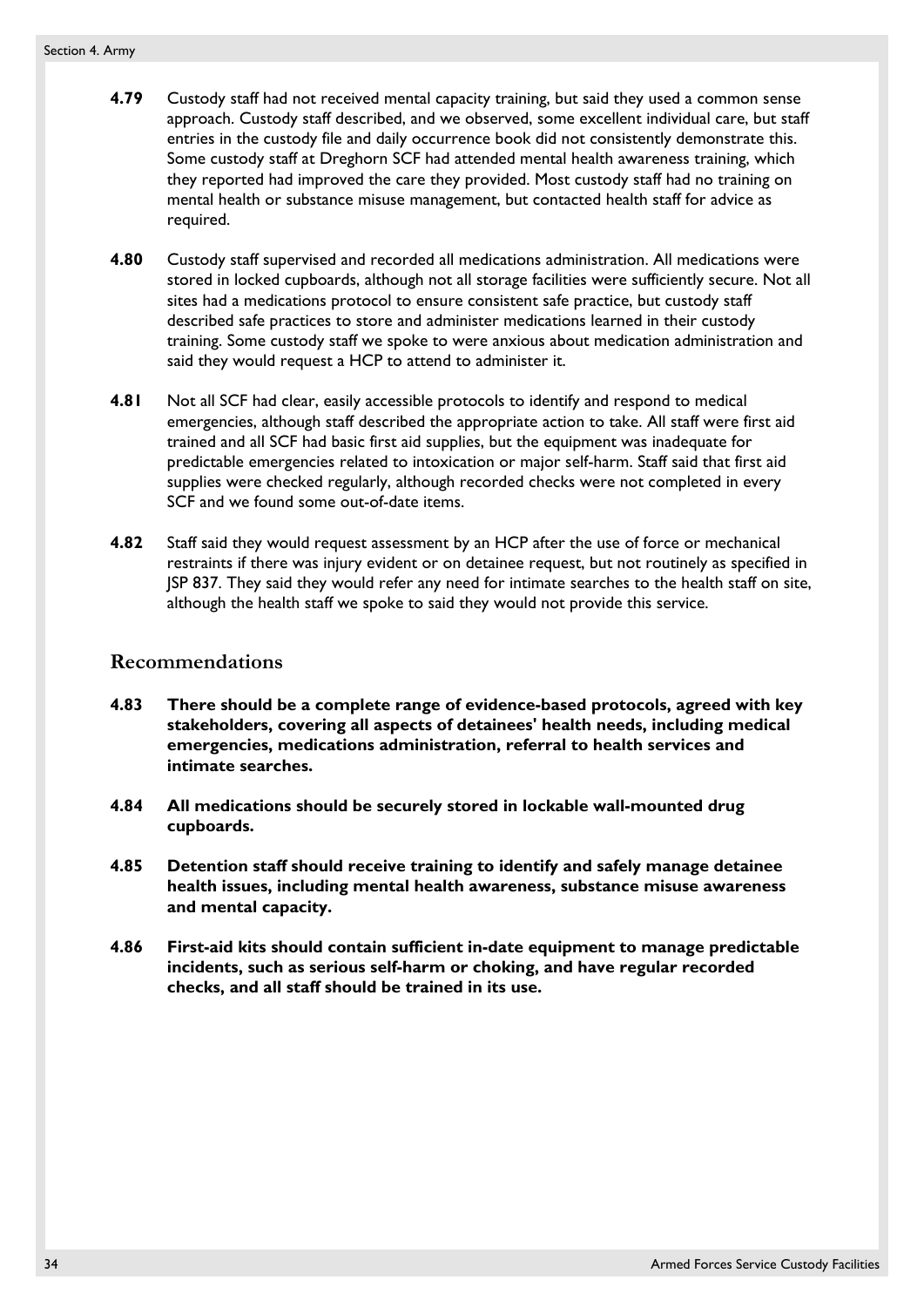**4.79** Custody staff had not received mental capacity training, but said they used a common sense approach. Custody staff described, and we observed, some excellent individual care, but staff entries in the custody file and daily occurrence book did not consistently demonstrate this. Some custody staff at Dreghorn SCF had attended mental health awareness training, which they reported had improved the care they provided. Most custody staff had no training on mental health or substance misuse management, but contacted health staff for advice as required.

**4.80** Custody staff supervised and recorded all medications administration. All medications were stored in locked cupboards, although not all storage facilities were sufficiently secure. Not all sites had a medications protocol to ensure consistent safe practice, but custody staff described safe practices to store and administer medications learned in their custody training. Some custody staff we spoke to were anxious about medication administration and said they would request a HCP to attend to administer it.

**4.81** Not all SCF had clear, easily accessible protocols to identify and respond to medical emergencies, although staff described the appropriate action to take. All staff were first aid trained and all SCF had basic first aid supplies, but the equipment was inadequate for predictable emergencies related to intoxication or major self-harm. Staff said that first aid supplies were checked regularly, although recorded checks were not completed in every SCF and we found some out-of-date items.

**4.82** Staff said they would request assessment by an HCP after the use of force or mechanical restraints if there was injury evident or on detainee request, but not routinely as specified in JSP 837. They said they would refer any need for intimate searches to the health staff on site, although the health staff we spoke to said they would not provide this service.

## Recommendations

**4.83 There should be a complete range of evidence-based protocols, agreed with key stakeholders, covering all aspects of detainees' health needs, including medical emergencies, medications administration, referral to health services and intimate searches.**

**4.84 All medications should be securely stored in lockable wall-mounted drug cupboards.**

**4.85 Detention staff should receive training to identify and safely manage detainee health issues, including mental health awareness, substance misuse awareness and mental capacity.**

**4.86 First-aid kits should contain sufficient in-date equipment to manage predictable incidents, such as serious self-harm or choking, and have regular recorded checks, and all staff should be trained in its use.**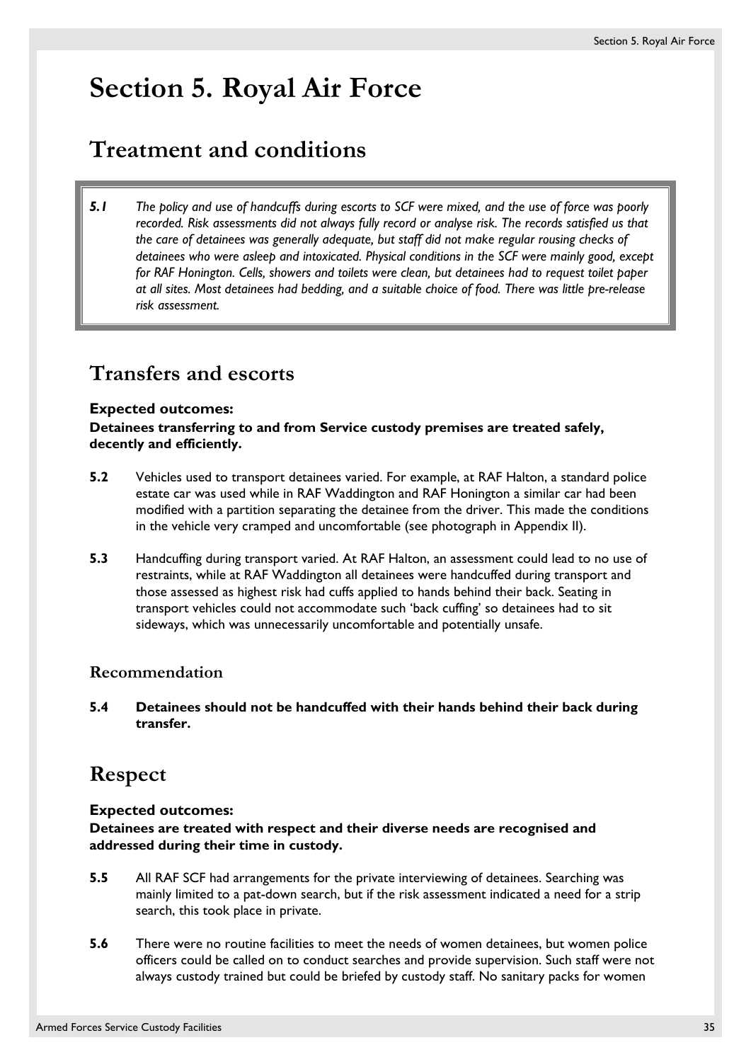# Section 5. Royal Air Force

## Treatment and conditions

*5.1 The policy and use of handcuffs during escorts to SCF were mixed, and the use of force was poorly recorded. Risk assessments did not always fully record or analyse risk. The records satisfied us that the care of detainees was generally adequate, but staff did not make regular rousing checks of detainees who were asleep and intoxicated. Physical conditions in the SCF were mainly good, except for RAF Honington. Cells, showers and toilets were clean, but detainees had to request toilet paper at all sites. Most detainees had bedding, and a suitable choice of food. There was little pre-release risk assessment.*

## Transfers and escorts

**Expected outcomes:**
**Detainees transferring to and from Service custody premises are treated safely, decently and efficiently.**

**5.2** Vehicles used to transport detainees varied. For example, at RAF Halton, a standard police estate car was used while in RAF Waddington and RAF Honington a similar car had been modified with a partition separating the detainee from the driver. This made the conditions in the vehicle very cramped and uncomfortable (see photograph in Appendix II).

**5.3** Handcuffing during transport varied. At RAF Halton, an assessment could lead to no use of restraints, while at RAF Waddington all detainees were handcuffed during transport and those assessed as highest risk had cuffs applied to hands behind their back. Seating in transport vehicles could not accommodate such 'back cuffing' so detainees had to sit sideways, which was unnecessarily uncomfortable and potentially unsafe.

### Recommendation

**5.4 Detainees should not be handcuffed with their hands behind their back during transfer.**

## Respect

**Expected outcomes:**
**Detainees are treated with respect and their diverse needs are recognised and addressed during their time in custody.**

**5.5** All RAF SCF had arrangements for the private interviewing of detainees. Searching was mainly limited to a pat-down search, but if the risk assessment indicated a need for a strip search, this took place in private.

**5.6** There were no routine facilities to meet the needs of women detainees, but women police officers could be called on to conduct searches and provide supervision. Such staff were not always custody trained but could be briefed by custody staff. No sanitary packs for women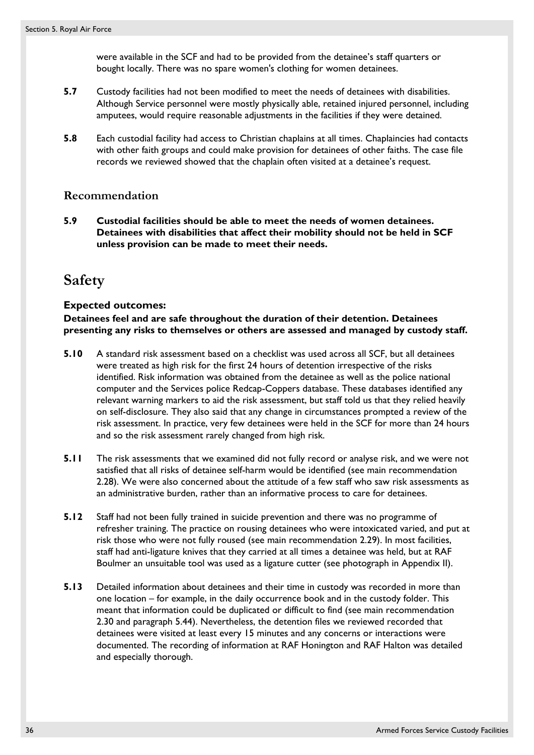were available in the SCF and had to be provided from the detainee's staff quarters or bought locally. There was no spare women's clothing for women detainees.

**5.7** Custody facilities had not been modified to meet the needs of detainees with disabilities. Although Service personnel were mostly physically able, retained injured personnel, including amputees, would require reasonable adjustments in the facilities if they were detained.

**5.8** Each custodial facility had access to Christian chaplains at all times. Chaplaincies had contacts with other faith groups and could make provision for detainees of other faiths. The case file records we reviewed showed that the chaplain often visited at a detainee's request.

### Recommendation

**5.9 Custodial facilities should be able to meet the needs of women detainees. Detainees with disabilities that affect their mobility should not be held in SCF unless provision can be made to meet their needs.**

## Safety

**Expected outcomes:**

**Detainees feel and are safe throughout the duration of their detention. Detainees presenting any risks to themselves or others are assessed and managed by custody staff.**

**5.10** A standard risk assessment based on a checklist was used across all SCF, but all detainees were treated as high risk for the first 24 hours of detention irrespective of the risks identified. Risk information was obtained from the detainee as well as the police national computer and the Services police Redcap-Coppers database. These databases identified any relevant warning markers to aid the risk assessment, but staff told us that they relied heavily on self-disclosure. They also said that any change in circumstances prompted a review of the risk assessment. In practice, very few detainees were held in the SCF for more than 24 hours and so the risk assessment rarely changed from high risk.

**5.11** The risk assessments that we examined did not fully record or analyse risk, and we were not satisfied that all risks of detainee self-harm would be identified (see main recommendation 2.28). We were also concerned about the attitude of a few staff who saw risk assessments as an administrative burden, rather than an informative process to care for detainees.

**5.12** Staff had not been fully trained in suicide prevention and there was no programme of refresher training. The practice on rousing detainees who were intoxicated varied, and put at risk those who were not fully roused (see main recommendation 2.29). In most facilities, staff had anti-ligature knives that they carried at all times a detainee was held, but at RAF Boulmer an unsuitable tool was used as a ligature cutter (see photograph in Appendix II).

**5.13** Detailed information about detainees and their time in custody was recorded in more than one location – for example, in the daily occurrence book and in the custody folder. This meant that information could be duplicated or difficult to find (see main recommendation 2.30 and paragraph 5.44). Nevertheless, the detention files we reviewed recorded that detainees were visited at least every 15 minutes and any concerns or interactions were documented. The recording of information at RAF Honington and RAF Halton was detailed and especially thorough.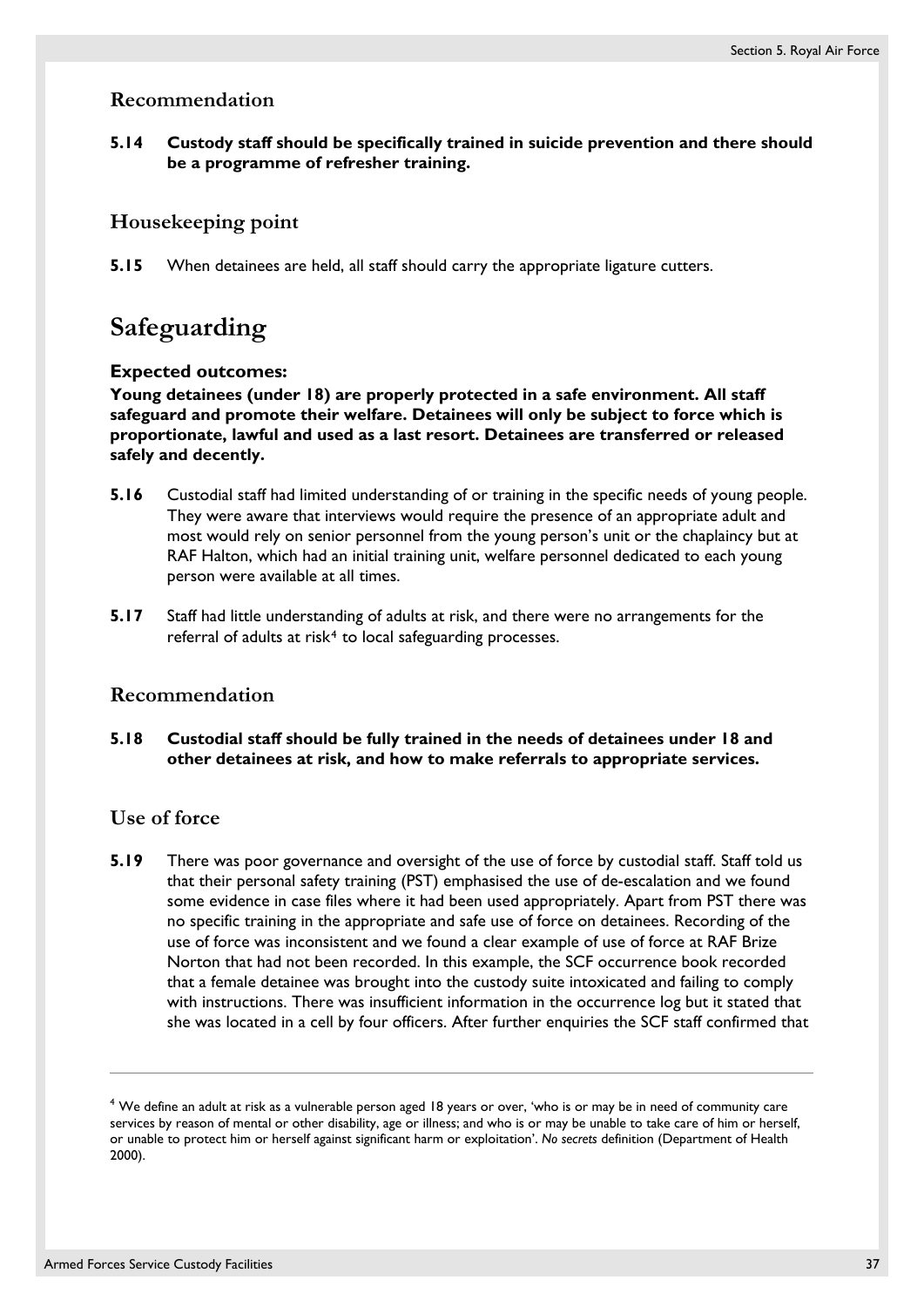### Recommendation

**5.14 Custody staff should be specifically trained in suicide prevention and there should be a programme of refresher training.**

### Housekeeping point

**5.15** When detainees are held, all staff should carry the appropriate ligature cutters.

## Safeguarding

**Expected outcomes:**
**Young detainees (under 18) are properly protected in a safe environment. All staff safeguard and promote their welfare. Detainees will only be subject to force which is proportionate, lawful and used as a last resort. Detainees are transferred or released safely and decently.**

**5.16** Custodial staff had limited understanding of or training in the specific needs of young people. They were aware that interviews would require the presence of an appropriate adult and most would rely on senior personnel from the young person's unit or the chaplaincy but at RAF Halton, which had an initial training unit, welfare personnel dedicated to each young person were available at all times.

**5.17** Staff had little understanding of adults at risk, and there were no arrangements for the referral of adults at risk[4] to local safeguarding processes.

### Recommendation

**5.18 Custodial staff should be fully trained in the needs of detainees under 18 and other detainees at risk, and how to make referrals to appropriate services.**

### Use of force

**5.19** There was poor governance and oversight of the use of force by custodial staff. Staff told us that their personal safety training (PST) emphasised the use of de-escalation and we found some evidence in case files where it had been used appropriately. Apart from PST there was no specific training in the appropriate and safe use of force on detainees. Recording of the use of force was inconsistent and we found a clear example of use of force at RAF Brize Norton that had not been recorded. In this example, the SCF occurrence book recorded that a female detainee was brought into the custody suite intoxicated and failing to comply with instructions. There was insufficient information in the occurrence log but it stated that she was located in a cell by four officers. After further enquiries the SCF staff confirmed that

---

[4] We define an adult at risk as a vulnerable person aged 18 years or over, 'who is or may be in need of community care services by reason of mental or other disability, age or illness; and who is or may be unable to take care of him or herself, or unable to protect him or herself against significant harm or exploitation'. *No secrets* definition (Department of Health 2000).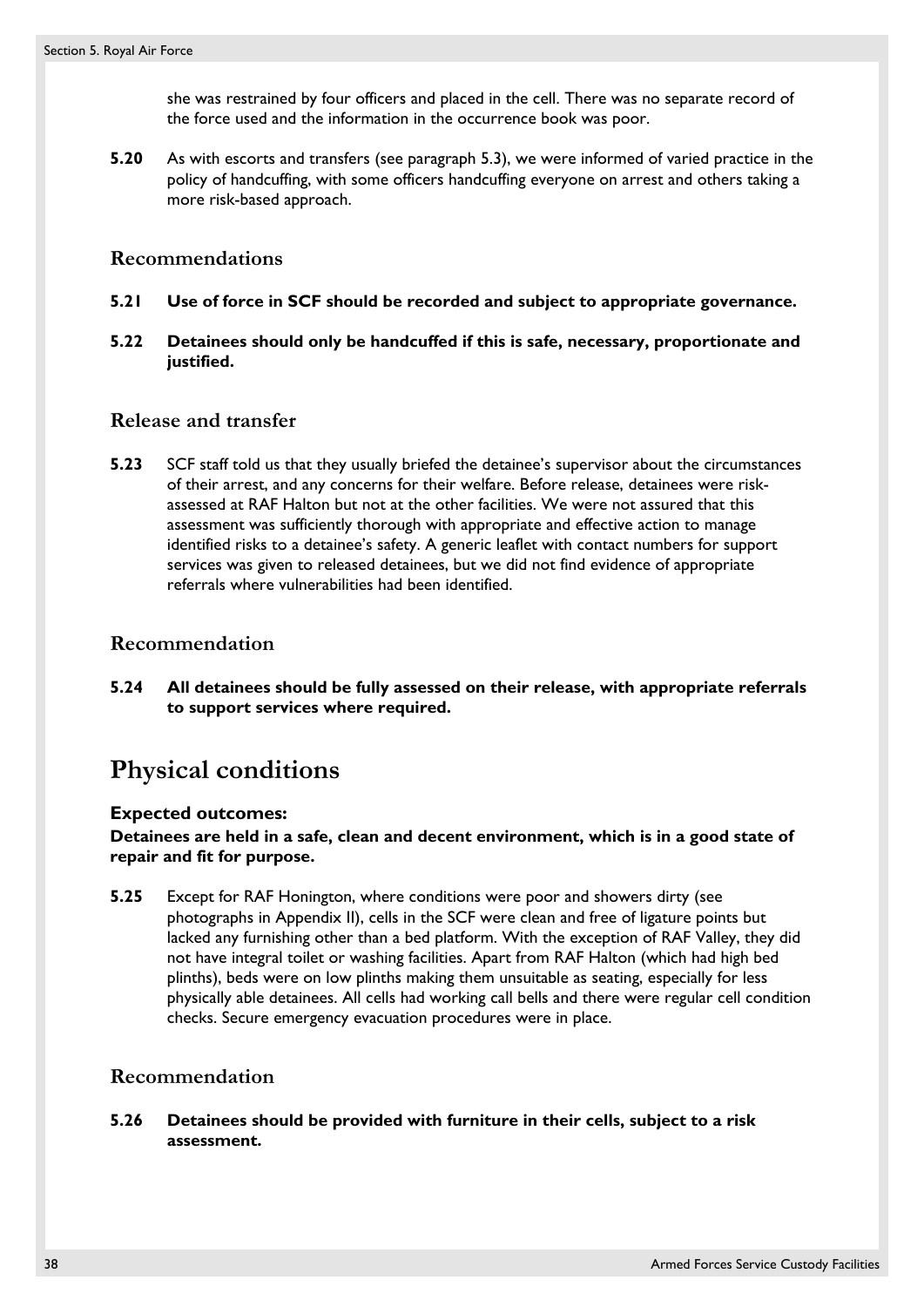she was restrained by four officers and placed in the cell. There was no separate record of the force used and the information in the occurrence book was poor.

**5.20** As with escorts and transfers (see paragraph 5.3), we were informed of varied practice in the policy of handcuffing, with some officers handcuffing everyone on arrest and others taking a more risk-based approach.

### Recommendations

**5.21 Use of force in SCF should be recorded and subject to appropriate governance.**

**5.22 Detainees should only be handcuffed if this is safe, necessary, proportionate and justified.**

### Release and transfer

**5.23** SCF staff told us that they usually briefed the detainee's supervisor about the circumstances of their arrest, and any concerns for their welfare. Before release, detainees were risk-assessed at RAF Halton but not at the other facilities. We were not assured that this assessment was sufficiently thorough with appropriate and effective action to manage identified risks to a detainee's safety. A generic leaflet with contact numbers for support services was given to released detainees, but we did not find evidence of appropriate referrals where vulnerabilities had been identified.

### Recommendation

**5.24 All detainees should be fully assessed on their release, with appropriate referrals to support services where required.**

## Physical conditions

**Expected outcomes:**

**Detainees are held in a safe, clean and decent environment, which is in a good state of repair and fit for purpose.**

**5.25** Except for RAF Honington, where conditions were poor and showers dirty (see photographs in Appendix II), cells in the SCF were clean and free of ligature points but lacked any furnishing other than a bed platform. With the exception of RAF Valley, they did not have integral toilet or washing facilities. Apart from RAF Halton (which had high bed plinths), beds were on low plinths making them unsuitable as seating, especially for less physically able detainees. All cells had working call bells and there were regular cell condition checks. Secure emergency evacuation procedures were in place.

### Recommendation

**5.26 Detainees should be provided with furniture in their cells, subject to a risk assessment.**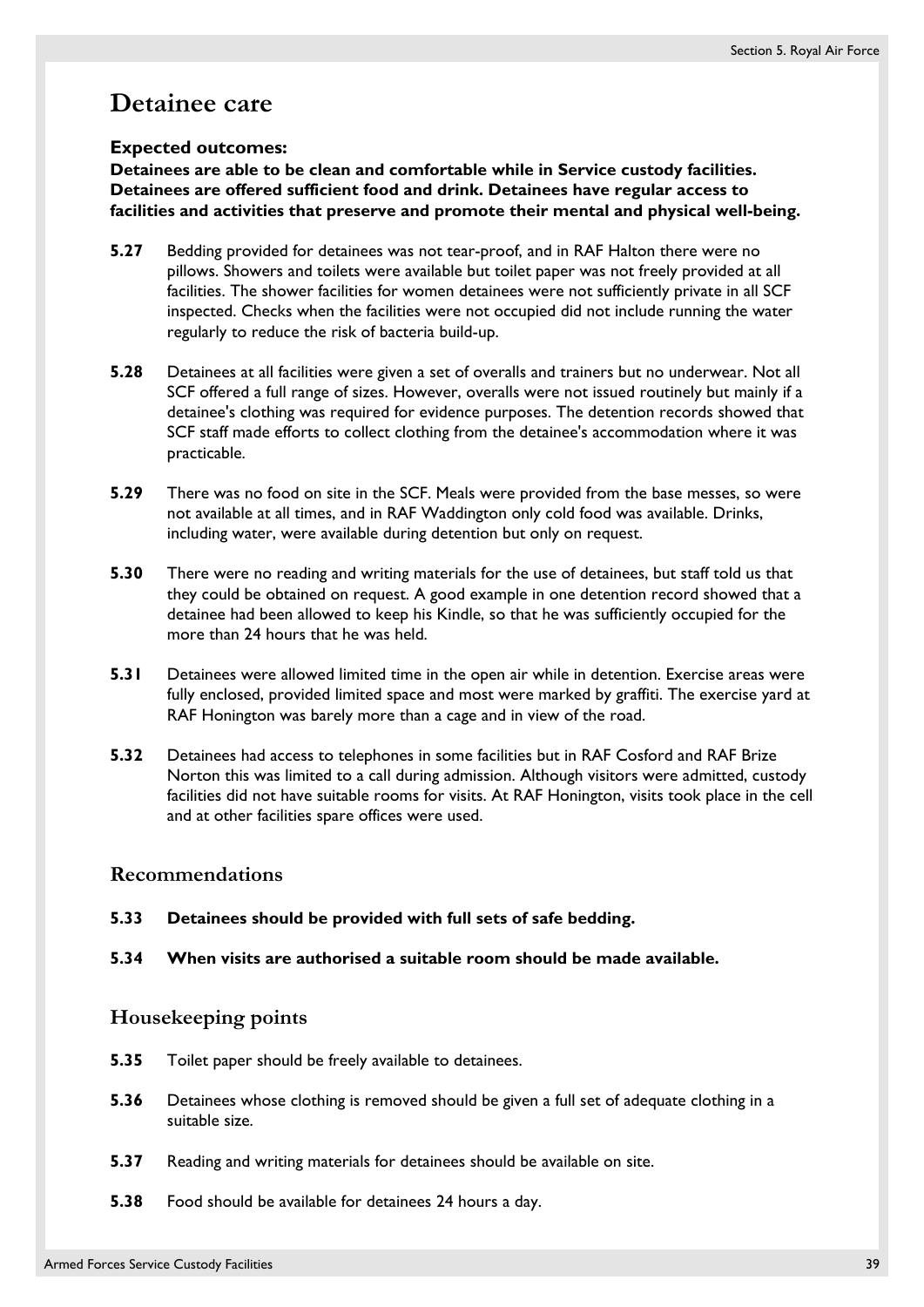# Detainee care

**Expected outcomes:**
**Detainees are able to be clean and comfortable while in Service custody facilities. Detainees are offered sufficient food and drink. Detainees have regular access to facilities and activities that preserve and promote their mental and physical well-being.**

**5.27** Bedding provided for detainees was not tear-proof, and in RAF Halton there were no pillows. Showers and toilets were available but toilet paper was not freely provided at all facilities. The shower facilities for women detainees were not sufficiently private in all SCF inspected. Checks when the facilities were not occupied did not include running the water regularly to reduce the risk of bacteria build-up.

**5.28** Detainees at all facilities were given a set of overalls and trainers but no underwear. Not all SCF offered a full range of sizes. However, overalls were not issued routinely but mainly if a detainee's clothing was required for evidence purposes. The detention records showed that SCF staff made efforts to collect clothing from the detainee's accommodation where it was practicable.

**5.29** There was no food on site in the SCF. Meals were provided from the base messes, so were not available at all times, and in RAF Waddington only cold food was available. Drinks, including water, were available during detention but only on request.

**5.30** There were no reading and writing materials for the use of detainees, but staff told us that they could be obtained on request. A good example in one detention record showed that a detainee had been allowed to keep his Kindle, so that he was sufficiently occupied for the more than 24 hours that he was held.

**5.31** Detainees were allowed limited time in the open air while in detention. Exercise areas were fully enclosed, provided limited space and most were marked by graffiti. The exercise yard at RAF Honington was barely more than a cage and in view of the road.

**5.32** Detainees had access to telephones in some facilities but in RAF Cosford and RAF Brize Norton this was limited to a call during admission. Although visitors were admitted, custody facilities did not have suitable rooms for visits. At RAF Honington, visits took place in the cell and at other facilities spare offices were used.

## Recommendations

**5.33** **Detainees should be provided with full sets of safe bedding.**

**5.34** **When visits are authorised a suitable room should be made available.**

## Housekeeping points

**5.35** Toilet paper should be freely available to detainees.

**5.36** Detainees whose clothing is removed should be given a full set of adequate clothing in a suitable size.

**5.37** Reading and writing materials for detainees should be available on site.

**5.38** Food should be available for detainees 24 hours a day.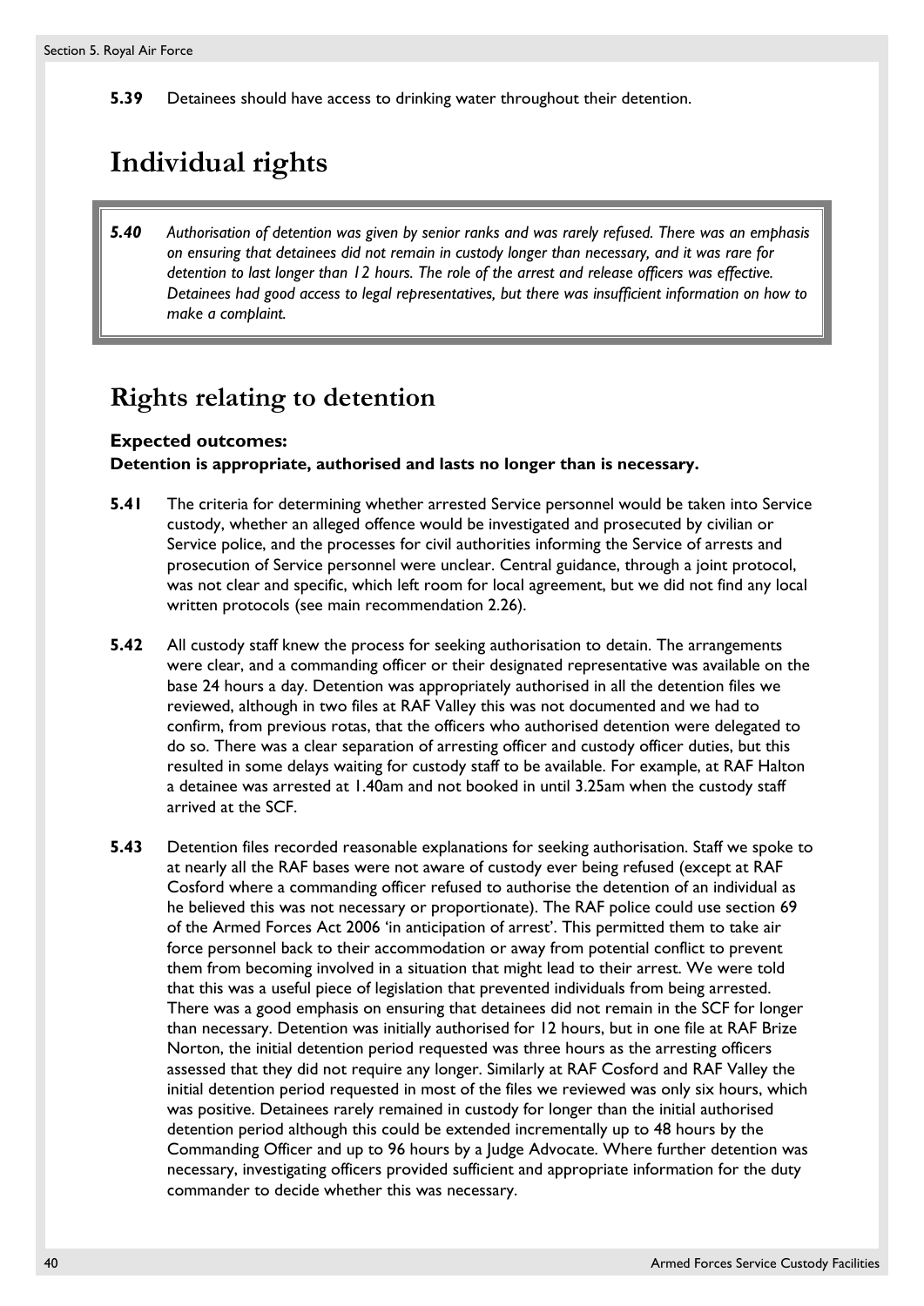**5.39** Detainees should have access to drinking water throughout their detention.

# Individual rights

> ***5.40*** *Authorisation of detention was given by senior ranks and was rarely refused. There was an emphasis on ensuring that detainees did not remain in custody longer than necessary, and it was rare for detention to last longer than 12 hours. The role of the arrest and release officers was effective. Detainees had good access to legal representatives, but there was insufficient information on how to make a complaint.*

## Rights relating to detention

### Expected outcomes:

**Detention is appropriate, authorised and lasts no longer than is necessary.**

**5.41** The criteria for determining whether arrested Service personnel would be taken into Service custody, whether an alleged offence would be investigated and prosecuted by civilian or Service police, and the processes for civil authorities informing the Service of arrests and prosecution of Service personnel were unclear. Central guidance, through a joint protocol, was not clear and specific, which left room for local agreement, but we did not find any local written protocols (see main recommendation 2.26).

**5.42** All custody staff knew the process for seeking authorisation to detain. The arrangements were clear, and a commanding officer or their designated representative was available on the base 24 hours a day. Detention was appropriately authorised in all the detention files we reviewed, although in two files at RAF Valley this was not documented and we had to confirm, from previous rotas, that the officers who authorised detention were delegated to do so. There was a clear separation of arresting officer and custody officer duties, but this resulted in some delays waiting for custody staff to be available. For example, at RAF Halton a detainee was arrested at 1.40am and not booked in until 3.25am when the custody staff arrived at the SCF.

**5.43** Detention files recorded reasonable explanations for seeking authorisation. Staff we spoke to at nearly all the RAF bases were not aware of custody ever being refused (except at RAF Cosford where a commanding officer refused to authorise the detention of an individual as he believed this was not necessary or proportionate). The RAF police could use section 69 of the Armed Forces Act 2006 'in anticipation of arrest'. This permitted them to take air force personnel back to their accommodation or away from potential conflict to prevent them from becoming involved in a situation that might lead to their arrest. We were told that this was a useful piece of legislation that prevented individuals from being arrested. There was a good emphasis on ensuring that detainees did not remain in the SCF for longer than necessary. Detention was initially authorised for 12 hours, but in one file at RAF Brize Norton, the initial detention period requested was three hours as the arresting officers assessed that they did not require any longer. Similarly at RAF Cosford and RAF Valley the initial detention period requested in most of the files we reviewed was only six hours, which was positive. Detainees rarely remained in custody for longer than the initial authorised detention period although this could be extended incrementally up to 48 hours by the Commanding Officer and up to 96 hours by a Judge Advocate. Where further detention was necessary, investigating officers provided sufficient and appropriate information for the duty commander to decide whether this was necessary.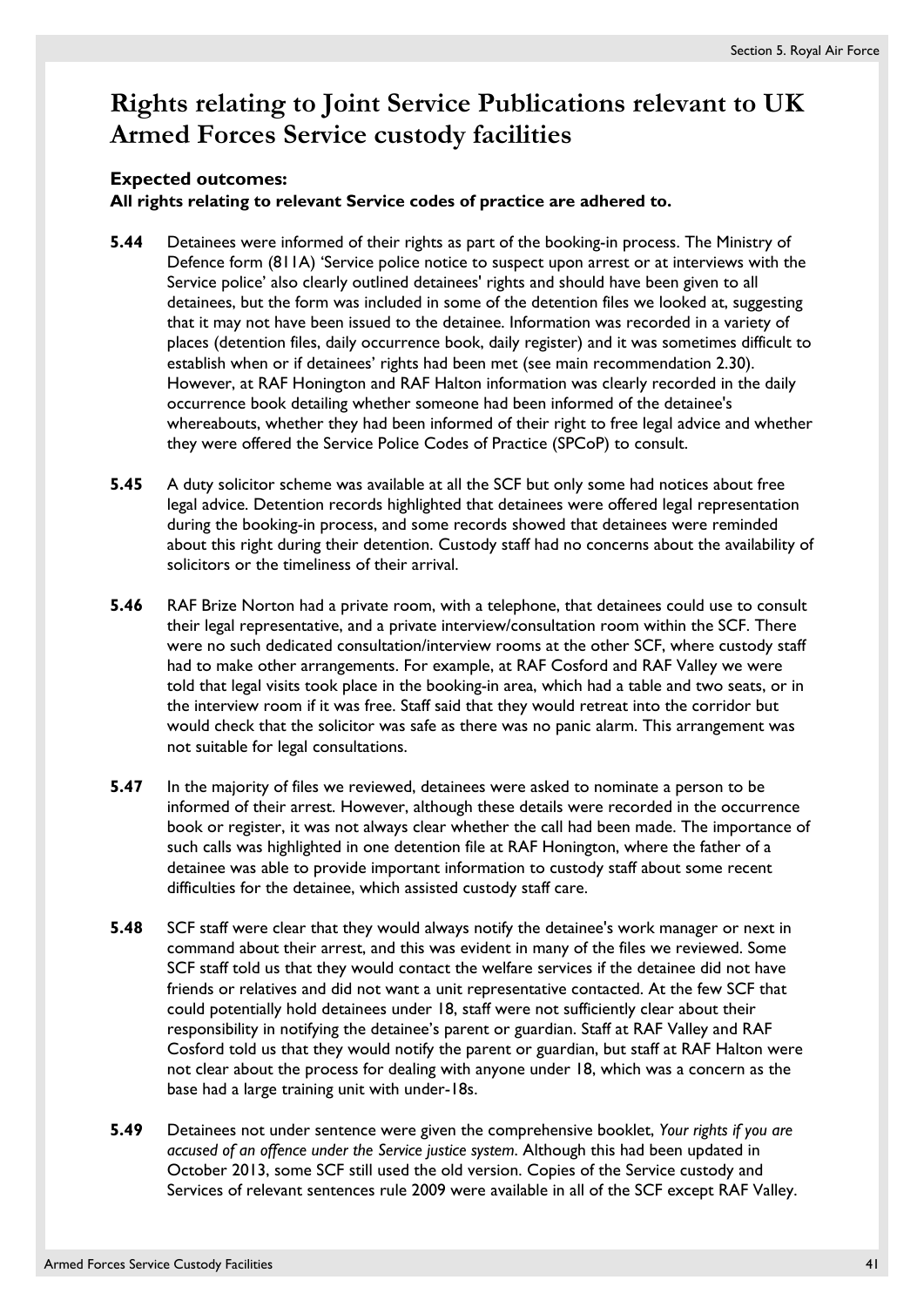# Rights relating to Joint Service Publications relevant to UK Armed Forces Service custody facilities

### Expected outcomes:

**All rights relating to relevant Service codes of practice are adhered to.**

**5.44** Detainees were informed of their rights as part of the booking-in process. The Ministry of Defence form (811A) 'Service police notice to suspect upon arrest or at interviews with the Service police' also clearly outlined detainees' rights and should have been given to all detainees, but the form was included in some of the detention files we looked at, suggesting that it may not have been issued to the detainee. Information was recorded in a variety of places (detention files, daily occurrence book, daily register) and it was sometimes difficult to establish when or if detainees' rights had been met (see main recommendation 2.30). However, at RAF Honington and RAF Halton information was clearly recorded in the daily occurrence book detailing whether someone had been informed of the detainee's whereabouts, whether they had been informed of their right to free legal advice and whether they were offered the Service Police Codes of Practice (SPCoP) to consult.

**5.45** A duty solicitor scheme was available at all the SCF but only some had notices about free legal advice. Detention records highlighted that detainees were offered legal representation during the booking-in process, and some records showed that detainees were reminded about this right during their detention. Custody staff had no concerns about the availability of solicitors or the timeliness of their arrival.

**5.46** RAF Brize Norton had a private room, with a telephone, that detainees could use to consult their legal representative, and a private interview/consultation room within the SCF. There were no such dedicated consultation/interview rooms at the other SCF, where custody staff had to make other arrangements. For example, at RAF Cosford and RAF Valley we were told that legal visits took place in the booking-in area, which had a table and two seats, or in the interview room if it was free. Staff said that they would retreat into the corridor but would check that the solicitor was safe as there was no panic alarm. This arrangement was not suitable for legal consultations.

**5.47** In the majority of files we reviewed, detainees were asked to nominate a person to be informed of their arrest. However, although these details were recorded in the occurrence book or register, it was not always clear whether the call had been made. The importance of such calls was highlighted in one detention file at RAF Honington, where the father of a detainee was able to provide important information to custody staff about some recent difficulties for the detainee, which assisted custody staff care.

**5.48** SCF staff were clear that they would always notify the detainee's work manager or next in command about their arrest, and this was evident in many of the files we reviewed. Some SCF staff told us that they would contact the welfare services if the detainee did not have friends or relatives and did not want a unit representative contacted. At the few SCF that could potentially hold detainees under 18, staff were not sufficiently clear about their responsibility in notifying the detainee's parent or guardian. Staff at RAF Valley and RAF Cosford told us that they would notify the parent or guardian, but staff at RAF Halton were not clear about the process for dealing with anyone under 18, which was a concern as the base had a large training unit with under-18s.

**5.49** Detainees not under sentence were given the comprehensive booklet, *Your rights if you are accused of an offence under the Service justice system*. Although this had been updated in October 2013, some SCF still used the old version. Copies of the Service custody and Services of relevant sentences rule 2009 were available in all of the SCF except RAF Valley.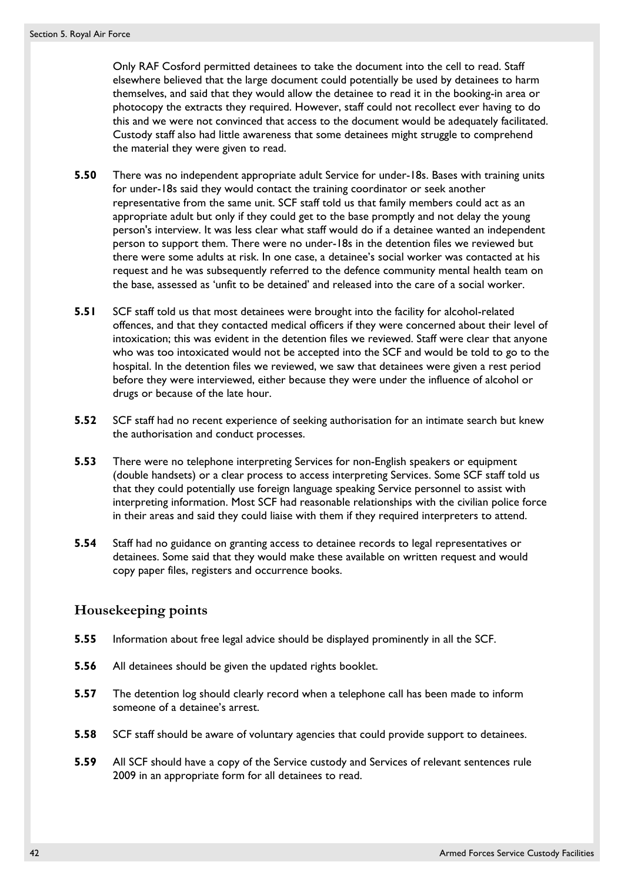Only RAF Cosford permitted detainees to take the document into the cell to read. Staff elsewhere believed that the large document could potentially be used by detainees to harm themselves, and said that they would allow the detainee to read it in the booking-in area or photocopy the extracts they required. However, staff could not recollect ever having to do this and we were not convinced that access to the document would be adequately facilitated. Custody staff also had little awareness that some detainees might struggle to comprehend the material they were given to read.

**5.50** There was no independent appropriate adult Service for under-18s. Bases with training units for under-18s said they would contact the training coordinator or seek another representative from the same unit. SCF staff told us that family members could act as an appropriate adult but only if they could get to the base promptly and not delay the young person's interview. It was less clear what staff would do if a detainee wanted an independent person to support them. There were no under-18s in the detention files we reviewed but there were some adults at risk. In one case, a detainee's social worker was contacted at his request and he was subsequently referred to the defence community mental health team on the base, assessed as 'unfit to be detained' and released into the care of a social worker.

**5.51** SCF staff told us that most detainees were brought into the facility for alcohol-related offences, and that they contacted medical officers if they were concerned about their level of intoxication; this was evident in the detention files we reviewed. Staff were clear that anyone who was too intoxicated would not be accepted into the SCF and would be told to go to the hospital. In the detention files we reviewed, we saw that detainees were given a rest period before they were interviewed, either because they were under the influence of alcohol or drugs or because of the late hour.

**5.52** SCF staff had no recent experience of seeking authorisation for an intimate search but knew the authorisation and conduct processes.

**5.53** There were no telephone interpreting Services for non-English speakers or equipment (double handsets) or a clear process to access interpreting Services. Some SCF staff told us that they could potentially use foreign language speaking Service personnel to assist with interpreting information. Most SCF had reasonable relationships with the civilian police force in their areas and said they could liaise with them if they required interpreters to attend.

**5.54** Staff had no guidance on granting access to detainee records to legal representatives or detainees. Some said that they would make these available on written request and would copy paper files, registers and occurrence books.

## Housekeeping points

**5.55** Information about free legal advice should be displayed prominently in all the SCF.

**5.56** All detainees should be given the updated rights booklet.

**5.57** The detention log should clearly record when a telephone call has been made to inform someone of a detainee's arrest.

**5.58** SCF staff should be aware of voluntary agencies that could provide support to detainees.

**5.59** All SCF should have a copy of the Service custody and Services of relevant sentences rule 2009 in an appropriate form for all detainees to read.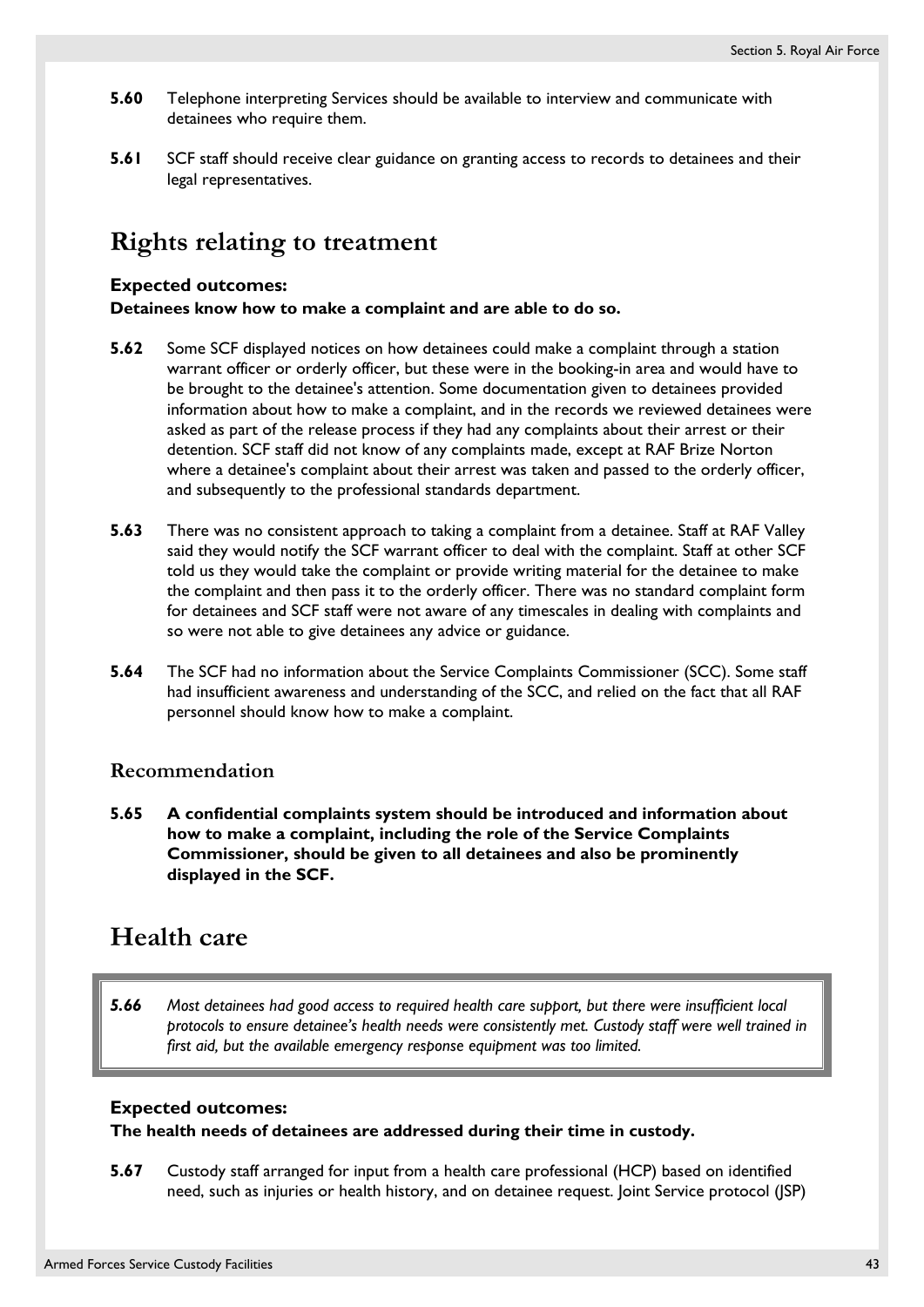**5.60** Telephone interpreting Services should be available to interview and communicate with detainees who require them.

**5.61** SCF staff should receive clear guidance on granting access to records to detainees and their legal representatives.

## Rights relating to treatment

**Expected outcomes:**
**Detainees know how to make a complaint and are able to do so.**

**5.62** Some SCF displayed notices on how detainees could make a complaint through a station warrant officer or orderly officer, but these were in the booking-in area and would have to be brought to the detainee's attention. Some documentation given to detainees provided information about how to make a complaint, and in the records we reviewed detainees were asked as part of the release process if they had any complaints about their arrest or their detention. SCF staff did not know of any complaints made, except at RAF Brize Norton where a detainee's complaint about their arrest was taken and passed to the orderly officer, and subsequently to the professional standards department.

**5.63** There was no consistent approach to taking a complaint from a detainee. Staff at RAF Valley said they would notify the SCF warrant officer to deal with the complaint. Staff at other SCF told us they would take the complaint or provide writing material for the detainee to make the complaint and then pass it to the orderly officer. There was no standard complaint form for detainees and SCF staff were not aware of any timescales in dealing with complaints and so were not able to give detainees any advice or guidance.

**5.64** The SCF had no information about the Service Complaints Commissioner (SCC). Some staff had insufficient awareness and understanding of the SCC, and relied on the fact that all RAF personnel should know how to make a complaint.

### Recommendation

**5.65 A confidential complaints system should be introduced and information about how to make a complaint, including the role of the Service Complaints Commissioner, should be given to all detainees and also be prominently displayed in the SCF.**

## Health care

***5.66*** *Most detainees had good access to required health care support, but there were insufficient local protocols to ensure detainee's health needs were consistently met. Custody staff were well trained in first aid, but the available emergency response equipment was too limited.*

**Expected outcomes:**
**The health needs of detainees are addressed during their time in custody.**

**5.67** Custody staff arranged for input from a health care professional (HCP) based on identified need, such as injuries or health history, and on detainee request. Joint Service protocol (JSP)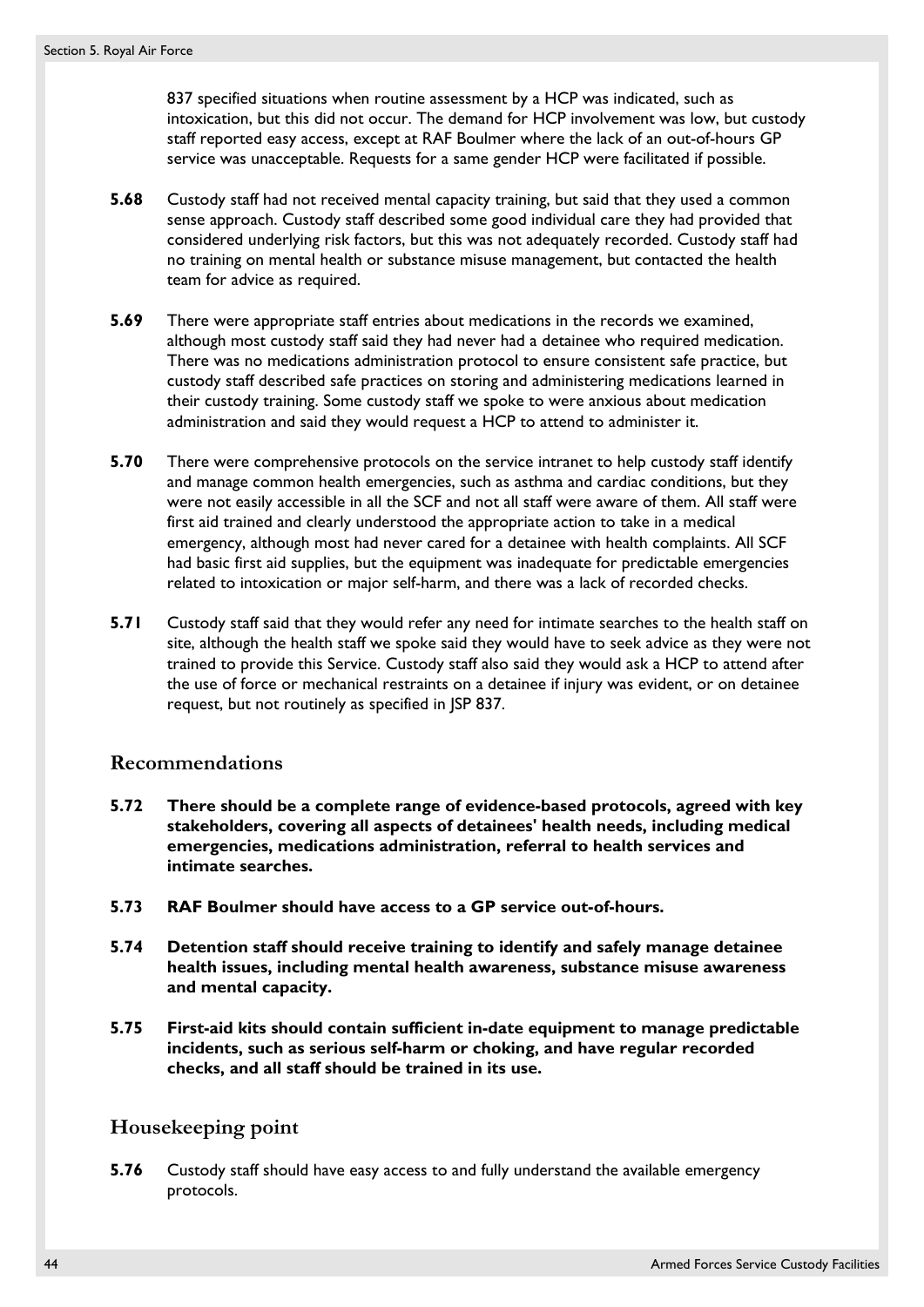837 specified situations when routine assessment by a HCP was indicated, such as intoxication, but this did not occur. The demand for HCP involvement was low, but custody staff reported easy access, except at RAF Boulmer where the lack of an out-of-hours GP service was unacceptable. Requests for a same gender HCP were facilitated if possible.

**5.68** Custody staff had not received mental capacity training, but said that they used a common sense approach. Custody staff described some good individual care they had provided that considered underlying risk factors, but this was not adequately recorded. Custody staff had no training on mental health or substance misuse management, but contacted the health team for advice as required.

**5.69** There were appropriate staff entries about medications in the records we examined, although most custody staff said they had never had a detainee who required medication. There was no medications administration protocol to ensure consistent safe practice, but custody staff described safe practices on storing and administering medications learned in their custody training. Some custody staff we spoke to were anxious about medication administration and said they would request a HCP to attend to administer it.

**5.70** There were comprehensive protocols on the service intranet to help custody staff identify and manage common health emergencies, such as asthma and cardiac conditions, but they were not easily accessible in all the SCF and not all staff were aware of them. All staff were first aid trained and clearly understood the appropriate action to take in a medical emergency, although most had never cared for a detainee with health complaints. All SCF had basic first aid supplies, but the equipment was inadequate for predictable emergencies related to intoxication or major self-harm, and there was a lack of recorded checks.

**5.71** Custody staff said that they would refer any need for intimate searches to the health staff on site, although the health staff we spoke said they would have to seek advice as they were not trained to provide this Service. Custody staff also said they would ask a HCP to attend after the use of force or mechanical restraints on a detainee if injury was evident, or on detainee request, but not routinely as specified in JSP 837.

## Recommendations

**5.72 There should be a complete range of evidence-based protocols, agreed with key stakeholders, covering all aspects of detainees' health needs, including medical emergencies, medications administration, referral to health services and intimate searches.**

**5.73 RAF Boulmer should have access to a GP service out-of-hours.**

**5.74 Detention staff should receive training to identify and safely manage detainee health issues, including mental health awareness, substance misuse awareness and mental capacity.**

**5.75 First-aid kits should contain sufficient in-date equipment to manage predictable incidents, such as serious self-harm or choking, and have regular recorded checks, and all staff should be trained in its use.**

## Housekeeping point

**5.76** Custody staff should have easy access to and fully understand the available emergency protocols.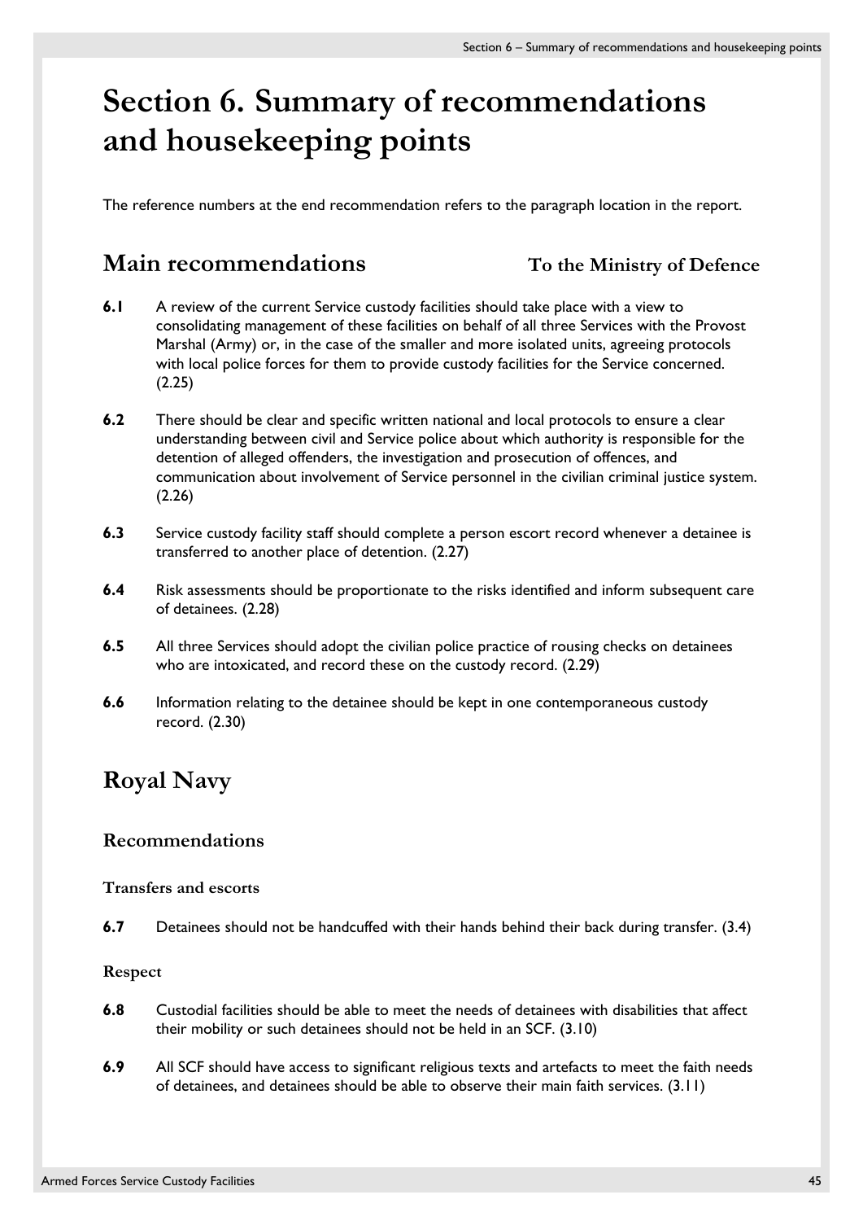# Section 6. Summary of recommendations and housekeeping points

The reference numbers at the end recommendation refers to the paragraph location in the report.

## Main recommendations

**To the Ministry of Defence**

**6.1** A review of the current Service custody facilities should take place with a view to consolidating management of these facilities on behalf of all three Services with the Provost Marshal (Army) or, in the case of the smaller and more isolated units, agreeing protocols with local police forces for them to provide custody facilities for the Service concerned. (2.25)

**6.2** There should be clear and specific written national and local protocols to ensure a clear understanding between civil and Service police about which authority is responsible for the detention of alleged offenders, the investigation and prosecution of offences, and communication about involvement of Service personnel in the civilian criminal justice system. (2.26)

**6.3** Service custody facility staff should complete a person escort record whenever a detainee is transferred to another place of detention. (2.27)

**6.4** Risk assessments should be proportionate to the risks identified and inform subsequent care of detainees. (2.28)

**6.5** All three Services should adopt the civilian police practice of rousing checks on detainees who are intoxicated, and record these on the custody record. (2.29)

**6.6** Information relating to the detainee should be kept in one contemporaneous custody record. (2.30)

## Royal Navy

### Recommendations

#### Transfers and escorts

**6.7** Detainees should not be handcuffed with their hands behind their back during transfer. (3.4)

#### Respect

**6.8** Custodial facilities should be able to meet the needs of detainees with disabilities that affect their mobility or such detainees should not be held in an SCF. (3.10)

**6.9** All SCF should have access to significant religious texts and artefacts to meet the faith needs of detainees, and detainees should be able to observe their main faith services. (3.11)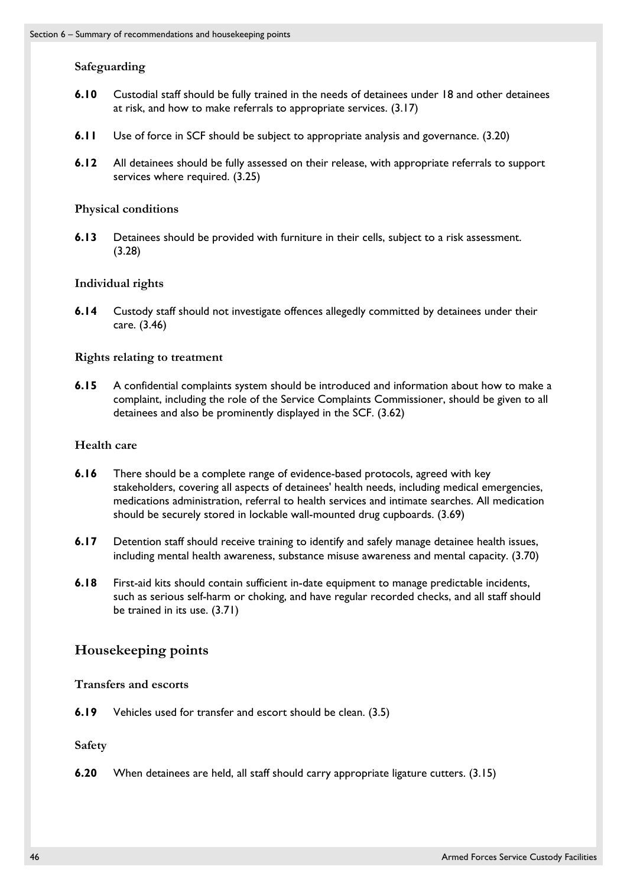### Safeguarding

**6.10** Custodial staff should be fully trained in the needs of detainees under 18 and other detainees at risk, and how to make referrals to appropriate services. (3.17)

**6.11** Use of force in SCF should be subject to appropriate analysis and governance. (3.20)

**6.12** All detainees should be fully assessed on their release, with appropriate referrals to support services where required. (3.25)

### Physical conditions

**6.13** Detainees should be provided with furniture in their cells, subject to a risk assessment. (3.28)

### Individual rights

**6.14** Custody staff should not investigate offences allegedly committed by detainees under their care. (3.46)

### Rights relating to treatment

**6.15** A confidential complaints system should be introduced and information about how to make a complaint, including the role of the Service Complaints Commissioner, should be given to all detainees and also be prominently displayed in the SCF. (3.62)

### Health care

**6.16** There should be a complete range of evidence-based protocols, agreed with key stakeholders, covering all aspects of detainees' health needs, including medical emergencies, medications administration, referral to health services and intimate searches. All medication should be securely stored in lockable wall-mounted drug cupboards. (3.69)

**6.17** Detention staff should receive training to identify and safely manage detainee health issues, including mental health awareness, substance misuse awareness and mental capacity. (3.70)

**6.18** First-aid kits should contain sufficient in-date equipment to manage predictable incidents, such as serious self-harm or choking, and have regular recorded checks, and all staff should be trained in its use. (3.71)

## Housekeeping points

### Transfers and escorts

**6.19** Vehicles used for transfer and escort should be clean. (3.5)

### Safety

**6.20** When detainees are held, all staff should carry appropriate ligature cutters. (3.15)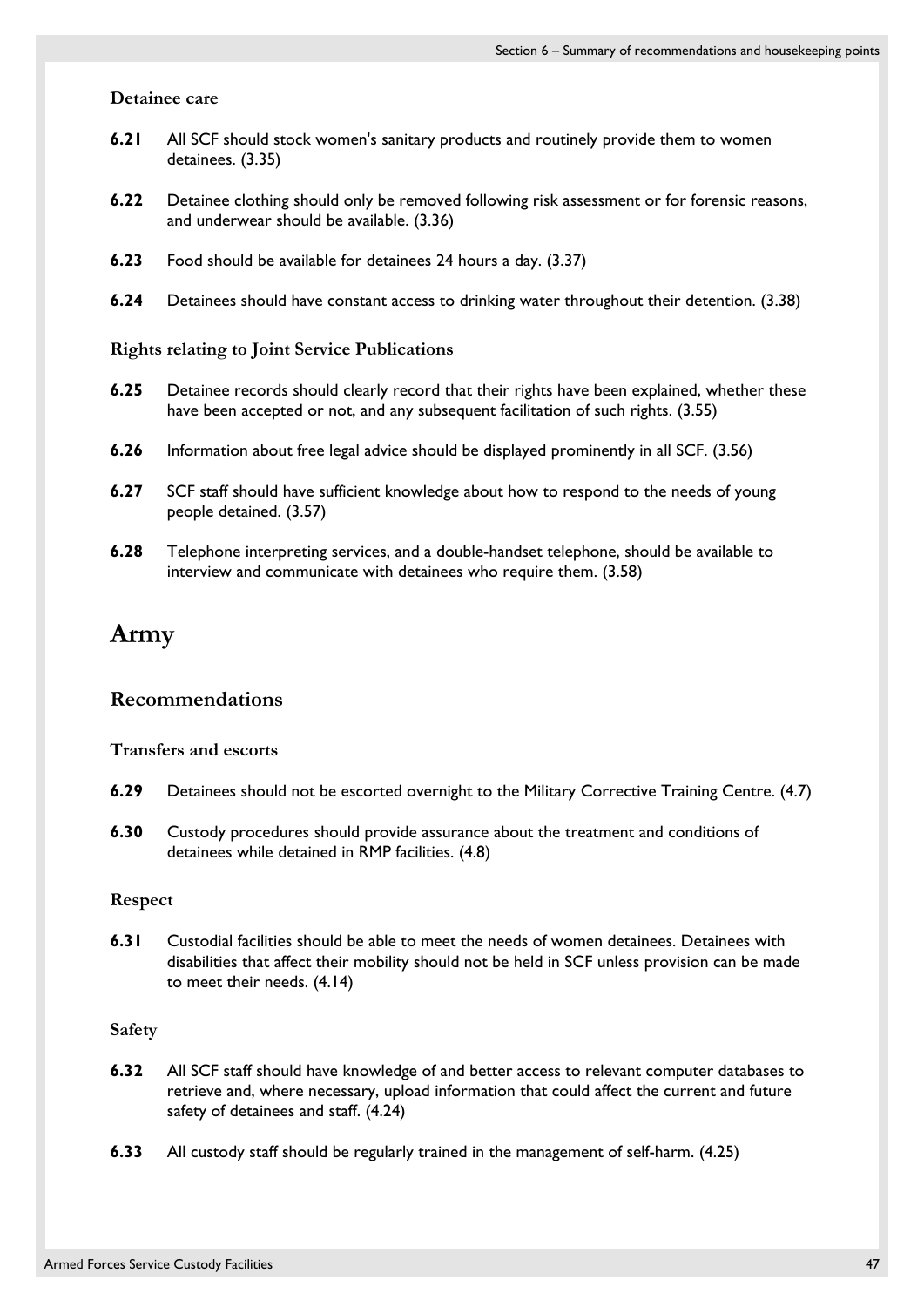**Detainee care**

**6.21** All SCF should stock women's sanitary products and routinely provide them to women detainees. (3.35)

**6.22** Detainee clothing should only be removed following risk assessment or for forensic reasons, and underwear should be available. (3.36)

**6.23** Food should be available for detainees 24 hours a day. (3.37)

**6.24** Detainees should have constant access to drinking water throughout their detention. (3.38)

**Rights relating to Joint Service Publications**

**6.25** Detainee records should clearly record that their rights have been explained, whether these have been accepted or not, and any subsequent facilitation of such rights. (3.55)

**6.26** Information about free legal advice should be displayed prominently in all SCF. (3.56)

**6.27** SCF staff should have sufficient knowledge about how to respond to the needs of young people detained. (3.57)

**6.28** Telephone interpreting services, and a double-handset telephone, should be available to interview and communicate with detainees who require them. (3.58)

# Army

## Recommendations

**Transfers and escorts**

**6.29** Detainees should not be escorted overnight to the Military Corrective Training Centre. (4.7)

**6.30** Custody procedures should provide assurance about the treatment and conditions of detainees while detained in RMP facilities. (4.8)

**Respect**

**6.31** Custodial facilities should be able to meet the needs of women detainees. Detainees with disabilities that affect their mobility should not be held in SCF unless provision can be made to meet their needs. (4.14)

**Safety**

**6.32** All SCF staff should have knowledge of and better access to relevant computer databases to retrieve and, where necessary, upload information that could affect the current and future safety of detainees and staff. (4.24)

**6.33** All custody staff should be regularly trained in the management of self-harm. (4.25)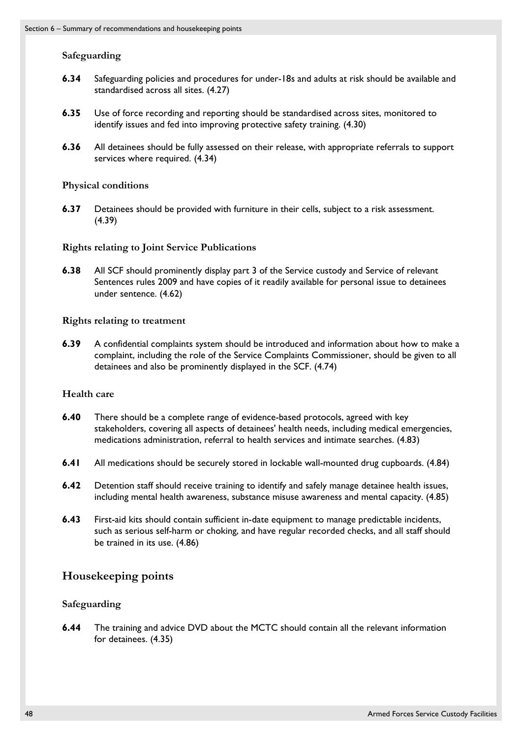### Safeguarding

**6.34** Safeguarding policies and procedures for under-18s and adults at risk should be available and standardised across all sites. (4.27)

**6.35** Use of force recording and reporting should be standardised across sites, monitored to identify issues and fed into improving protective safety training. (4.30)

**6.36** All detainees should be fully assessed on their release, with appropriate referrals to support services where required. (4.34)

### Physical conditions

**6.37** Detainees should be provided with furniture in their cells, subject to a risk assessment. (4.39)

### Rights relating to Joint Service Publications

**6.38** All SCF should prominently display part 3 of the Service custody and Service of relevant Sentences rules 2009 and have copies of it readily available for personal issue to detainees under sentence. (4.62)

### Rights relating to treatment

**6.39** A confidential complaints system should be introduced and information about how to make a complaint, including the role of the Service Complaints Commissioner, should be given to all detainees and also be prominently displayed in the SCF. (4.74)

### Health care

**6.40** There should be a complete range of evidence-based protocols, agreed with key stakeholders, covering all aspects of detainees' health needs, including medical emergencies, medications administration, referral to health services and intimate searches. (4.83)

**6.41** All medications should be securely stored in lockable wall-mounted drug cupboards. (4.84)

**6.42** Detention staff should receive training to identify and safely manage detainee health issues, including mental health awareness, substance misuse awareness and mental capacity. (4.85)

**6.43** First-aid kits should contain sufficient in-date equipment to manage predictable incidents, such as serious self-harm or choking, and have regular recorded checks, and all staff should be trained in its use. (4.86)

## Housekeeping points

### Safeguarding

**6.44** The training and advice DVD about the MCTC should contain all the relevant information for detainees. (4.35)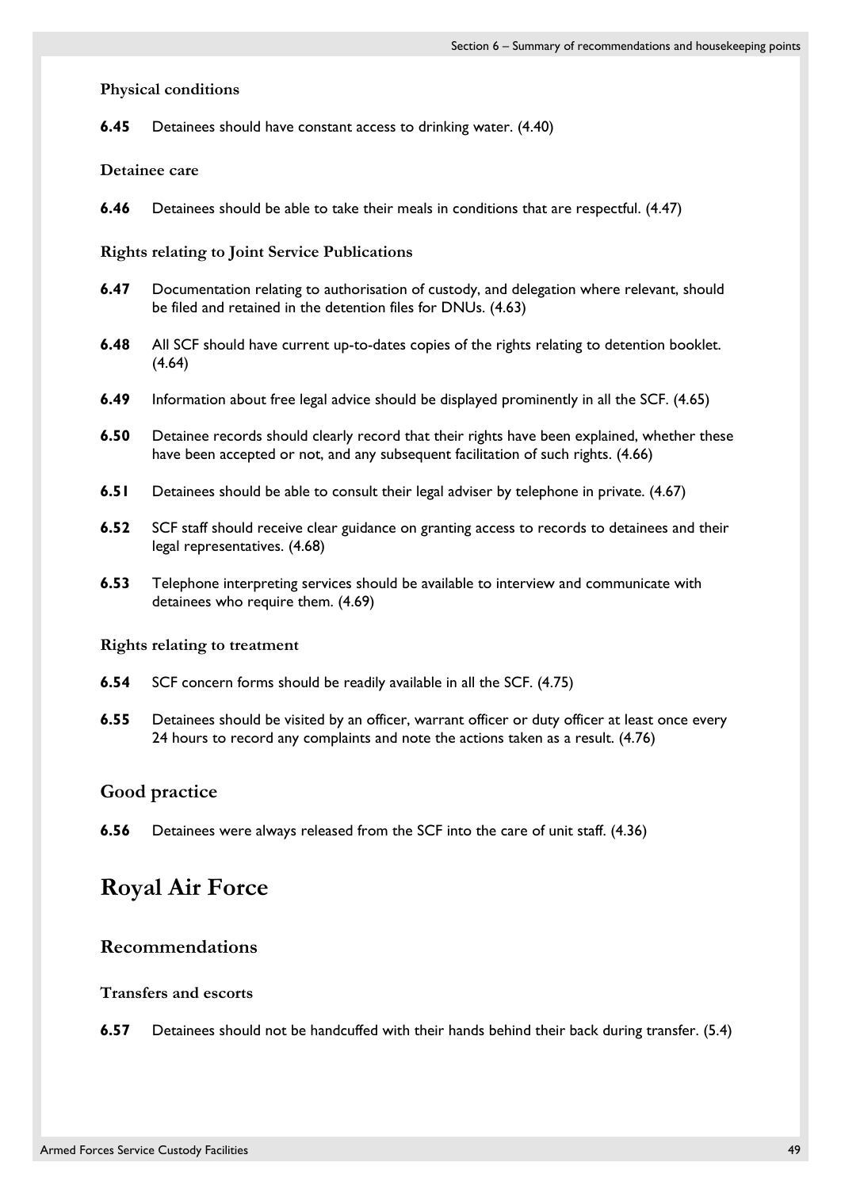**Physical conditions**

**6.45** Detainees should have constant access to drinking water. (4.40)

**Detainee care**

**6.46** Detainees should be able to take their meals in conditions that are respectful. (4.47)

**Rights relating to Joint Service Publications**

**6.47** Documentation relating to authorisation of custody, and delegation where relevant, should be filed and retained in the detention files for DNUs. (4.63)

**6.48** All SCF should have current up-to-dates copies of the rights relating to detention booklet. (4.64)

**6.49** Information about free legal advice should be displayed prominently in all the SCF. (4.65)

**6.50** Detainee records should clearly record that their rights have been explained, whether these have been accepted or not, and any subsequent facilitation of such rights. (4.66)

**6.51** Detainees should be able to consult their legal adviser by telephone in private. (4.67)

**6.52** SCF staff should receive clear guidance on granting access to records to detainees and their legal representatives. (4.68)

**6.53** Telephone interpreting services should be available to interview and communicate with detainees who require them. (4.69)

**Rights relating to treatment**

**6.54** SCF concern forms should be readily available in all the SCF. (4.75)

**6.55** Detainees should be visited by an officer, warrant officer or duty officer at least once every 24 hours to record any complaints and note the actions taken as a result. (4.76)

## Good practice

**6.56** Detainees were always released from the SCF into the care of unit staff. (4.36)

# Royal Air Force

## Recommendations

**Transfers and escorts**

**6.57** Detainees should not be handcuffed with their hands behind their back during transfer. (5.4)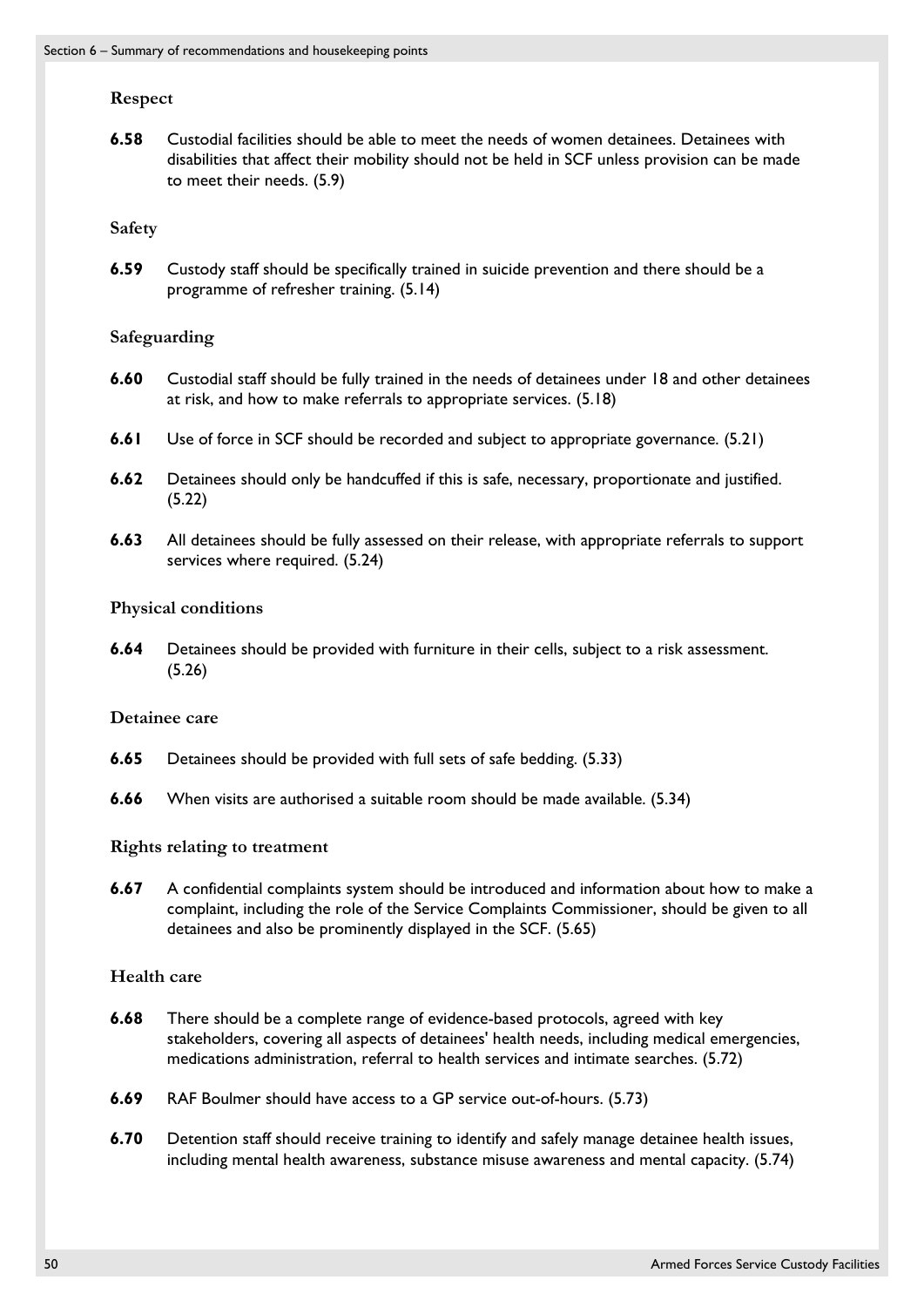### Respect

**6.58** Custodial facilities should be able to meet the needs of women detainees. Detainees with disabilities that affect their mobility should not be held in SCF unless provision can be made to meet their needs. (5.9)

### Safety

**6.59** Custody staff should be specifically trained in suicide prevention and there should be a programme of refresher training. (5.14)

### Safeguarding

**6.60** Custodial staff should be fully trained in the needs of detainees under 18 and other detainees at risk, and how to make referrals to appropriate services. (5.18)

**6.61** Use of force in SCF should be recorded and subject to appropriate governance. (5.21)

**6.62** Detainees should only be handcuffed if this is safe, necessary, proportionate and justified. (5.22)

**6.63** All detainees should be fully assessed on their release, with appropriate referrals to support services where required. (5.24)

### Physical conditions

**6.64** Detainees should be provided with furniture in their cells, subject to a risk assessment. (5.26)

### Detainee care

**6.65** Detainees should be provided with full sets of safe bedding. (5.33)

**6.66** When visits are authorised a suitable room should be made available. (5.34)

### Rights relating to treatment

**6.67** A confidential complaints system should be introduced and information about how to make a complaint, including the role of the Service Complaints Commissioner, should be given to all detainees and also be prominently displayed in the SCF. (5.65)

### Health care

**6.68** There should be a complete range of evidence-based protocols, agreed with key stakeholders, covering all aspects of detainees' health needs, including medical emergencies, medications administration, referral to health services and intimate searches. (5.72)

**6.69** RAF Boulmer should have access to a GP service out-of-hours. (5.73)

**6.70** Detention staff should receive training to identify and safely manage detainee health issues, including mental health awareness, substance misuse awareness and mental capacity. (5.74)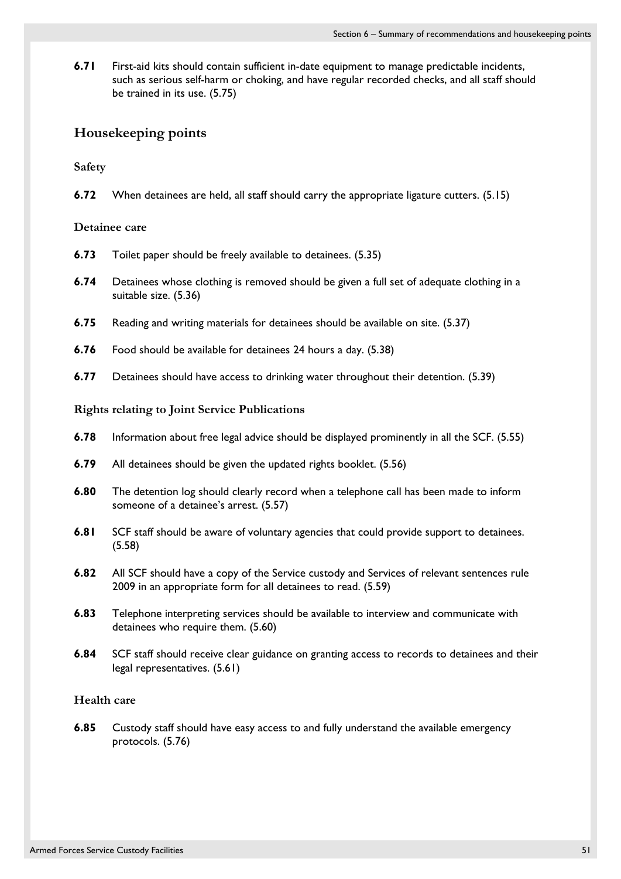**6.71** First-aid kits should contain sufficient in-date equipment to manage predictable incidents, such as serious self-harm or choking, and have regular recorded checks, and all staff should be trained in its use. (5.75)

## Housekeeping points

### Safety

**6.72** When detainees are held, all staff should carry the appropriate ligature cutters. (5.15)

### Detainee care

**6.73** Toilet paper should be freely available to detainees. (5.35)

**6.74** Detainees whose clothing is removed should be given a full set of adequate clothing in a suitable size. (5.36)

**6.75** Reading and writing materials for detainees should be available on site. (5.37)

**6.76** Food should be available for detainees 24 hours a day. (5.38)

**6.77** Detainees should have access to drinking water throughout their detention. (5.39)

### Rights relating to Joint Service Publications

**6.78** Information about free legal advice should be displayed prominently in all the SCF. (5.55)

**6.79** All detainees should be given the updated rights booklet. (5.56)

**6.80** The detention log should clearly record when a telephone call has been made to inform someone of a detainee's arrest. (5.57)

**6.81** SCF staff should be aware of voluntary agencies that could provide support to detainees. (5.58)

**6.82** All SCF should have a copy of the Service custody and Services of relevant sentences rule 2009 in an appropriate form for all detainees to read. (5.59)

**6.83** Telephone interpreting services should be available to interview and communicate with detainees who require them. (5.60)

**6.84** SCF staff should receive clear guidance on granting access to records to detainees and their legal representatives. (5.61)

### Health care

**6.85** Custody staff should have easy access to and fully understand the available emergency protocols. (5.76)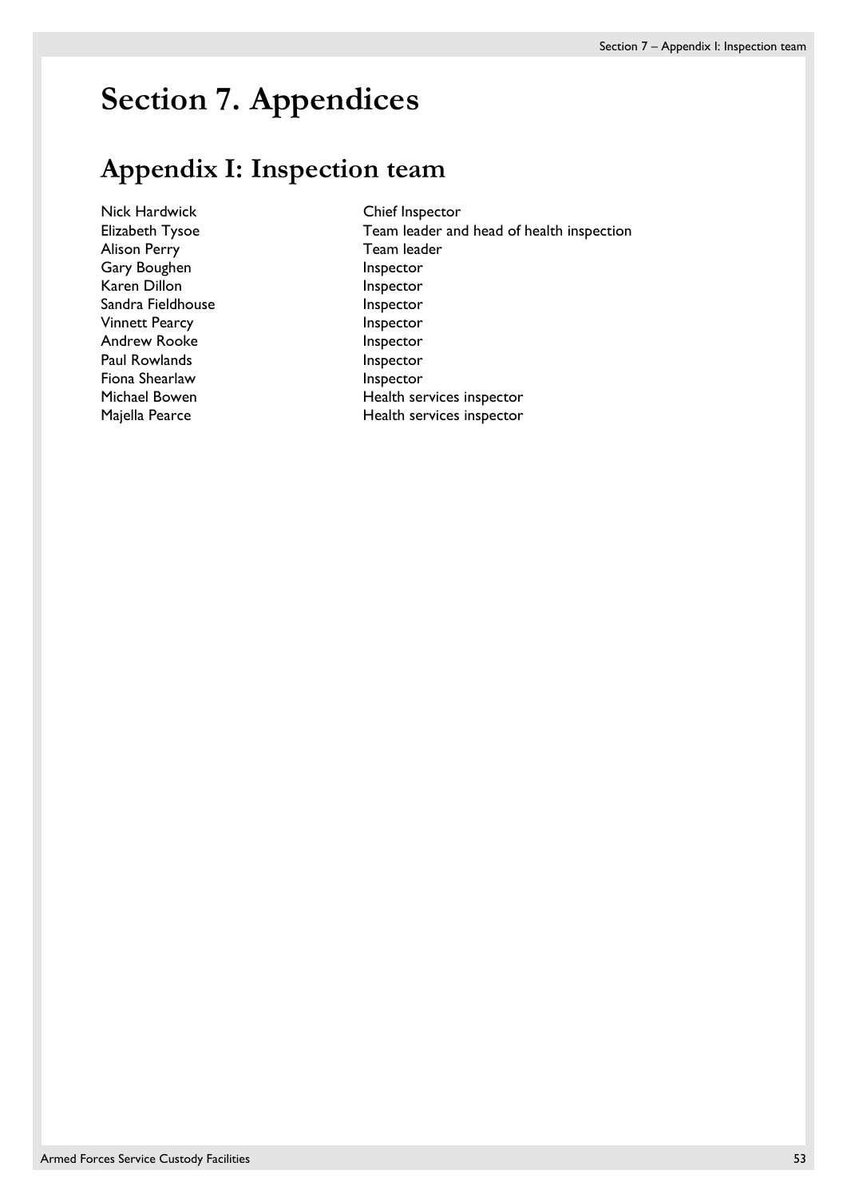# Section 7. Appendices

## Appendix I: Inspection team

| | |
|---|---|
| Nick Hardwick | Chief Inspector |
| Elizabeth Tysoe | Team leader and head of health inspection |
| Alison Perry | Team leader |
| Gary Boughen | Inspector |
| Karen Dillon | Inspector |
| Sandra Fieldhouse | Inspector |
| Vinnett Pearcy | Inspector |
| Andrew Rooke | Inspector |
| Paul Rowlands | Inspector |
| Fiona Shearlaw | Inspector |
| Michael Bowen | Health services inspector |
| Majella Pearce | Health services inspector |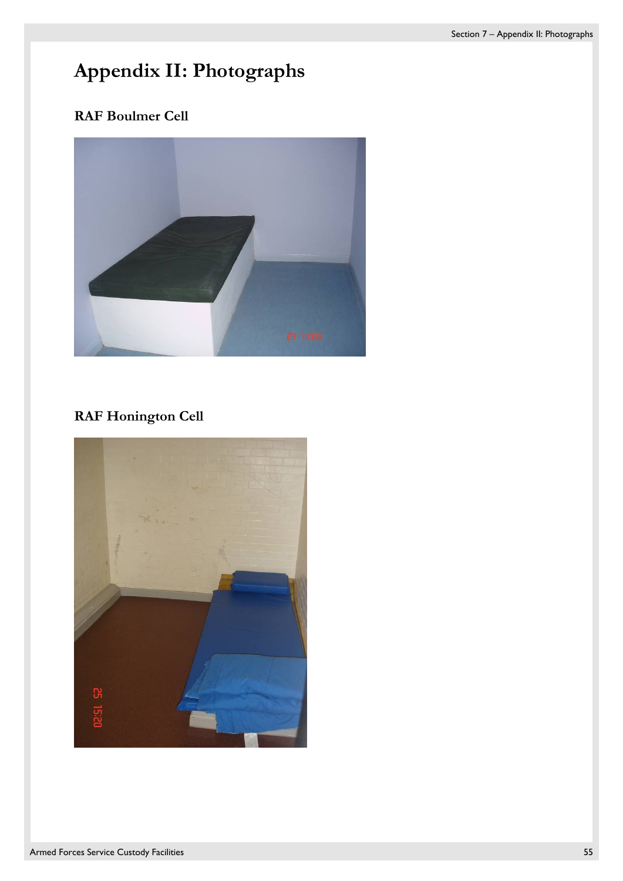# Appendix II: Photographs

## RAF Boulmer Cell

## RAF Honington Cell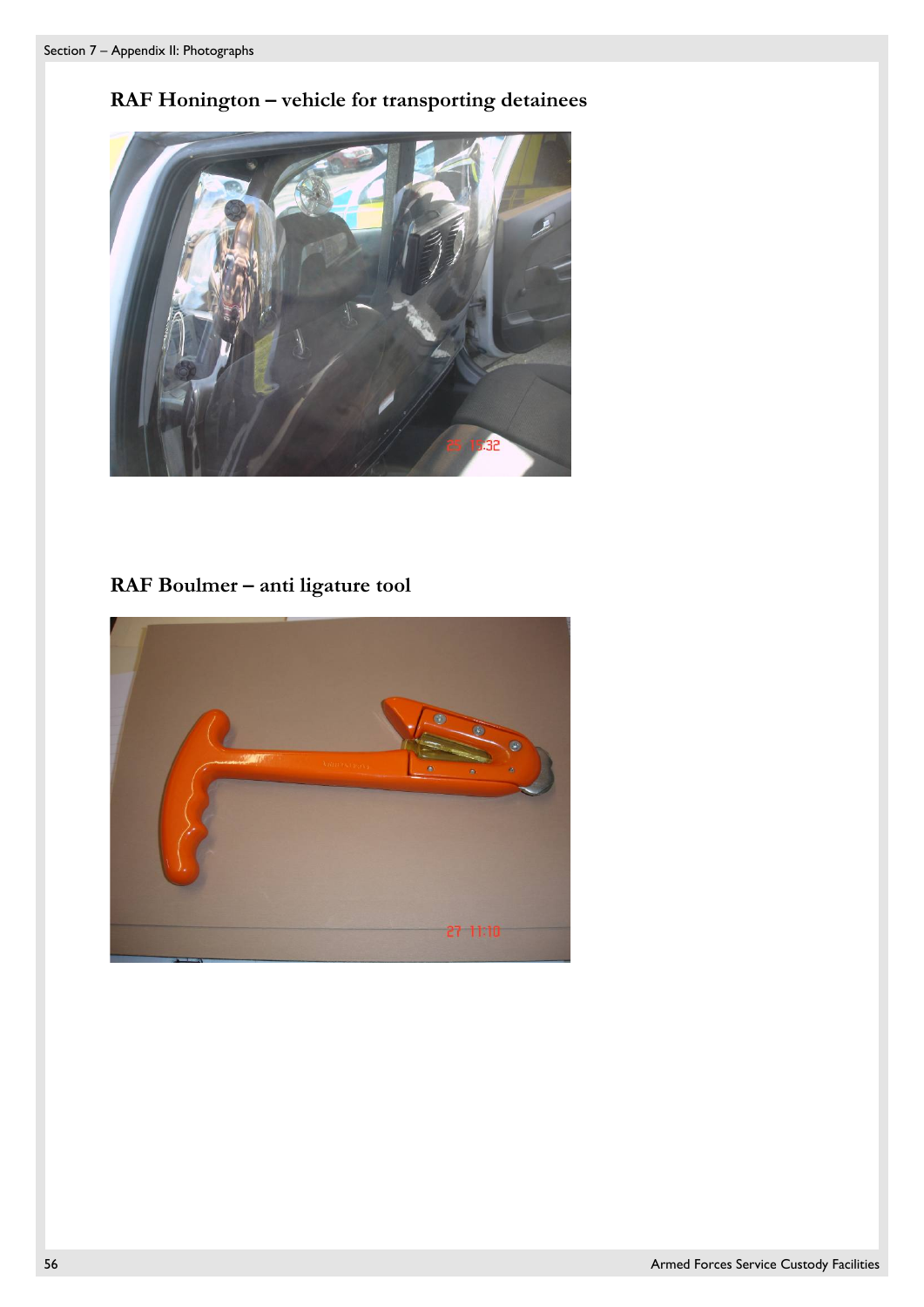## RAF Honington – vehicle for transporting detainees

## RAF Boulmer – anti ligature tool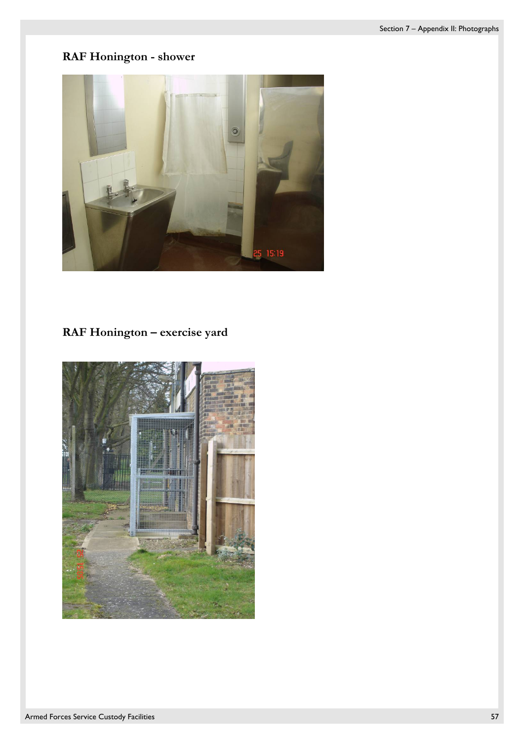## RAF Honington - shower

## RAF Honington – exercise yard